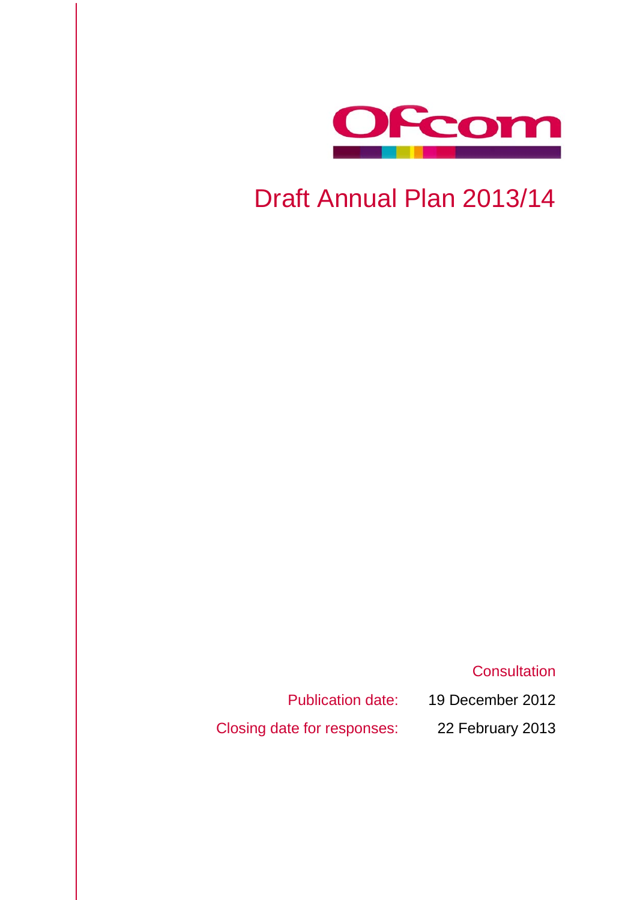Ofcom

# Draft Annual Plan 2013/14

Consultation

Publication date: 19 December 2012

Closing date for responses: 22 February 2013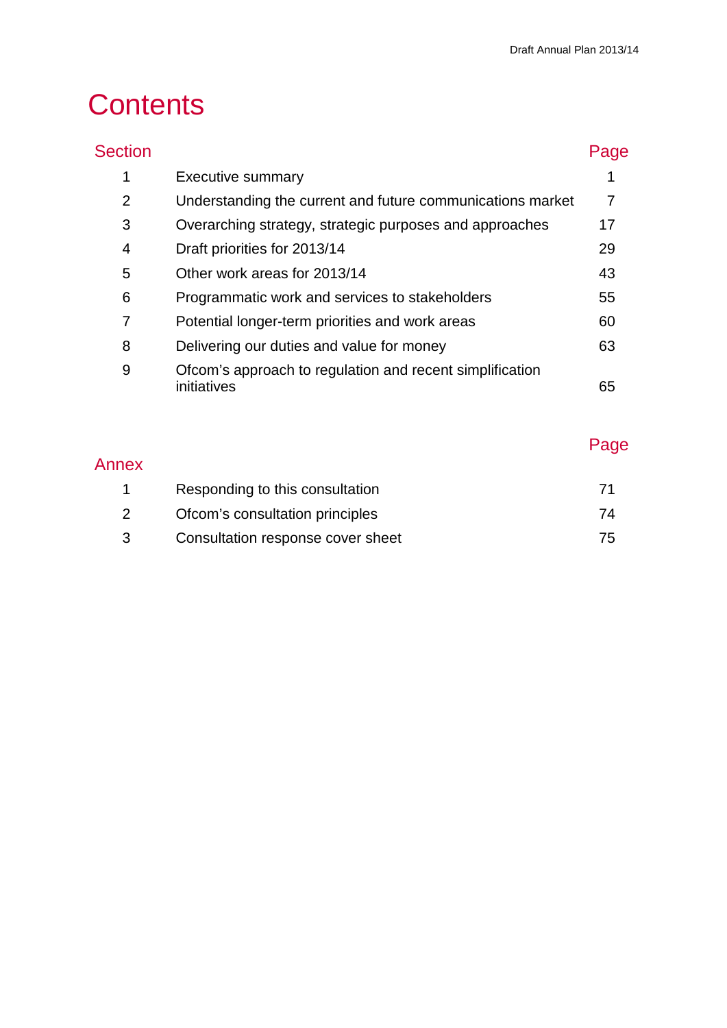# Contents

| Section | | Page |
| --- | --- | --- |
| 1 | Executive summary | 1 |
| 2 | Understanding the current and future communications market | 7 |
| 3 | Overarching strategy, strategic purposes and approaches | 17 |
| 4 | Draft priorities for 2013/14 | 29 |
| 5 | Other work areas for 2013/14 | 43 |
| 6 | Programmatic work and services to stakeholders | 55 |
| 7 | Potential longer-term priorities and work areas | 60 |
| 8 | Delivering our duties and value for money | 63 |
| 9 | Ofcom's approach to regulation and recent simplification initiatives | 65 |

| Annex | | Page |
| --- | --- | --- |
| 1 | Responding to this consultation | 71 |
| 2 | Ofcom's consultation principles | 74 |
| 3 | Consultation response cover sheet | 75 |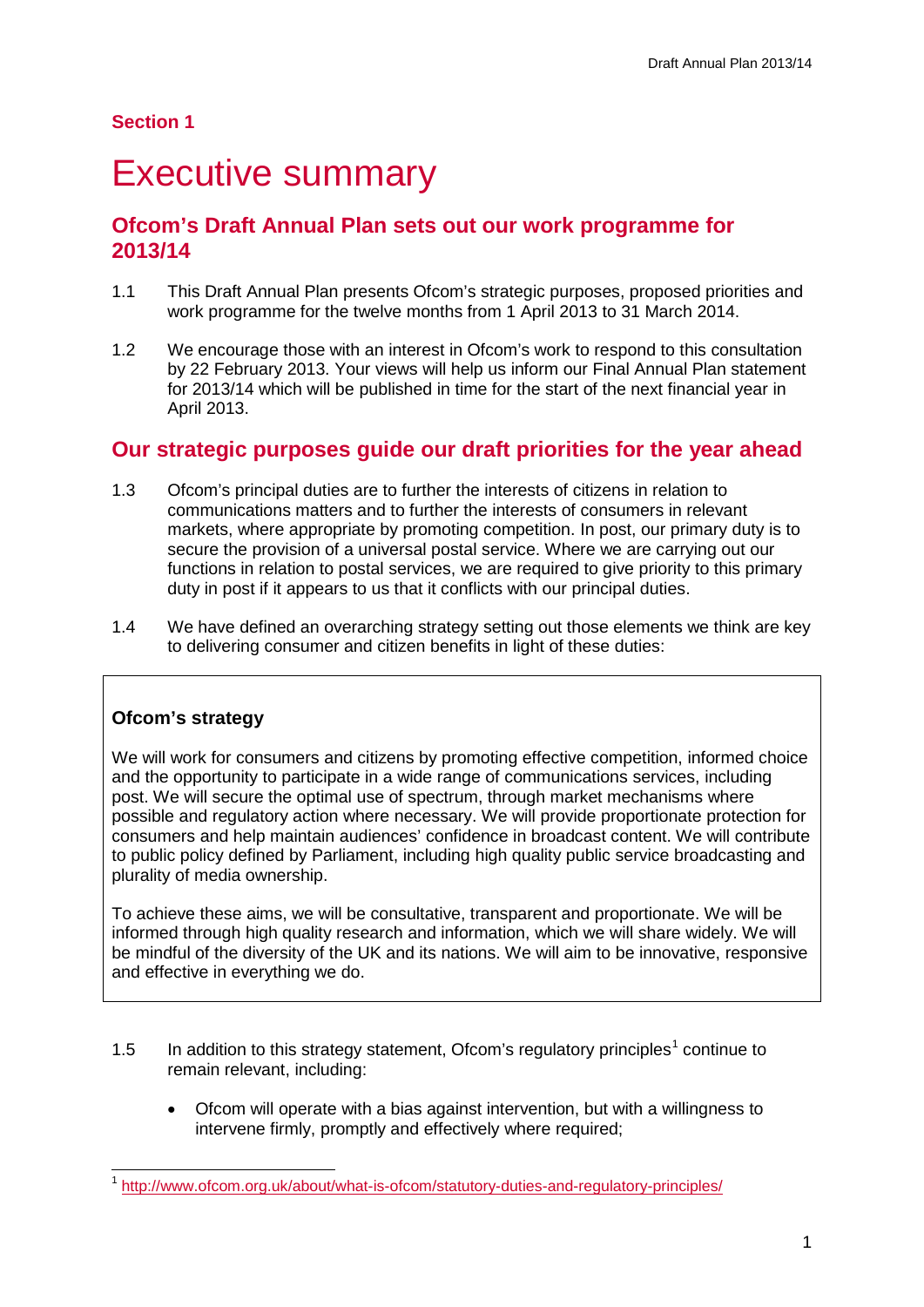## Section 1

# Executive summary

## Ofcom's Draft Annual Plan sets out our work programme for 2013/14

1.1 This Draft Annual Plan presents Ofcom's strategic purposes, proposed priorities and work programme for the twelve months from 1 April 2013 to 31 March 2014.

1.2 We encourage those with an interest in Ofcom's work to respond to this consultation by 22 February 2013. Your views will help us inform our Final Annual Plan statement for 2013/14 which will be published in time for the start of the next financial year in April 2013.

## Our strategic purposes guide our draft priorities for the year ahead

1.3 Ofcom's principal duties are to further the interests of citizens in relation to communications matters and to further the interests of consumers in relevant markets, where appropriate by promoting competition. In post, our primary duty is to secure the provision of a universal postal service. Where we are carrying out our functions in relation to postal services, we are required to give priority to this primary duty in post if it appears to us that it conflicts with our principal duties.

1.4 We have defined an overarching strategy setting out those elements we think are key to delivering consumer and citizen benefits in light of these duties:

> **Ofcom's strategy**
>
> We will work for consumers and citizens by promoting effective competition, informed choice and the opportunity to participate in a wide range of communications services, including post. We will secure the optimal use of spectrum, through market mechanisms where possible and regulatory action where necessary. We will provide proportionate protection for consumers and help maintain audiences' confidence in broadcast content. We will contribute to public policy defined by Parliament, including high quality public service broadcasting and plurality of media ownership.
>
> To achieve these aims, we will be consultative, transparent and proportionate. We will be informed through high quality research and information, which we will share widely. We will be mindful of the diversity of the UK and its nations. We will aim to be innovative, responsive and effective in everything we do.

1.5 In addition to this strategy statement, Ofcom's regulatory principles[1] continue to remain relevant, including:

- Ofcom will operate with a bias against intervention, but with a willingness to intervene firmly, promptly and effectively where required;

[1] http://www.ofcom.org.uk/about/what-is-ofcom/statutory-duties-and-regulatory-principles/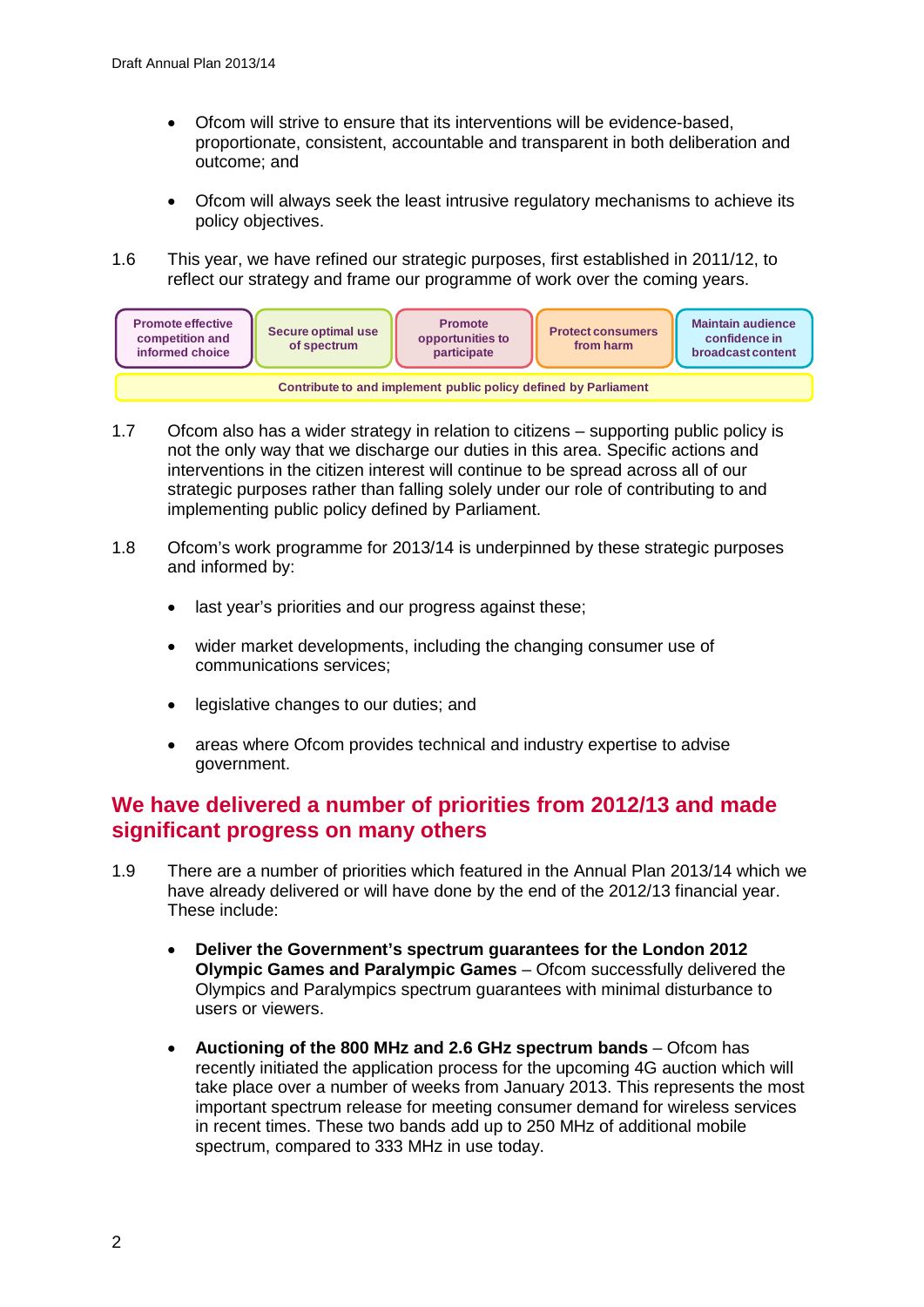- Ofcom will strive to ensure that its interventions will be evidence-based, proportionate, consistent, accountable and transparent in both deliberation and outcome; and

- Ofcom will always seek the least intrusive regulatory mechanisms to achieve its policy objectives.

1.6 This year, we have refined our strategic purposes, first established in 2011/12, to reflect our strategy and frame our programme of work over the coming years.

| Promote effective competition and informed choice | Secure optimal use of spectrum | Promote opportunities to participate | Protect consumers from harm | Maintain audience confidence in broadcast content |
|---|---|---|---|---|
| Contribute to and implement public policy defined by Parliament | | | | |

1.7 Ofcom also has a wider strategy in relation to citizens – supporting public policy is not the only way that we discharge our duties in this area. Specific actions and interventions in the citizen interest will continue to be spread across all of our strategic purposes rather than falling solely under our role of contributing to and implementing public policy defined by Parliament.

1.8 Ofcom's work programme for 2013/14 is underpinned by these strategic purposes and informed by:

- last year's priorities and our progress against these;

- wider market developments, including the changing consumer use of communications services;

- legislative changes to our duties; and

- areas where Ofcom provides technical and industry expertise to advise government.

## We have delivered a number of priorities from 2012/13 and made significant progress on many others

1.9 There are a number of priorities which featured in the Annual Plan 2013/14 which we have already delivered or will have done by the end of the 2012/13 financial year. These include:

- **Deliver the Government's spectrum guarantees for the London 2012 Olympic Games and Paralympic Games** – Ofcom successfully delivered the Olympics and Paralympics spectrum guarantees with minimal disturbance to users or viewers.

- **Auctioning of the 800 MHz and 2.6 GHz spectrum bands** – Ofcom has recently initiated the application process for the upcoming 4G auction which will take place over a number of weeks from January 2013. This represents the most important spectrum release for meeting consumer demand for wireless services in recent times. These two bands add up to 250 MHz of additional mobile spectrum, compared to 333 MHz in use today.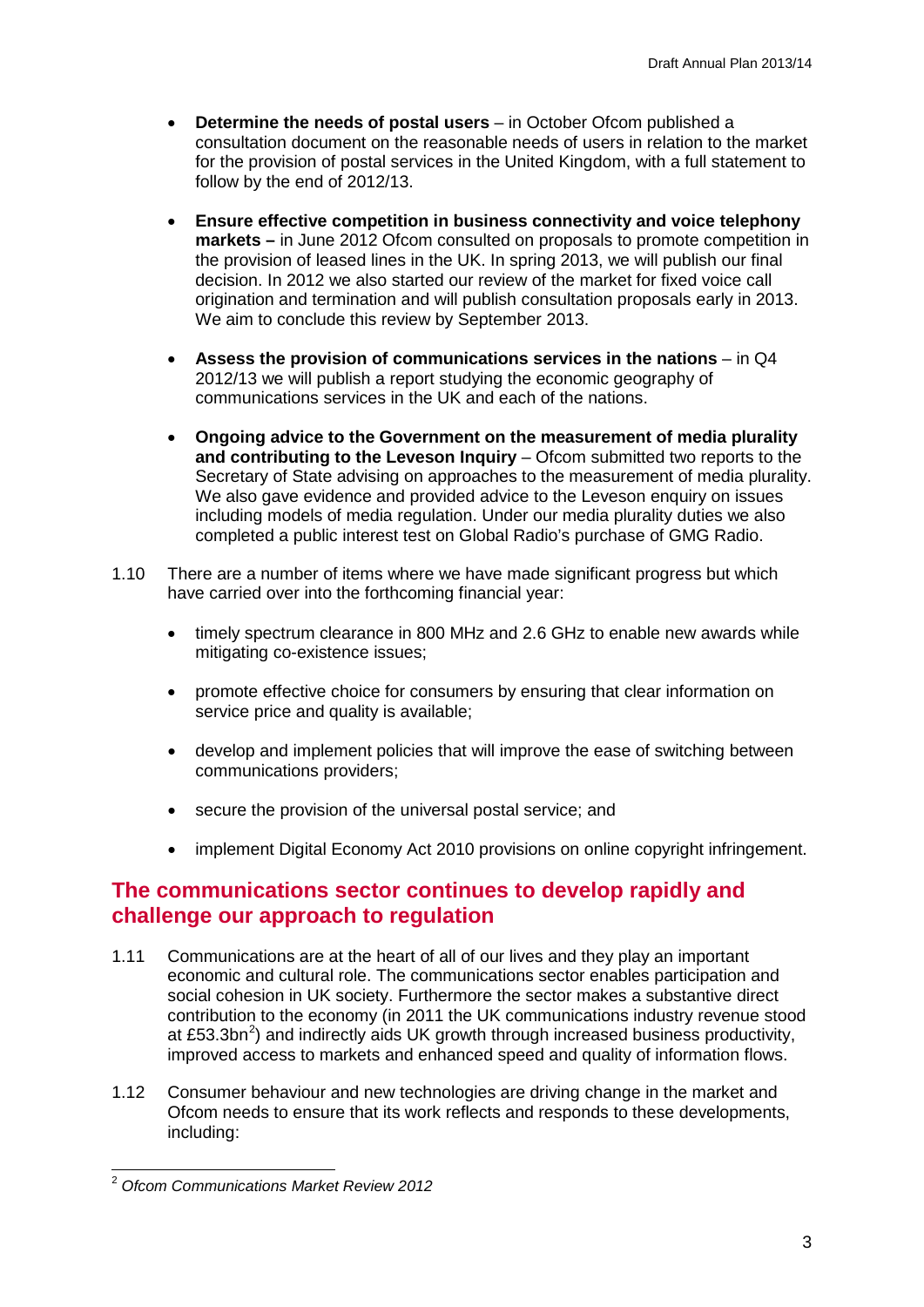- **Determine the needs of postal users** – in October Ofcom published a consultation document on the reasonable needs of users in relation to the market for the provision of postal services in the United Kingdom, with a full statement to follow by the end of 2012/13.

- **Ensure effective competition in business connectivity and voice telephony markets –** in June 2012 Ofcom consulted on proposals to promote competition in the provision of leased lines in the UK. In spring 2013, we will publish our final decision. In 2012 we also started our review of the market for fixed voice call origination and termination and will publish consultation proposals early in 2013. We aim to conclude this review by September 2013.

- **Assess the provision of communications services in the nations** – in Q4 2012/13 we will publish a report studying the economic geography of communications services in the UK and each of the nations.

- **Ongoing advice to the Government on the measurement of media plurality and contributing to the Leveson Inquiry** – Ofcom submitted two reports to the Secretary of State advising on approaches to the measurement of media plurality. We also gave evidence and provided advice to the Leveson enquiry on issues including models of media regulation. Under our media plurality duties we also completed a public interest test on Global Radio's purchase of GMG Radio.

1.10 There are a number of items where we have made significant progress but which have carried over into the forthcoming financial year:

- timely spectrum clearance in 800 MHz and 2.6 GHz to enable new awards while mitigating co-existence issues;

- promote effective choice for consumers by ensuring that clear information on service price and quality is available;

- develop and implement policies that will improve the ease of switching between communications providers;

- secure the provision of the universal postal service; and

- implement Digital Economy Act 2010 provisions on online copyright infringement.

## The communications sector continues to develop rapidly and challenge our approach to regulation

1.11 Communications are at the heart of all of our lives and they play an important economic and cultural role. The communications sector enables participation and social cohesion in UK society. Furthermore the sector makes a substantive direct contribution to the economy (in 2011 the UK communications industry revenue stood at £53.3bn[2]) and indirectly aids UK growth through increased business productivity, improved access to markets and enhanced speed and quality of information flows.

1.12 Consumer behaviour and new technologies are driving change in the market and Ofcom needs to ensure that its work reflects and responds to these developments, including:

[2] *Ofcom Communications Market Review 2012*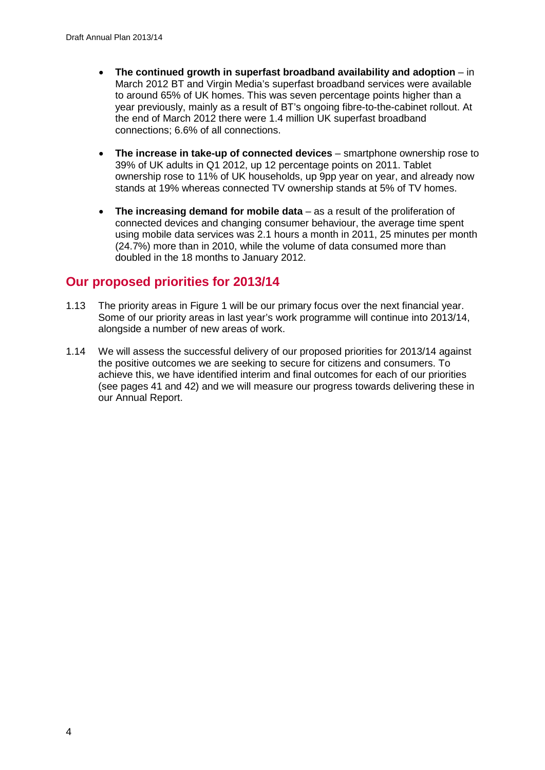- **The continued growth in superfast broadband availability and adoption** – in March 2012 BT and Virgin Media's superfast broadband services were available to around 65% of UK homes. This was seven percentage points higher than a year previously, mainly as a result of BT's ongoing fibre-to-the-cabinet rollout. At the end of March 2012 there were 1.4 million UK superfast broadband connections; 6.6% of all connections.

- **The increase in take-up of connected devices** – smartphone ownership rose to 39% of UK adults in Q1 2012, up 12 percentage points on 2011. Tablet ownership rose to 11% of UK households, up 9pp year on year, and already now stands at 19% whereas connected TV ownership stands at 5% of TV homes.

- **The increasing demand for mobile data** – as a result of the proliferation of connected devices and changing consumer behaviour, the average time spent using mobile data services was 2.1 hours a month in 2011, 25 minutes per month (24.7%) more than in 2010, while the volume of data consumed more than doubled in the 18 months to January 2012.

## Our proposed priorities for 2013/14

1.13 The priority areas in Figure 1 will be our primary focus over the next financial year. Some of our priority areas in last year's work programme will continue into 2013/14, alongside a number of new areas of work.

1.14 We will assess the successful delivery of our proposed priorities for 2013/14 against the positive outcomes we are seeking to secure for citizens and consumers. To achieve this, we have identified interim and final outcomes for each of our priorities (see pages 41 and 42) and we will measure our progress towards delivering these in our Annual Report.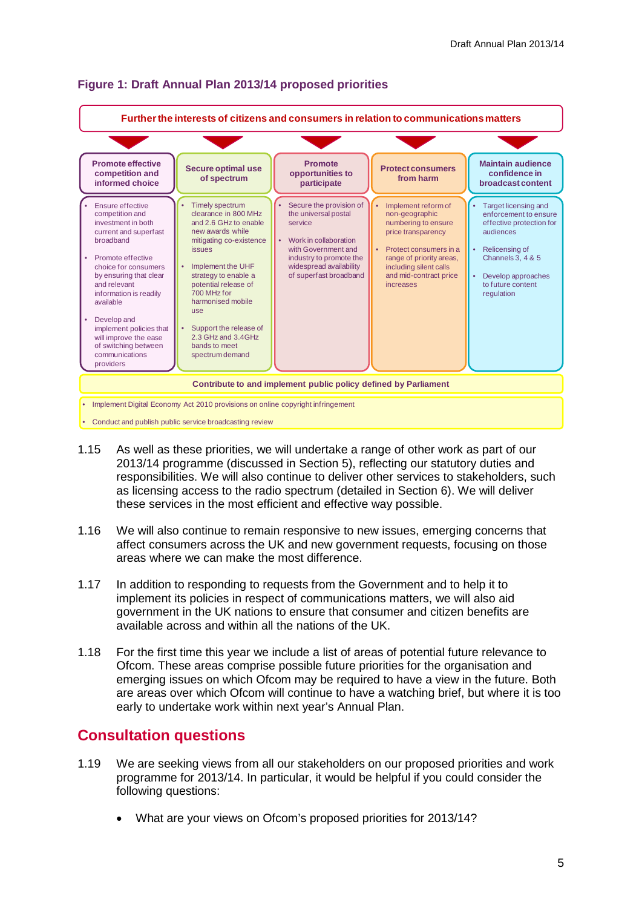**Figure 1: Draft Annual Plan 2013/14 proposed priorities**

**Further the interests of citizens and consumers in relation to communications matters**

| Promote effective competition and informed choice | Secure optimal use of spectrum | Promote opportunities to participate | Protect consumers from harm | Maintain audience confidence in broadcast content |
|---|---|---|---|---|
| • Ensure effective competition and investment in both current and superfast broadband<br>• Promote effective choice for consumers by ensuring that clear and relevant information is readily available<br>• Develop and implement policies that will improve the ease of switching between communications providers | • Timely spectrum clearance in 800 MHz and 2.6 GHz to enable new awards while mitigating co-existence issues<br>• Implement the UHF strategy to enable a potential release of 700 MHz for harmonised mobile use<br>• Support the release of 2.3 GHz and 3.4GHz bands to meet spectrum demand | • Secure the provision of the universal postal service<br>• Work in collaboration with Government and industry to promote the widespread availability of superfast broadband | • Implement reform of non-geographic numbering to ensure price transparency<br>• Protect consumers in a range of priority areas, including silent calls and mid-contract price increases | • Target licensing and enforcement to ensure effective protection for audiences<br>• Relicensing of Channels 3, 4 & 5<br>• Develop approaches to future content regulation |

**Contribute to and implement public policy defined by Parliament**

- Implement Digital Economy Act 2010 provisions on online copyright infringement
- Conduct and publish public service broadcasting review

1.15 As well as these priorities, we will undertake a range of other work as part of our 2013/14 programme (discussed in Section 5), reflecting our statutory duties and responsibilities. We will also continue to deliver other services to stakeholders, such as licensing access to the radio spectrum (detailed in Section 6). We will deliver these services in the most efficient and effective way possible.

1.16 We will also continue to remain responsive to new issues, emerging concerns that affect consumers across the UK and new government requests, focusing on those areas where we can make the most difference.

1.17 In addition to responding to requests from the Government and to help it to implement its policies in respect of communications matters, we will also aid government in the UK nations to ensure that consumer and citizen benefits are available across and within all the nations of the UK.

1.18 For the first time this year we include a list of areas of potential future relevance to Ofcom. These areas comprise possible future priorities for the organisation and emerging issues on which Ofcom may be required to have a view in the future. Both are areas over which Ofcom will continue to have a watching brief, but where it is too early to undertake work within next year's Annual Plan.

## Consultation questions

1.19 We are seeking views from all our stakeholders on our proposed priorities and work programme for 2013/14. In particular, it would be helpful if you could consider the following questions:

- What are your views on Ofcom's proposed priorities for 2013/14?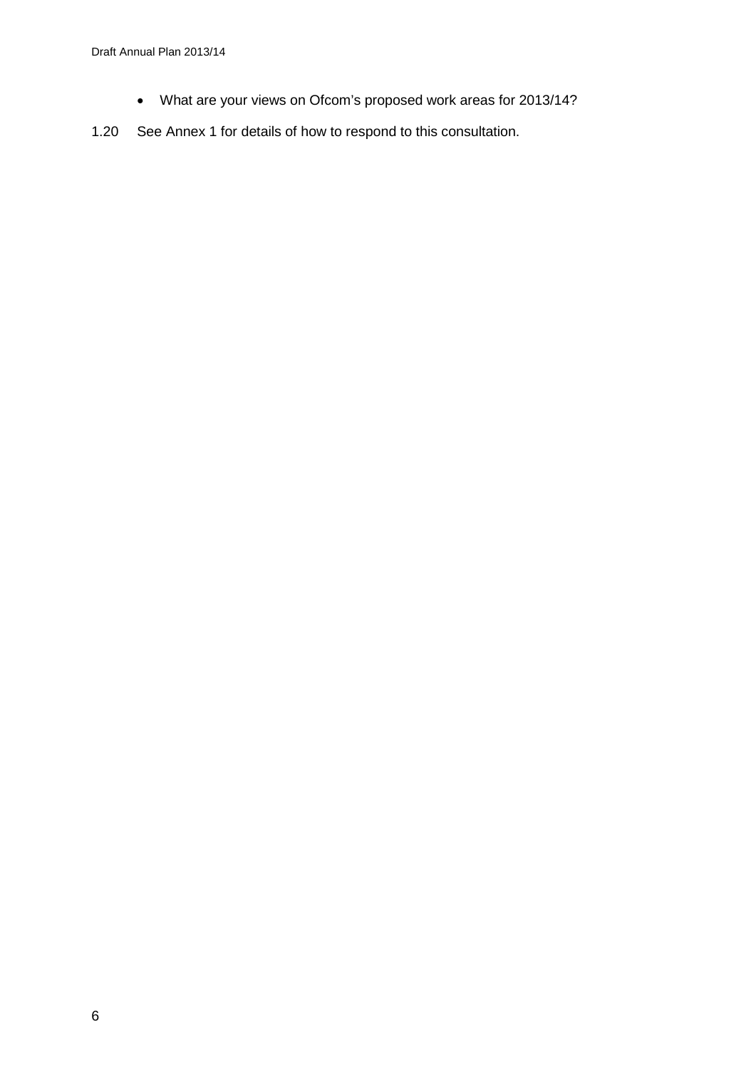- What are your views on Ofcom's proposed work areas for 2013/14?

1.20 See Annex 1 for details of how to respond to this consultation.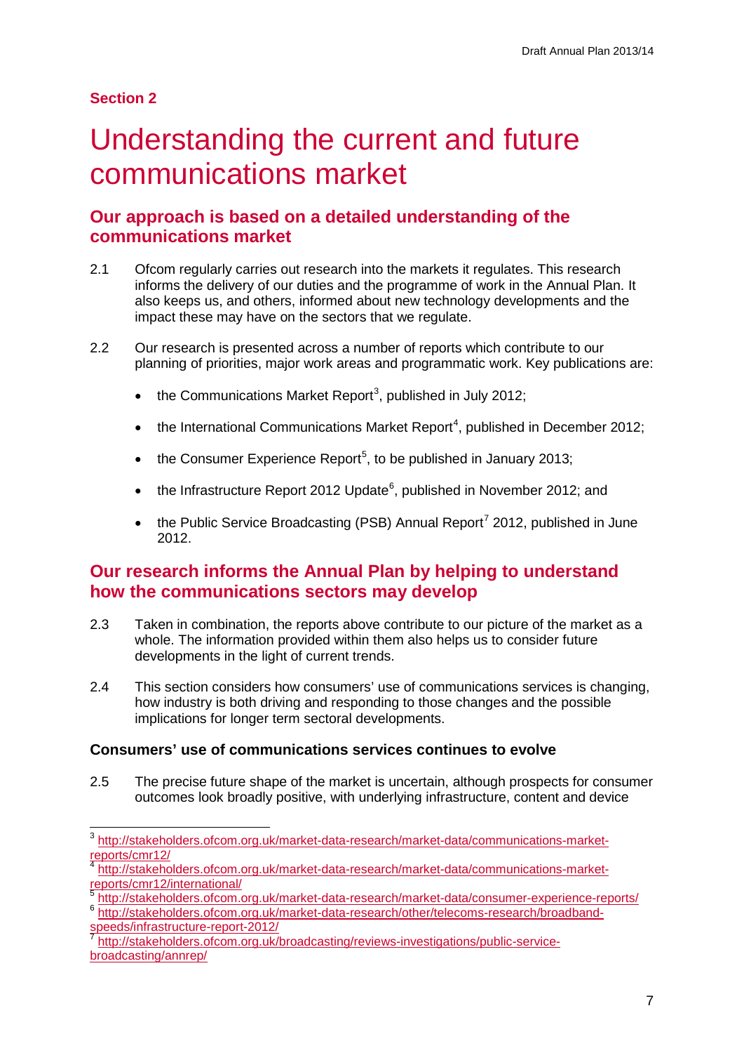**Section 2**

# Understanding the current and future communications market

## Our approach is based on a detailed understanding of the communications market

2.1 Ofcom regularly carries out research into the markets it regulates. This research informs the delivery of our duties and the programme of work in the Annual Plan. It also keeps us, and others, informed about new technology developments and the impact these may have on the sectors that we regulate.

2.2 Our research is presented across a number of reports which contribute to our planning of priorities, major work areas and programmatic work. Key publications are:

- the Communications Market Report[3], published in July 2012;
- the International Communications Market Report[4], published in December 2012;
- the Consumer Experience Report[5], to be published in January 2013;
- the Infrastructure Report 2012 Update[6], published in November 2012; and
- the Public Service Broadcasting (PSB) Annual Report[7] 2012, published in June 2012.

## Our research informs the Annual Plan by helping to understand how the communications sectors may develop

2.3 Taken in combination, the reports above contribute to our picture of the market as a whole. The information provided within them also helps us to consider future developments in the light of current trends.

2.4 This section considers how consumers' use of communications services is changing, how industry is both driving and responding to those changes and the possible implications for longer term sectoral developments.

### Consumers' use of communications services continues to evolve

2.5 The precise future shape of the market is uncertain, although prospects for consumer outcomes look broadly positive, with underlying infrastructure, content and device

---

[3] http://stakeholders.ofcom.org.uk/market-data-research/market-data/communications-market-reports/cmr12/

[4] http://stakeholders.ofcom.org.uk/market-data-research/market-data/communications-market-reports/cmr12/international/

[5] http://stakeholders.ofcom.org.uk/market-data-research/market-data/consumer-experience-reports/

[6] http://stakeholders.ofcom.org.uk/market-data-research/other/telecoms-research/broadband-speeds/infrastructure-report-2012/

[7] http://stakeholders.ofcom.org.uk/broadcasting/reviews-investigations/public-service-broadcasting/annrep/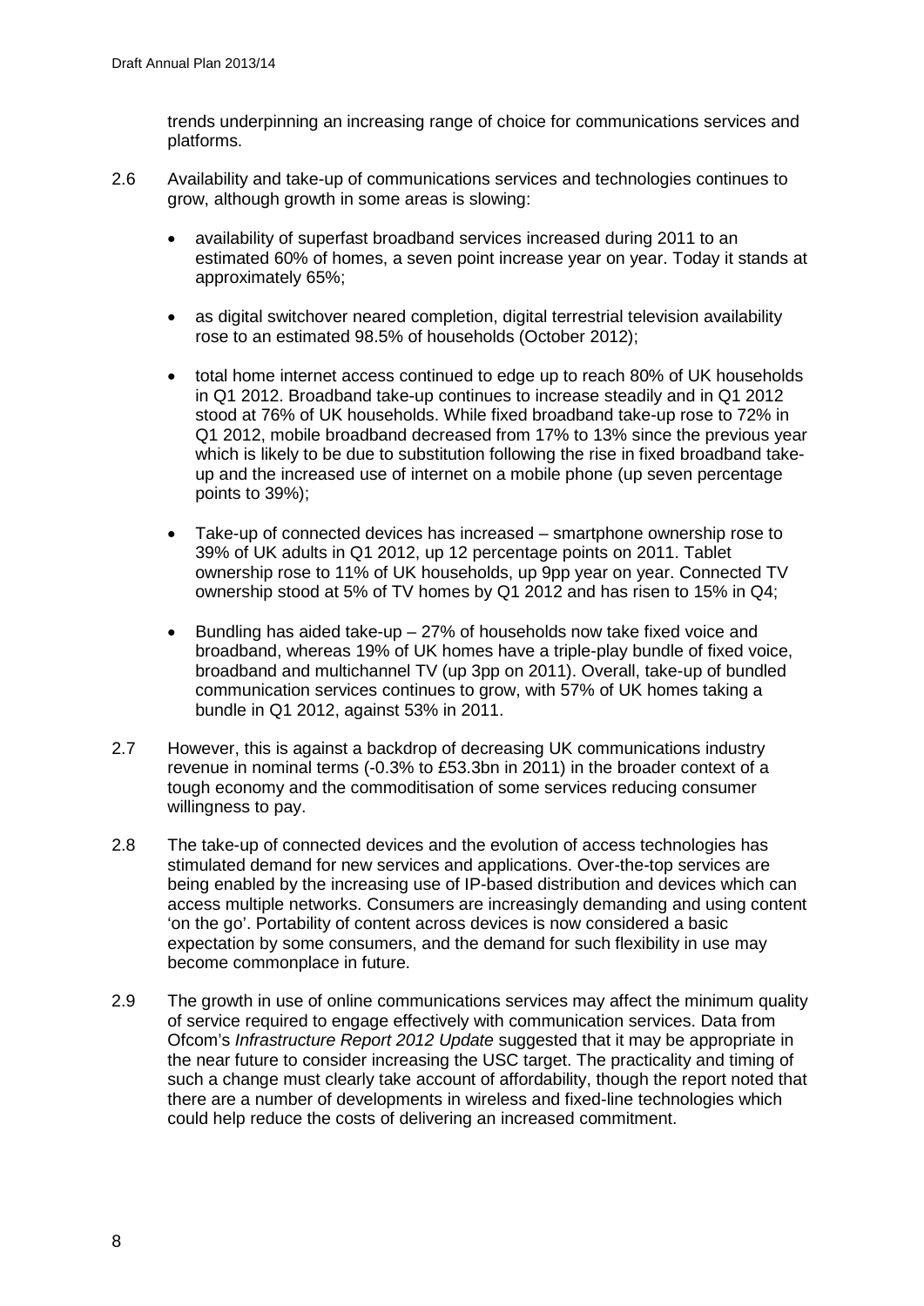trends underpinning an increasing range of choice for communications services and platforms.

2.6 Availability and take-up of communications services and technologies continues to grow, although growth in some areas is slowing:

- availability of superfast broadband services increased during 2011 to an estimated 60% of homes, a seven point increase year on year. Today it stands at approximately 65%;
- as digital switchover neared completion, digital terrestrial television availability rose to an estimated 98.5% of households (October 2012);
- total home internet access continued to edge up to reach 80% of UK households in Q1 2012. Broadband take-up continues to increase steadily and in Q1 2012 stood at 76% of UK households. While fixed broadband take-up rose to 72% in Q1 2012, mobile broadband decreased from 17% to 13% since the previous year which is likely to be due to substitution following the rise in fixed broadband take-up and the increased use of internet on a mobile phone (up seven percentage points to 39%);
- Take-up of connected devices has increased – smartphone ownership rose to 39% of UK adults in Q1 2012, up 12 percentage points on 2011. Tablet ownership rose to 11% of UK households, up 9pp year on year. Connected TV ownership stood at 5% of TV homes by Q1 2012 and has risen to 15% in Q4;
- Bundling has aided take-up – 27% of households now take fixed voice and broadband, whereas 19% of UK homes have a triple-play bundle of fixed voice, broadband and multichannel TV (up 3pp on 2011). Overall, take-up of bundled communication services continues to grow, with 57% of UK homes taking a bundle in Q1 2012, against 53% in 2011.

2.7 However, this is against a backdrop of decreasing UK communications industry revenue in nominal terms (-0.3% to £53.3bn in 2011) in the broader context of a tough economy and the commoditisation of some services reducing consumer willingness to pay.

2.8 The take-up of connected devices and the evolution of access technologies has stimulated demand for new services and applications. Over-the-top services are being enabled by the increasing use of IP-based distribution and devices which can access multiple networks. Consumers are increasingly demanding and using content 'on the go'. Portability of content across devices is now considered a basic expectation by some consumers, and the demand for such flexibility in use may become commonplace in future.

2.9 The growth in use of online communications services may affect the minimum quality of service required to engage effectively with communication services. Data from Ofcom's *Infrastructure Report 2012 Update* suggested that it may be appropriate in the near future to consider increasing the USC target. The practicality and timing of such a change must clearly take account of affordability, though the report noted that there are a number of developments in wireless and fixed-line technologies which could help reduce the costs of delivering an increased commitment.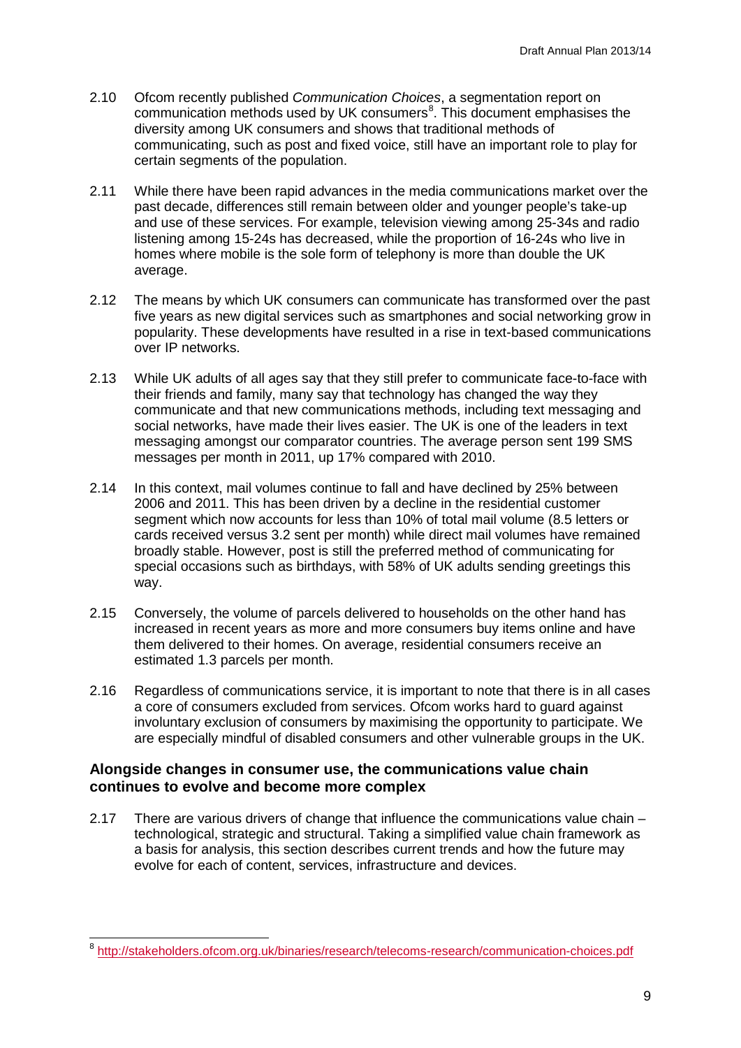2.10 Ofcom recently published *Communication Choices*, a segmentation report on communication methods used by UK consumers[8]. This document emphasises the diversity among UK consumers and shows that traditional methods of communicating, such as post and fixed voice, still have an important role to play for certain segments of the population.

2.11 While there have been rapid advances in the media communications market over the past decade, differences still remain between older and younger people's take-up and use of these services. For example, television viewing among 25-34s and radio listening among 15-24s has decreased, while the proportion of 16-24s who live in homes where mobile is the sole form of telephony is more than double the UK average.

2.12 The means by which UK consumers can communicate has transformed over the past five years as new digital services such as smartphones and social networking grow in popularity. These developments have resulted in a rise in text-based communications over IP networks.

2.13 While UK adults of all ages say that they still prefer to communicate face-to-face with their friends and family, many say that technology has changed the way they communicate and that new communications methods, including text messaging and social networks, have made their lives easier. The UK is one of the leaders in text messaging amongst our comparator countries. The average person sent 199 SMS messages per month in 2011, up 17% compared with 2010.

2.14 In this context, mail volumes continue to fall and have declined by 25% between 2006 and 2011. This has been driven by a decline in the residential customer segment which now accounts for less than 10% of total mail volume (8.5 letters or cards received versus 3.2 sent per month) while direct mail volumes have remained broadly stable. However, post is still the preferred method of communicating for special occasions such as birthdays, with 58% of UK adults sending greetings this way.

2.15 Conversely, the volume of parcels delivered to households on the other hand has increased in recent years as more and more consumers buy items online and have them delivered to their homes. On average, residential consumers receive an estimated 1.3 parcels per month.

2.16 Regardless of communications service, it is important to note that there is in all cases a core of consumers excluded from services. Ofcom works hard to guard against involuntary exclusion of consumers by maximising the opportunity to participate. We are especially mindful of disabled consumers and other vulnerable groups in the UK.

### Alongside changes in consumer use, the communications value chain continues to evolve and become more complex

2.17 There are various drivers of change that influence the communications value chain – technological, strategic and structural. Taking a simplified value chain framework as a basis for analysis, this section describes current trends and how the future may evolve for each of content, services, infrastructure and devices.

---

[8] http://stakeholders.ofcom.org.uk/binaries/research/telecoms-research/communication-choices.pdf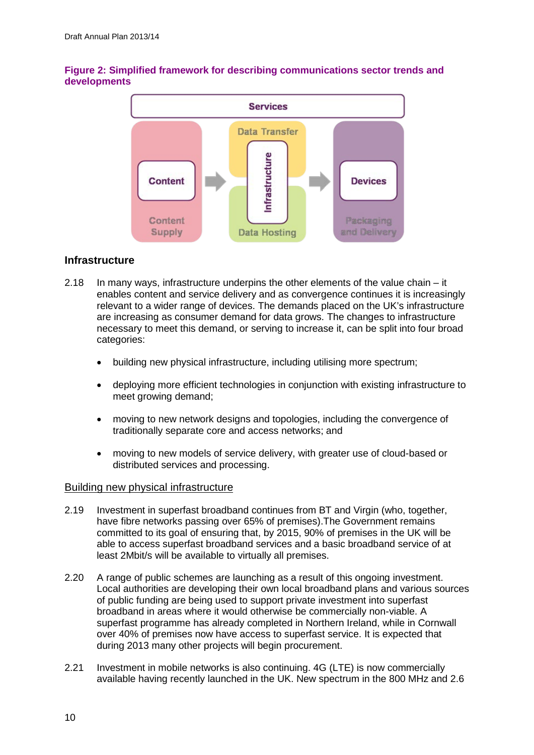**Figure 2: Simplified framework for describing communications sector trends and developments**

### Infrastructure

2.18 In many ways, infrastructure underpins the other elements of the value chain – it enables content and service delivery and as convergence continues it is increasingly relevant to a wider range of devices. The demands placed on the UK's infrastructure are increasing as consumer demand for data grows. The changes to infrastructure necessary to meet this demand, or serving to increase it, can be split into four broad categories:

- building new physical infrastructure, including utilising more spectrum;
- deploying more efficient technologies in conjunction with existing infrastructure to meet growing demand;
- moving to new network designs and topologies, including the convergence of traditionally separate core and access networks; and
- moving to new models of service delivery, with greater use of cloud-based or distributed services and processing.

Building new physical infrastructure

2.19 Investment in superfast broadband continues from BT and Virgin (who, together, have fibre networks passing over 65% of premises).The Government remains committed to its goal of ensuring that, by 2015, 90% of premises in the UK will be able to access superfast broadband services and a basic broadband service of at least 2Mbit/s will be available to virtually all premises.

2.20 A range of public schemes are launching as a result of this ongoing investment. Local authorities are developing their own local broadband plans and various sources of public funding are being used to support private investment into superfast broadband in areas where it would otherwise be commercially non-viable. A superfast programme has already completed in Northern Ireland, while in Cornwall over 40% of premises now have access to superfast service. It is expected that during 2013 many other projects will begin procurement.

2.21 Investment in mobile networks is also continuing. 4G (LTE) is now commercially available having recently launched in the UK. New spectrum in the 800 MHz and 2.6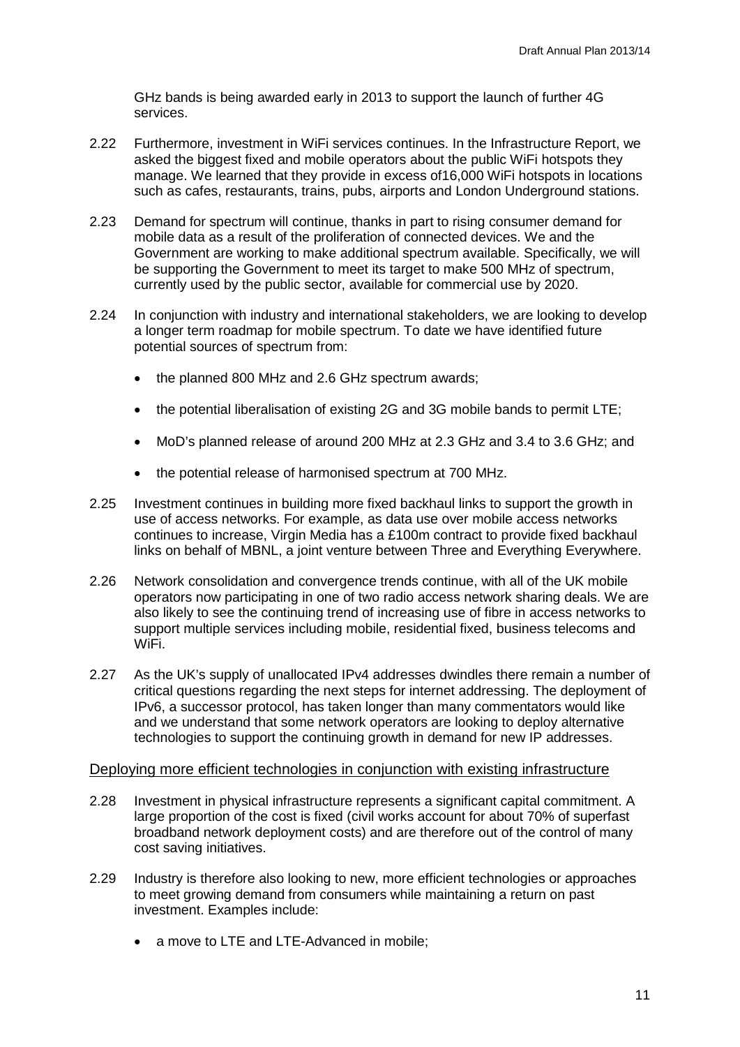GHz bands is being awarded early in 2013 to support the launch of further 4G services.

2.22 Furthermore, investment in WiFi services continues. In the Infrastructure Report, we asked the biggest fixed and mobile operators about the public WiFi hotspots they manage. We learned that they provide in excess of16,000 WiFi hotspots in locations such as cafes, restaurants, trains, pubs, airports and London Underground stations.

2.23 Demand for spectrum will continue, thanks in part to rising consumer demand for mobile data as a result of the proliferation of connected devices. We and the Government are working to make additional spectrum available. Specifically, we will be supporting the Government to meet its target to make 500 MHz of spectrum, currently used by the public sector, available for commercial use by 2020.

2.24 In conjunction with industry and international stakeholders, we are looking to develop a longer term roadmap for mobile spectrum. To date we have identified future potential sources of spectrum from:

- the planned 800 MHz and 2.6 GHz spectrum awards;
- the potential liberalisation of existing 2G and 3G mobile bands to permit LTE;
- MoD's planned release of around 200 MHz at 2.3 GHz and 3.4 to 3.6 GHz; and
- the potential release of harmonised spectrum at 700 MHz.

2.25 Investment continues in building more fixed backhaul links to support the growth in use of access networks. For example, as data use over mobile access networks continues to increase, Virgin Media has a £100m contract to provide fixed backhaul links on behalf of MBNL, a joint venture between Three and Everything Everywhere.

2.26 Network consolidation and convergence trends continue, with all of the UK mobile operators now participating in one of two radio access network sharing deals. We are also likely to see the continuing trend of increasing use of fibre in access networks to support multiple services including mobile, residential fixed, business telecoms and WiFi.

2.27 As the UK's supply of unallocated IPv4 addresses dwindles there remain a number of critical questions regarding the next steps for internet addressing. The deployment of IPv6, a successor protocol, has taken longer than many commentators would like and we understand that some network operators are looking to deploy alternative technologies to support the continuing growth in demand for new IP addresses.

### Deploying more efficient technologies in conjunction with existing infrastructure

2.28 Investment in physical infrastructure represents a significant capital commitment. A large proportion of the cost is fixed (civil works account for about 70% of superfast broadband network deployment costs) and are therefore out of the control of many cost saving initiatives.

2.29 Industry is therefore also looking to new, more efficient technologies or approaches to meet growing demand from consumers while maintaining a return on past investment. Examples include:

- a move to LTE and LTE-Advanced in mobile;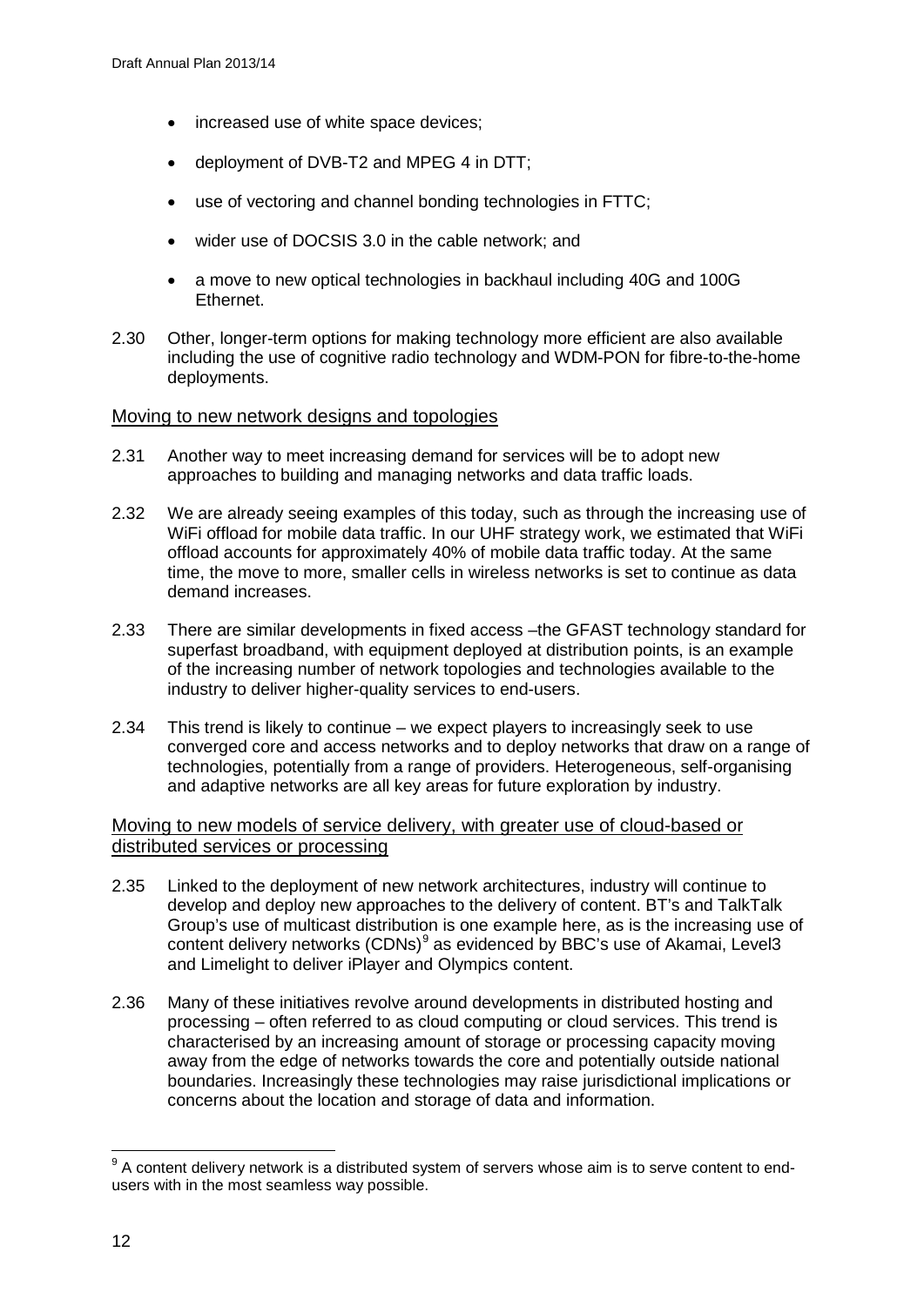- increased use of white space devices;
- deployment of DVB-T2 and MPEG 4 in DTT;
- use of vectoring and channel bonding technologies in FTTC;
- wider use of DOCSIS 3.0 in the cable network; and
- a move to new optical technologies in backhaul including 40G and 100G Ethernet.

2.30 Other, longer-term options for making technology more efficient are also available including the use of cognitive radio technology and WDM-PON for fibre-to-the-home deployments.

### Moving to new network designs and topologies

2.31 Another way to meet increasing demand for services will be to adopt new approaches to building and managing networks and data traffic loads.

2.32 We are already seeing examples of this today, such as through the increasing use of WiFi offload for mobile data traffic. In our UHF strategy work, we estimated that WiFi offload accounts for approximately 40% of mobile data traffic today. At the same time, the move to more, smaller cells in wireless networks is set to continue as data demand increases.

2.33 There are similar developments in fixed access –the GFAST technology standard for superfast broadband, with equipment deployed at distribution points, is an example of the increasing number of network topologies and technologies available to the industry to deliver higher-quality services to end-users.

2.34 This trend is likely to continue – we expect players to increasingly seek to use converged core and access networks and to deploy networks that draw on a range of technologies, potentially from a range of providers. Heterogeneous, self-organising and adaptive networks are all key areas for future exploration by industry.

### Moving to new models of service delivery, with greater use of cloud-based or distributed services or processing

2.35 Linked to the deployment of new network architectures, industry will continue to develop and deploy new approaches to the delivery of content. BT's and TalkTalk Group's use of multicast distribution is one example here, as is the increasing use of content delivery networks (CDNs)[9] as evidenced by BBC's use of Akamai, Level3 and Limelight to deliver iPlayer and Olympics content.

2.36 Many of these initiatives revolve around developments in distributed hosting and processing – often referred to as cloud computing or cloud services. This trend is characterised by an increasing amount of storage or processing capacity moving away from the edge of networks towards the core and potentially outside national boundaries. Increasingly these technologies may raise jurisdictional implications or concerns about the location and storage of data and information.

[9] A content delivery network is a distributed system of servers whose aim is to serve content to end-users with in the most seamless way possible.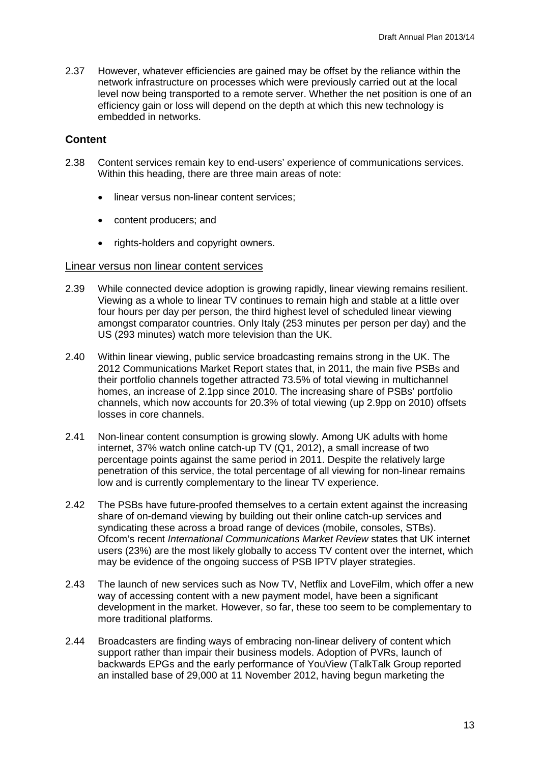2.37 However, whatever efficiencies are gained may be offset by the reliance within the network infrastructure on processes which were previously carried out at the local level now being transported to a remote server. Whether the net position is one of an efficiency gain or loss will depend on the depth at which this new technology is embedded in networks.

### Content

2.38 Content services remain key to end-users' experience of communications services. Within this heading, there are three main areas of note:

- linear versus non-linear content services;
- content producers; and
- rights-holders and copyright owners.

#### Linear versus non linear content services

2.39 While connected device adoption is growing rapidly, linear viewing remains resilient. Viewing as a whole to linear TV continues to remain high and stable at a little over four hours per day per person, the third highest level of scheduled linear viewing amongst comparator countries. Only Italy (253 minutes per person per day) and the US (293 minutes) watch more television than the UK.

2.40 Within linear viewing, public service broadcasting remains strong in the UK. The 2012 Communications Market Report states that, in 2011, the main five PSBs and their portfolio channels together attracted 73.5% of total viewing in multichannel homes, an increase of 2.1pp since 2010. The increasing share of PSBs' portfolio channels, which now accounts for 20.3% of total viewing (up 2.9pp on 2010) offsets losses in core channels.

2.41 Non-linear content consumption is growing slowly. Among UK adults with home internet, 37% watch online catch-up TV (Q1, 2012), a small increase of two percentage points against the same period in 2011. Despite the relatively large penetration of this service, the total percentage of all viewing for non-linear remains low and is currently complementary to the linear TV experience.

2.42 The PSBs have future-proofed themselves to a certain extent against the increasing share of on-demand viewing by building out their online catch-up services and syndicating these across a broad range of devices (mobile, consoles, STBs). Ofcom's recent *International Communications Market Review* states that UK internet users (23%) are the most likely globally to access TV content over the internet, which may be evidence of the ongoing success of PSB IPTV player strategies.

2.43 The launch of new services such as Now TV, Netflix and LoveFilm, which offer a new way of accessing content with a new payment model, have been a significant development in the market. However, so far, these too seem to be complementary to more traditional platforms.

2.44 Broadcasters are finding ways of embracing non-linear delivery of content which support rather than impair their business models. Adoption of PVRs, launch of backwards EPGs and the early performance of YouView (TalkTalk Group reported an installed base of 29,000 at 11 November 2012, having begun marketing the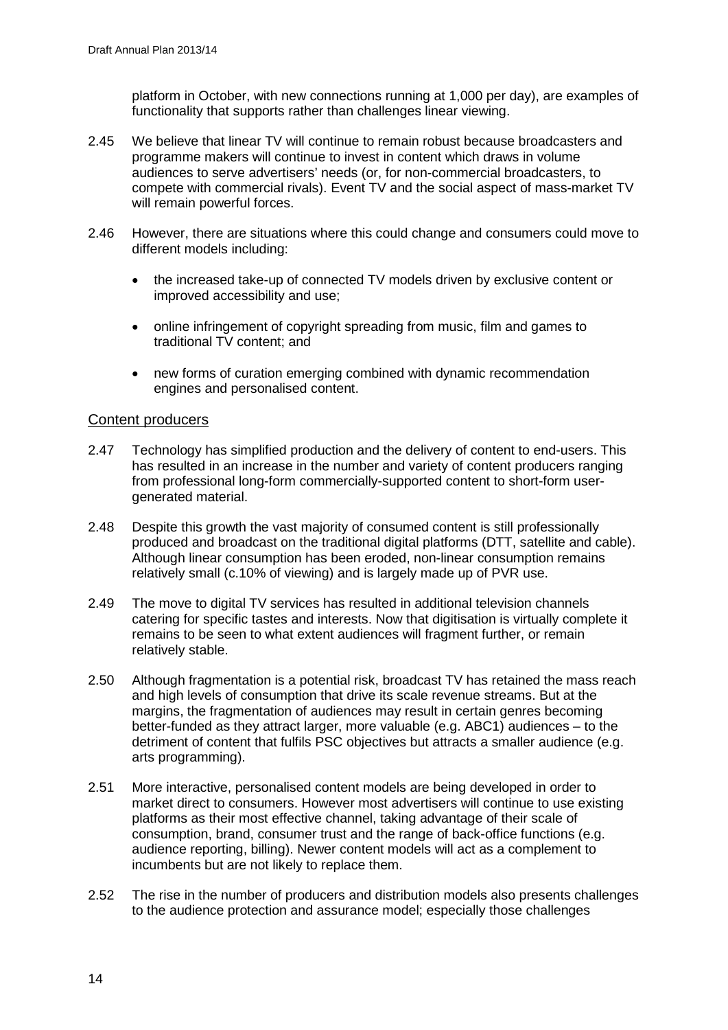platform in October, with new connections running at 1,000 per day), are examples of functionality that supports rather than challenges linear viewing.

2.45 We believe that linear TV will continue to remain robust because broadcasters and programme makers will continue to invest in content which draws in volume audiences to serve advertisers' needs (or, for non-commercial broadcasters, to compete with commercial rivals). Event TV and the social aspect of mass-market TV will remain powerful forces.

2.46 However, there are situations where this could change and consumers could move to different models including:

- the increased take-up of connected TV models driven by exclusive content or improved accessibility and use;
- online infringement of copyright spreading from music, film and games to traditional TV content; and
- new forms of curation emerging combined with dynamic recommendation engines and personalised content.

## Content producers

2.47 Technology has simplified production and the delivery of content to end-users. This has resulted in an increase in the number and variety of content producers ranging from professional long-form commercially-supported content to short-form user-generated material.

2.48 Despite this growth the vast majority of consumed content is still professionally produced and broadcast on the traditional digital platforms (DTT, satellite and cable). Although linear consumption has been eroded, non-linear consumption remains relatively small (c.10% of viewing) and is largely made up of PVR use.

2.49 The move to digital TV services has resulted in additional television channels catering for specific tastes and interests. Now that digitisation is virtually complete it remains to be seen to what extent audiences will fragment further, or remain relatively stable.

2.50 Although fragmentation is a potential risk, broadcast TV has retained the mass reach and high levels of consumption that drive its scale revenue streams. But at the margins, the fragmentation of audiences may result in certain genres becoming better-funded as they attract larger, more valuable (e.g. ABC1) audiences – to the detriment of content that fulfils PSC objectives but attracts a smaller audience (e.g. arts programming).

2.51 More interactive, personalised content models are being developed in order to market direct to consumers. However most advertisers will continue to use existing platforms as their most effective channel, taking advantage of their scale of consumption, brand, consumer trust and the range of back-office functions (e.g. audience reporting, billing). Newer content models will act as a complement to incumbents but are not likely to replace them.

2.52 The rise in the number of producers and distribution models also presents challenges to the audience protection and assurance model; especially those challenges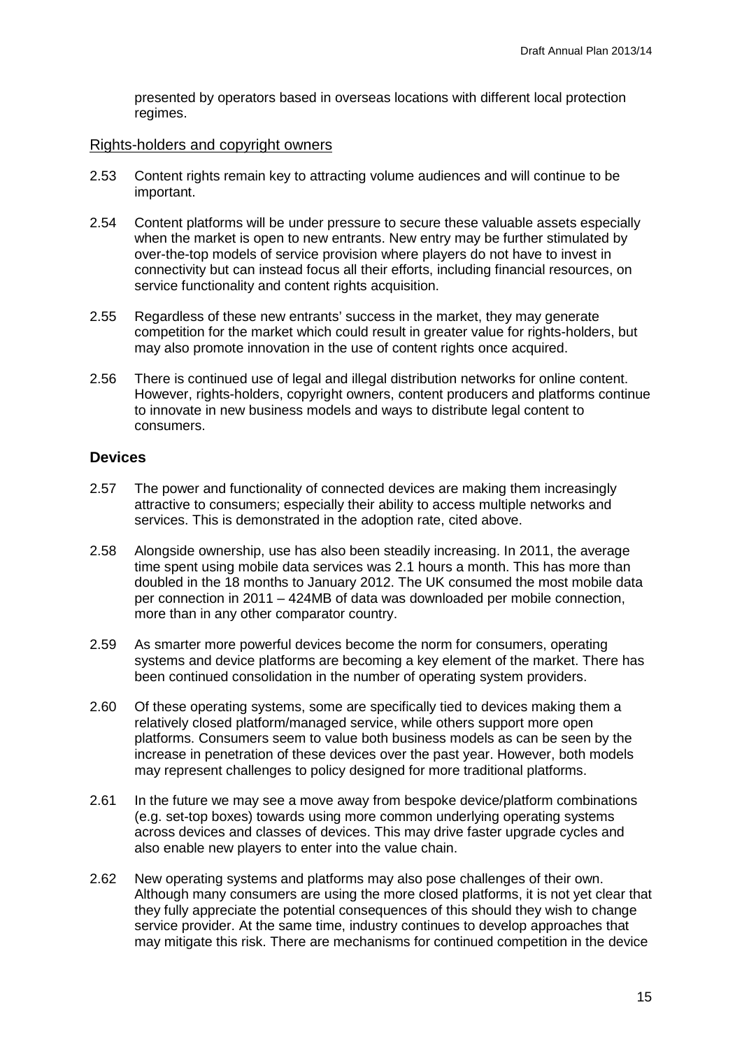presented by operators based in overseas locations with different local protection regimes.

### Rights-holders and copyright owners

2.53 Content rights remain key to attracting volume audiences and will continue to be important.

2.54 Content platforms will be under pressure to secure these valuable assets especially when the market is open to new entrants. New entry may be further stimulated by over-the-top models of service provision where players do not have to invest in connectivity but can instead focus all their efforts, including financial resources, on service functionality and content rights acquisition.

2.55 Regardless of these new entrants' success in the market, they may generate competition for the market which could result in greater value for rights-holders, but may also promote innovation in the use of content rights once acquired.

2.56 There is continued use of legal and illegal distribution networks for online content. However, rights-holders, copyright owners, content producers and platforms continue to innovate in new business models and ways to distribute legal content to consumers.

## Devices

2.57 The power and functionality of connected devices are making them increasingly attractive to consumers; especially their ability to access multiple networks and services. This is demonstrated in the adoption rate, cited above.

2.58 Alongside ownership, use has also been steadily increasing. In 2011, the average time spent using mobile data services was 2.1 hours a month. This has more than doubled in the 18 months to January 2012. The UK consumed the most mobile data per connection in 2011 – 424MB of data was downloaded per mobile connection, more than in any other comparator country.

2.59 As smarter more powerful devices become the norm for consumers, operating systems and device platforms are becoming a key element of the market. There has been continued consolidation in the number of operating system providers.

2.60 Of these operating systems, some are specifically tied to devices making them a relatively closed platform/managed service, while others support more open platforms. Consumers seem to value both business models as can be seen by the increase in penetration of these devices over the past year. However, both models may represent challenges to policy designed for more traditional platforms.

2.61 In the future we may see a move away from bespoke device/platform combinations (e.g. set-top boxes) towards using more common underlying operating systems across devices and classes of devices. This may drive faster upgrade cycles and also enable new players to enter into the value chain.

2.62 New operating systems and platforms may also pose challenges of their own. Although many consumers are using the more closed platforms, it is not yet clear that they fully appreciate the potential consequences of this should they wish to change service provider. At the same time, industry continues to develop approaches that may mitigate this risk. There are mechanisms for continued competition in the device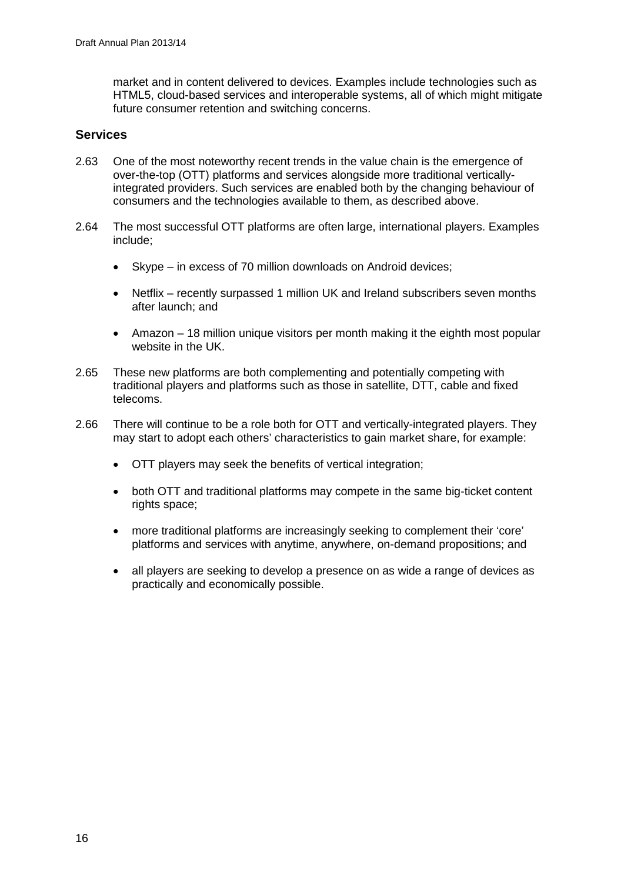market and in content delivered to devices. Examples include technologies such as HTML5, cloud-based services and interoperable systems, all of which might mitigate future consumer retention and switching concerns.

### Services

2.63 One of the most noteworthy recent trends in the value chain is the emergence of over-the-top (OTT) platforms and services alongside more traditional vertically-integrated providers. Such services are enabled both by the changing behaviour of consumers and the technologies available to them, as described above.

2.64 The most successful OTT platforms are often large, international players. Examples include;

- Skype – in excess of 70 million downloads on Android devices;
- Netflix – recently surpassed 1 million UK and Ireland subscribers seven months after launch; and
- Amazon – 18 million unique visitors per month making it the eighth most popular website in the UK.

2.65 These new platforms are both complementing and potentially competing with traditional players and platforms such as those in satellite, DTT, cable and fixed telecoms.

2.66 There will continue to be a role both for OTT and vertically-integrated players. They may start to adopt each others' characteristics to gain market share, for example:

- OTT players may seek the benefits of vertical integration;
- both OTT and traditional platforms may compete in the same big-ticket content rights space;
- more traditional platforms are increasingly seeking to complement their 'core' platforms and services with anytime, anywhere, on-demand propositions; and
- all players are seeking to develop a presence on as wide a range of devices as practically and economically possible.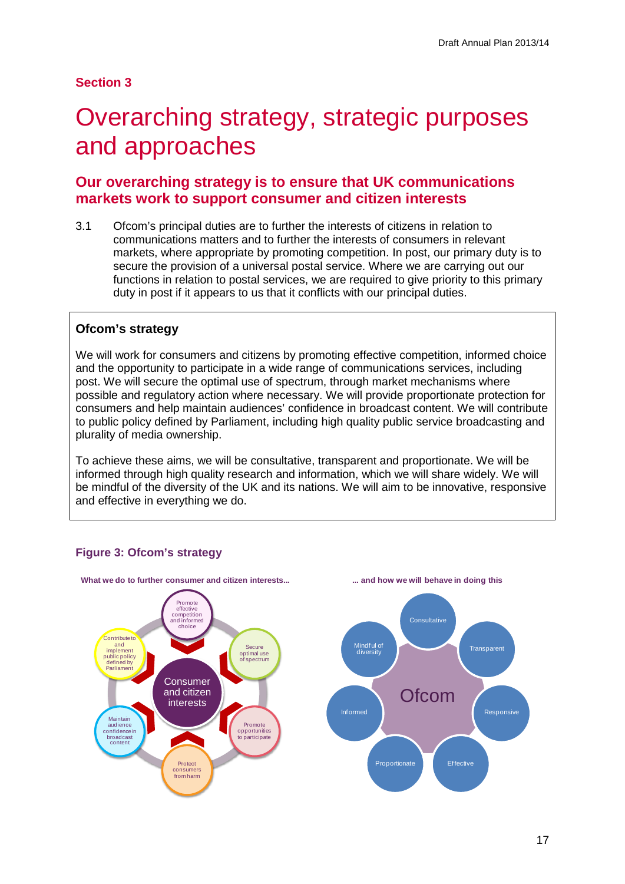## Section 3

# Overarching strategy, strategic purposes and approaches

## Our overarching strategy is to ensure that UK communications markets work to support consumer and citizen interests

3.1 Ofcom's principal duties are to further the interests of citizens in relation to communications matters and to further the interests of consumers in relevant markets, where appropriate by promoting competition. In post, our primary duty is to secure the provision of a universal postal service. Where we are carrying out our functions in relation to postal services, we are required to give priority to this primary duty in post if it appears to us that it conflicts with our principal duties.

### Ofcom's strategy

We will work for consumers and citizens by promoting effective competition, informed choice and the opportunity to participate in a wide range of communications services, including post. We will secure the optimal use of spectrum, through market mechanisms where possible and regulatory action where necessary. We will provide proportionate protection for consumers and help maintain audiences' confidence in broadcast content. We will contribute to public policy defined by Parliament, including high quality public service broadcasting and plurality of media ownership.

To achieve these aims, we will be consultative, transparent and proportionate. We will be informed through high quality research and information, which we will share widely. We will be mindful of the diversity of the UK and its nations. We will aim to be innovative, responsive and effective in everything we do.

### Figure 3: Ofcom's strategy

**What we do to further consumer and citizen interests...**

Consumer and citizen interests

- Promote effective competition and informed choice
- Secure optimal use of spectrum
- Promote opportunities to participate
- Protect consumers from harm
- Maintain audience confidence in broadcast content
- Contribute to and implement public policy defined by Parliament

**... and how we will behave in doing this**

Ofcom

- Consultative
- Transparent
- Responsive
- Effective
- Proportionate
- Informed
- Mindful of diversity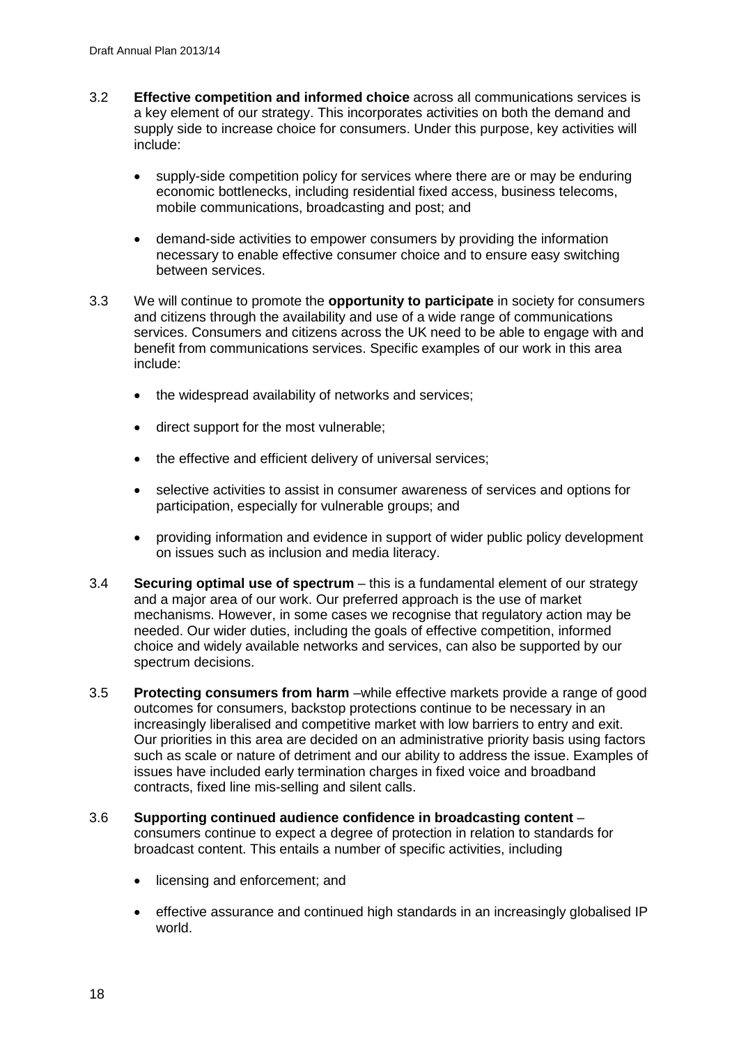3.2 **Effective competition and informed choice** across all communications services is a key element of our strategy. This incorporates activities on both the demand and supply side to increase choice for consumers. Under this purpose, key activities will include:

- supply-side competition policy for services where there are or may be enduring economic bottlenecks, including residential fixed access, business telecoms, mobile communications, broadcasting and post; and
- demand-side activities to empower consumers by providing the information necessary to enable effective consumer choice and to ensure easy switching between services.

3.3 We will continue to promote the **opportunity to participate** in society for consumers and citizens through the availability and use of a wide range of communications services. Consumers and citizens across the UK need to be able to engage with and benefit from communications services. Specific examples of our work in this area include:

- the widespread availability of networks and services;
- direct support for the most vulnerable;
- the effective and efficient delivery of universal services;
- selective activities to assist in consumer awareness of services and options for participation, especially for vulnerable groups; and
- providing information and evidence in support of wider public policy development on issues such as inclusion and media literacy.

3.4 **Securing optimal use of spectrum** – this is a fundamental element of our strategy and a major area of our work. Our preferred approach is the use of market mechanisms. However, in some cases we recognise that regulatory action may be needed. Our wider duties, including the goals of effective competition, informed choice and widely available networks and services, can also be supported by our spectrum decisions.

3.5 **Protecting consumers from harm** –while effective markets provide a range of good outcomes for consumers, backstop protections continue to be necessary in an increasingly liberalised and competitive market with low barriers to entry and exit. Our priorities in this area are decided on an administrative priority basis using factors such as scale or nature of detriment and our ability to address the issue. Examples of issues have included early termination charges in fixed voice and broadband contracts, fixed line mis-selling and silent calls.

3.6 **Supporting continued audience confidence in broadcasting content** – consumers continue to expect a degree of protection in relation to standards for broadcast content. This entails a number of specific activities, including

- licensing and enforcement; and
- effective assurance and continued high standards in an increasingly globalised IP world.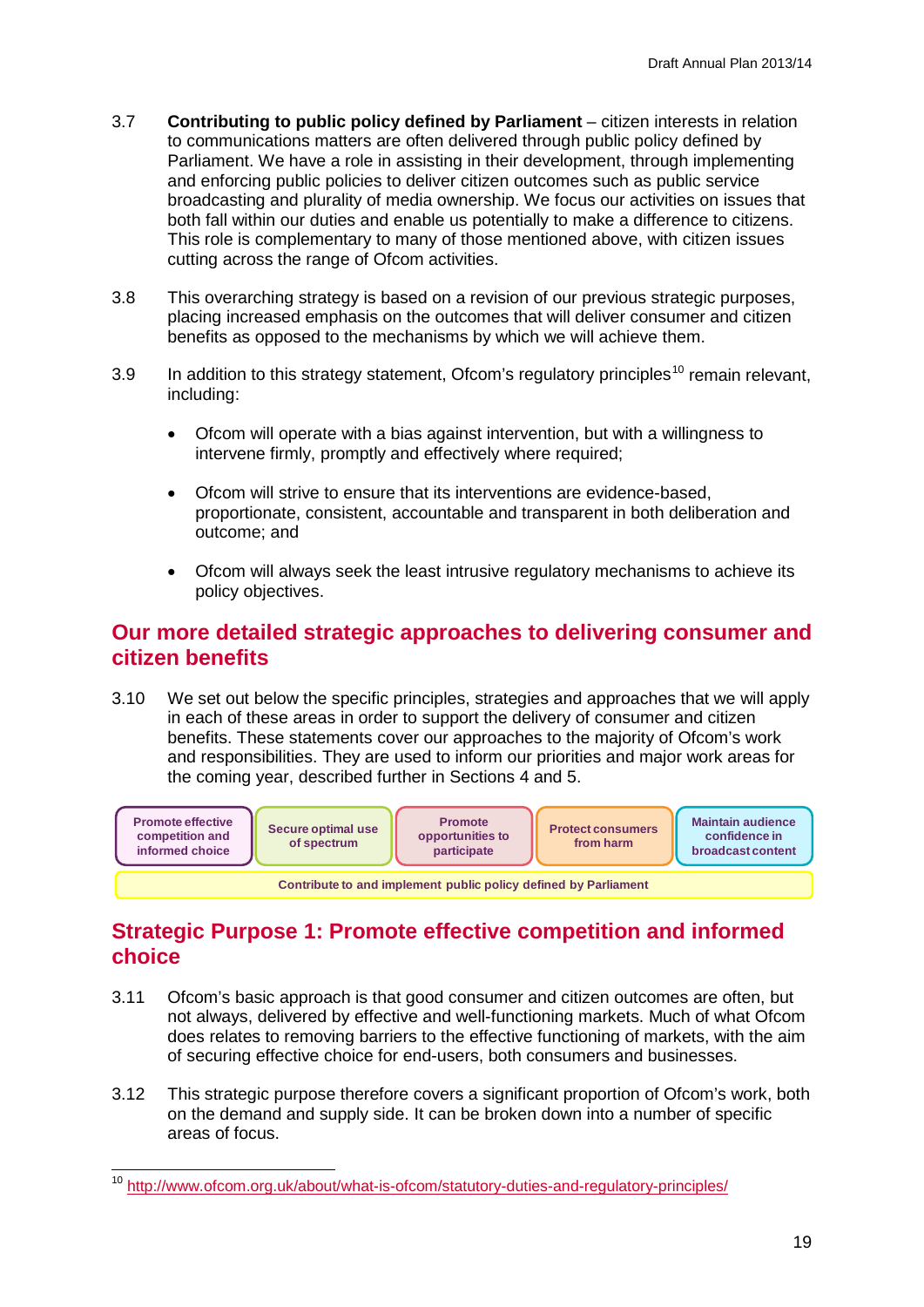3.7 **Contributing to public policy defined by Parliament** – citizen interests in relation to communications matters are often delivered through public policy defined by Parliament. We have a role in assisting in their development, through implementing and enforcing public policies to deliver citizen outcomes such as public service broadcasting and plurality of media ownership. We focus our activities on issues that both fall within our duties and enable us potentially to make a difference to citizens. This role is complementary to many of those mentioned above, with citizen issues cutting across the range of Ofcom activities.

3.8 This overarching strategy is based on a revision of our previous strategic purposes, placing increased emphasis on the outcomes that will deliver consumer and citizen benefits as opposed to the mechanisms by which we will achieve them.

3.9 In addition to this strategy statement, Ofcom's regulatory principles[10] remain relevant, including:

- Ofcom will operate with a bias against intervention, but with a willingness to intervene firmly, promptly and effectively where required;
- Ofcom will strive to ensure that its interventions are evidence-based, proportionate, consistent, accountable and transparent in both deliberation and outcome; and
- Ofcom will always seek the least intrusive regulatory mechanisms to achieve its policy objectives.

## Our more detailed strategic approaches to delivering consumer and citizen benefits

3.10 We set out below the specific principles, strategies and approaches that we will apply in each of these areas in order to support the delivery of consumer and citizen benefits. These statements cover our approaches to the majority of Ofcom's work and responsibilities. They are used to inform our priorities and major work areas for the coming year, described further in Sections 4 and 5.

| Promote effective competition and informed choice | Secure optimal use of spectrum | Promote opportunities to participate | Protect consumers from harm | Maintain audience confidence in broadcast content |
|---|---|---|---|---|
| Contribute to and implement public policy defined by Parliament | | | | |

## Strategic Purpose 1: Promote effective competition and informed choice

3.11 Ofcom's basic approach is that good consumer and citizen outcomes are often, but not always, delivered by effective and well-functioning markets. Much of what Ofcom does relates to removing barriers to the effective functioning of markets, with the aim of securing effective choice for end-users, both consumers and businesses.

3.12 This strategic purpose therefore covers a significant proportion of Ofcom's work, both on the demand and supply side. It can be broken down into a number of specific areas of focus.

---

[10] http://www.ofcom.org.uk/about/what-is-ofcom/statutory-duties-and-regulatory-principles/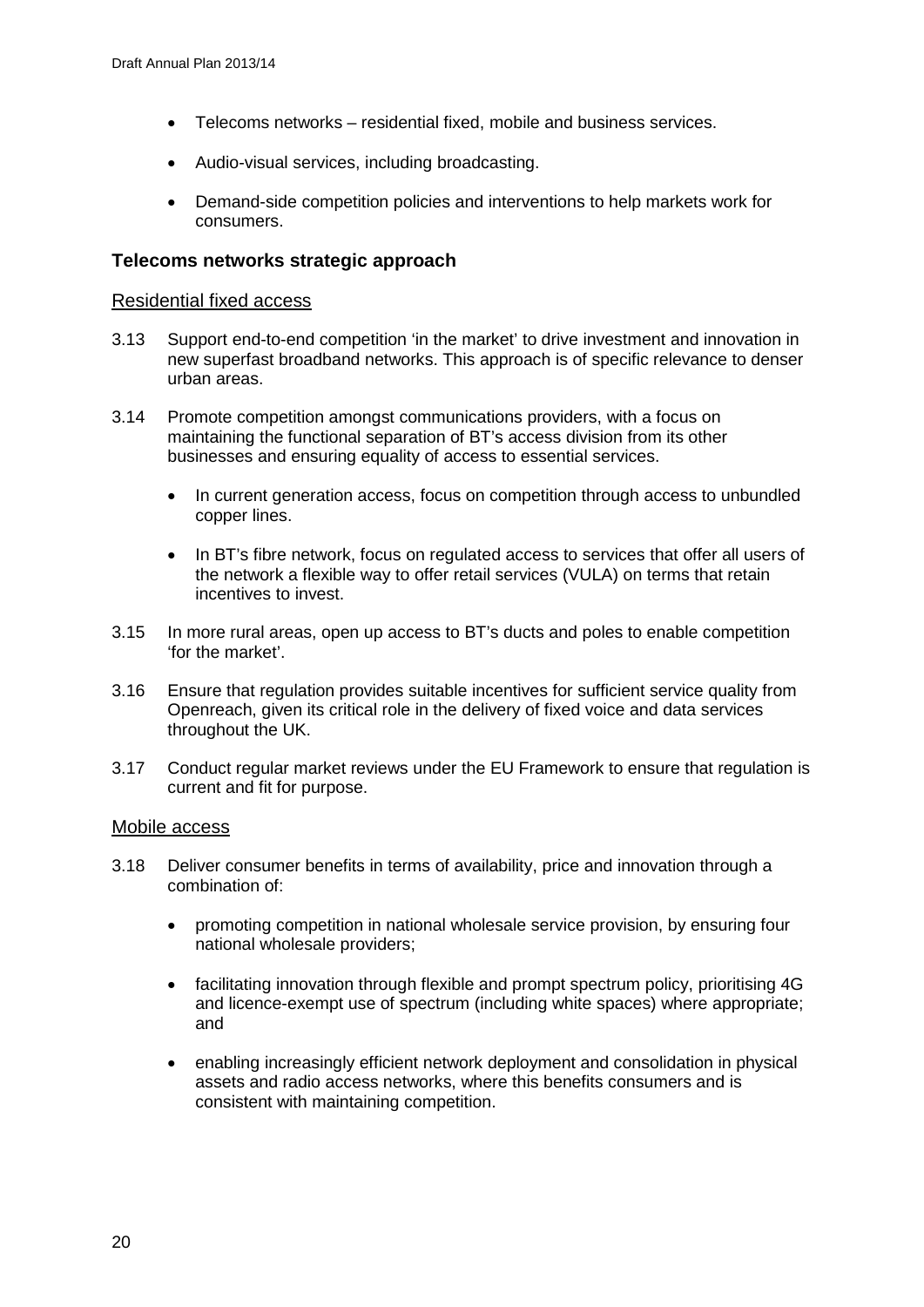- Telecoms networks – residential fixed, mobile and business services.
- Audio-visual services, including broadcasting.
- Demand-side competition policies and interventions to help markets work for consumers.

### Telecoms networks strategic approach

#### Residential fixed access

3.13 Support end-to-end competition 'in the market' to drive investment and innovation in new superfast broadband networks. This approach is of specific relevance to denser urban areas.

3.14 Promote competition amongst communications providers, with a focus on maintaining the functional separation of BT's access division from its other businesses and ensuring equality of access to essential services.

- In current generation access, focus on competition through access to unbundled copper lines.
- In BT's fibre network, focus on regulated access to services that offer all users of the network a flexible way to offer retail services (VULA) on terms that retain incentives to invest.

3.15 In more rural areas, open up access to BT's ducts and poles to enable competition 'for the market'.

3.16 Ensure that regulation provides suitable incentives for sufficient service quality from Openreach, given its critical role in the delivery of fixed voice and data services throughout the UK.

3.17 Conduct regular market reviews under the EU Framework to ensure that regulation is current and fit for purpose.

#### Mobile access

3.18 Deliver consumer benefits in terms of availability, price and innovation through a combination of:

- promoting competition in national wholesale service provision, by ensuring four national wholesale providers;
- facilitating innovation through flexible and prompt spectrum policy, prioritising 4G and licence-exempt use of spectrum (including white spaces) where appropriate; and
- enabling increasingly efficient network deployment and consolidation in physical assets and radio access networks, where this benefits consumers and is consistent with maintaining competition.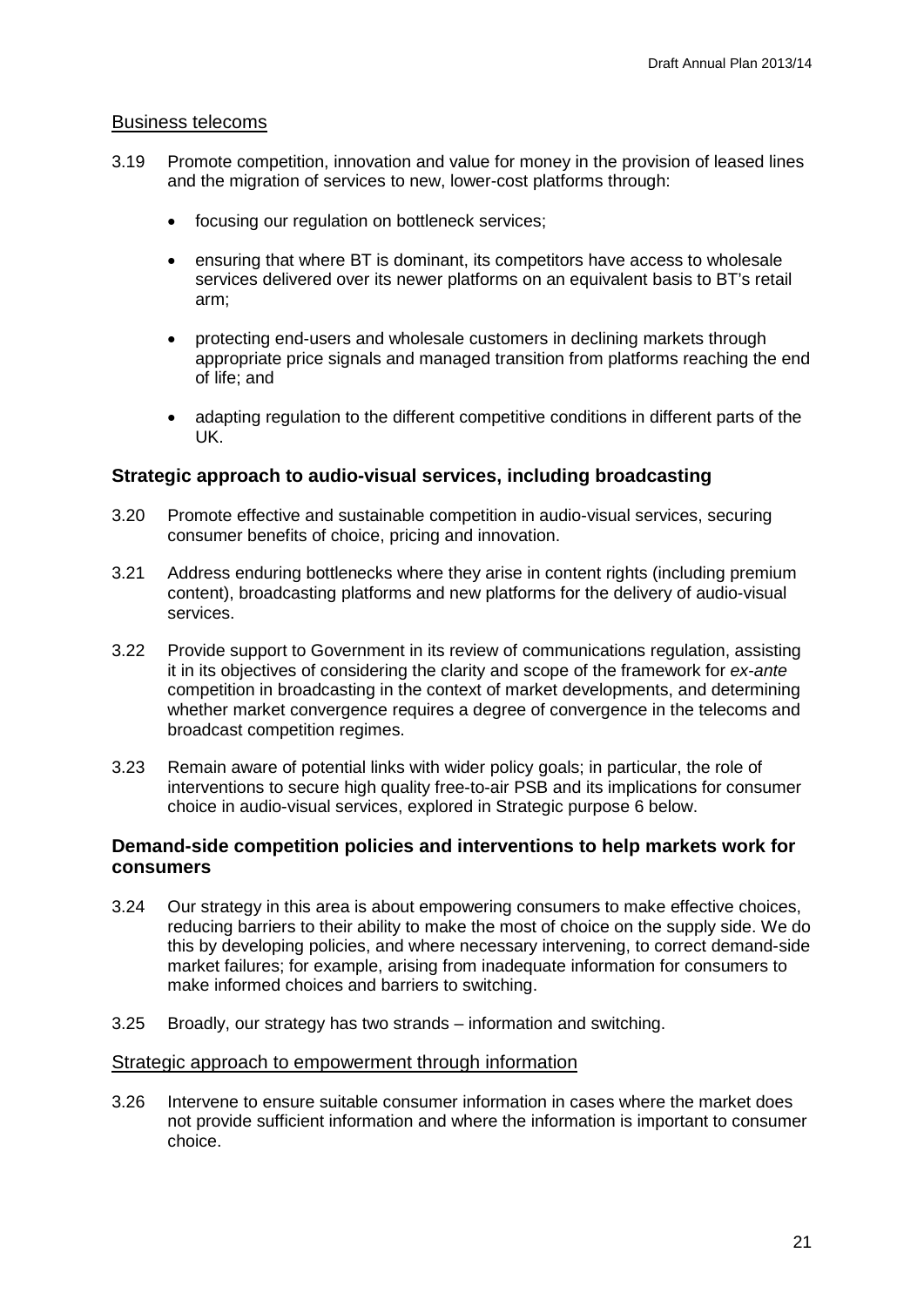Business telecoms

3.19 Promote competition, innovation and value for money in the provision of leased lines and the migration of services to new, lower-cost platforms through:

- focusing our regulation on bottleneck services;
- ensuring that where BT is dominant, its competitors have access to wholesale services delivered over its newer platforms on an equivalent basis to BT's retail arm;
- protecting end-users and wholesale customers in declining markets through appropriate price signals and managed transition from platforms reaching the end of life; and
- adapting regulation to the different competitive conditions in different parts of the UK.

### Strategic approach to audio-visual services, including broadcasting

3.20 Promote effective and sustainable competition in audio-visual services, securing consumer benefits of choice, pricing and innovation.

3.21 Address enduring bottlenecks where they arise in content rights (including premium content), broadcasting platforms and new platforms for the delivery of audio-visual services.

3.22 Provide support to Government in its review of communications regulation, assisting it in its objectives of considering the clarity and scope of the framework for *ex-ante* competition in broadcasting in the context of market developments, and determining whether market convergence requires a degree of convergence in the telecoms and broadcast competition regimes.

3.23 Remain aware of potential links with wider policy goals; in particular, the role of interventions to secure high quality free-to-air PSB and its implications for consumer choice in audio-visual services, explored in Strategic purpose 6 below.

### Demand-side competition policies and interventions to help markets work for consumers

3.24 Our strategy in this area is about empowering consumers to make effective choices, reducing barriers to their ability to make the most of choice on the supply side. We do this by developing policies, and where necessary intervening, to correct demand-side market failures; for example, arising from inadequate information for consumers to make informed choices and barriers to switching.

3.25 Broadly, our strategy has two strands – information and switching.

Strategic approach to empowerment through information

3.26 Intervene to ensure suitable consumer information in cases where the market does not provide sufficient information and where the information is important to consumer choice.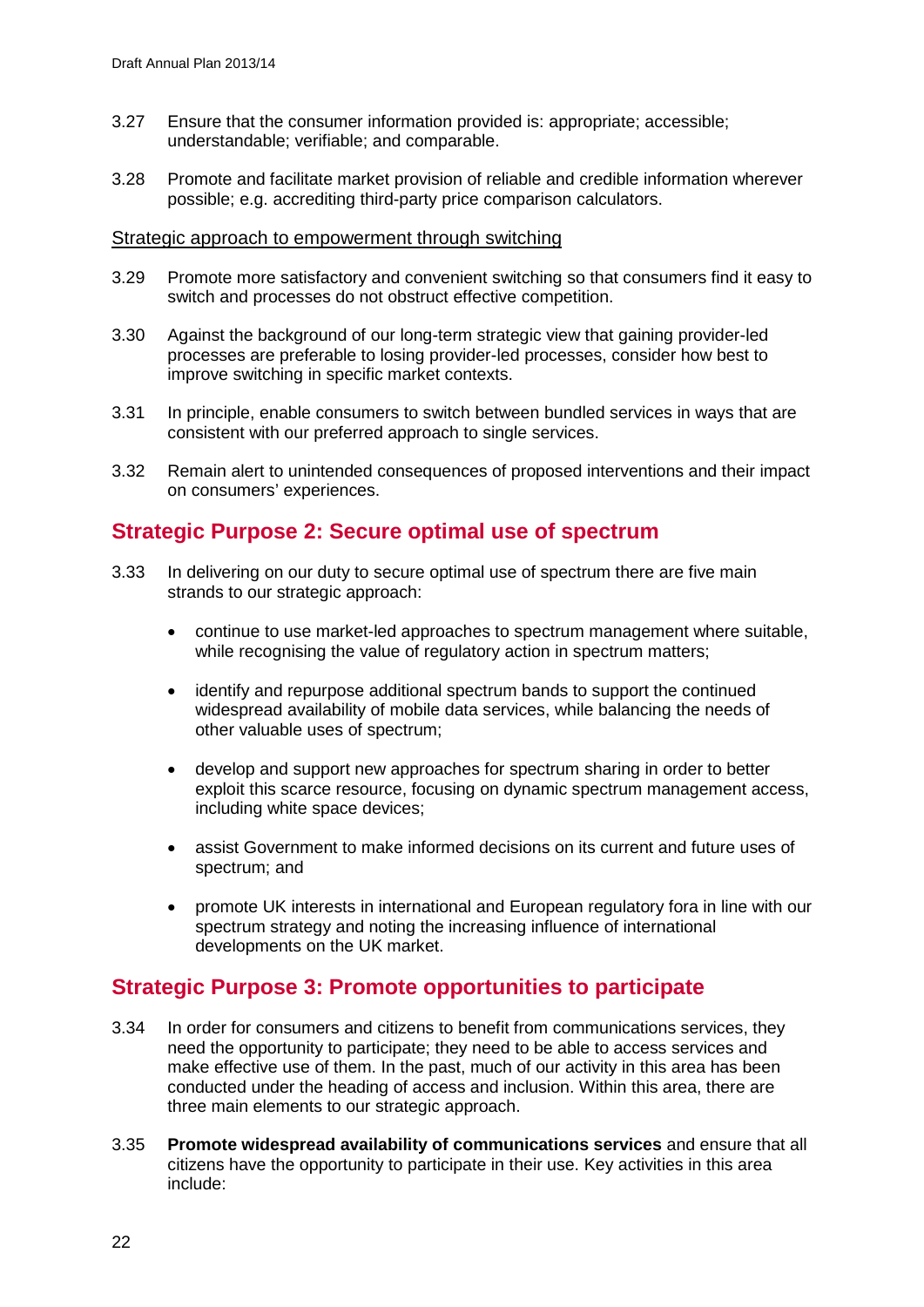3.27 Ensure that the consumer information provided is: appropriate; accessible; understandable; verifiable; and comparable.

3.28 Promote and facilitate market provision of reliable and credible information wherever possible; e.g. accrediting third-party price comparison calculators.

Strategic approach to empowerment through switching

3.29 Promote more satisfactory and convenient switching so that consumers find it easy to switch and processes do not obstruct effective competition.

3.30 Against the background of our long-term strategic view that gaining provider-led processes are preferable to losing provider-led processes, consider how best to improve switching in specific market contexts.

3.31 In principle, enable consumers to switch between bundled services in ways that are consistent with our preferred approach to single services.

3.32 Remain alert to unintended consequences of proposed interventions and their impact on consumers' experiences.

## Strategic Purpose 2: Secure optimal use of spectrum

3.33 In delivering on our duty to secure optimal use of spectrum there are five main strands to our strategic approach:

- continue to use market-led approaches to spectrum management where suitable, while recognising the value of regulatory action in spectrum matters;
- identify and repurpose additional spectrum bands to support the continued widespread availability of mobile data services, while balancing the needs of other valuable uses of spectrum;
- develop and support new approaches for spectrum sharing in order to better exploit this scarce resource, focusing on dynamic spectrum management access, including white space devices;
- assist Government to make informed decisions on its current and future uses of spectrum; and
- promote UK interests in international and European regulatory fora in line with our spectrum strategy and noting the increasing influence of international developments on the UK market.

## Strategic Purpose 3: Promote opportunities to participate

3.34 In order for consumers and citizens to benefit from communications services, they need the opportunity to participate; they need to be able to access services and make effective use of them. In the past, much of our activity in this area has been conducted under the heading of access and inclusion. Within this area, there are three main elements to our strategic approach.

3.35 **Promote widespread availability of communications services** and ensure that all citizens have the opportunity to participate in their use. Key activities in this area include: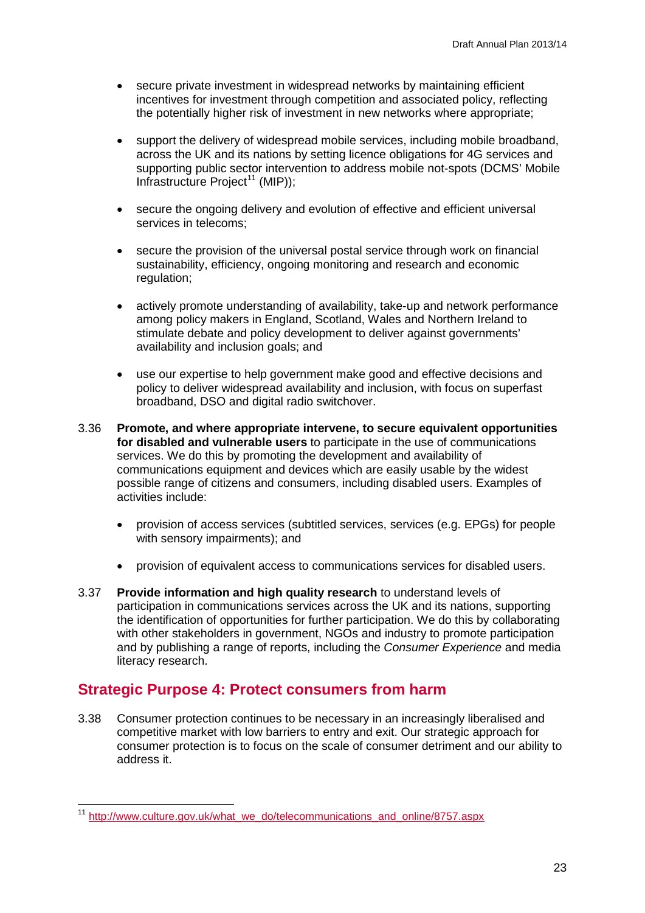- secure private investment in widespread networks by maintaining efficient incentives for investment through competition and associated policy, reflecting the potentially higher risk of investment in new networks where appropriate;

- support the delivery of widespread mobile services, including mobile broadband, across the UK and its nations by setting licence obligations for 4G services and supporting public sector intervention to address mobile not-spots (DCMS' Mobile Infrastructure Project[11] (MIP));

- secure the ongoing delivery and evolution of effective and efficient universal services in telecoms;

- secure the provision of the universal postal service through work on financial sustainability, efficiency, ongoing monitoring and research and economic regulation;

- actively promote understanding of availability, take-up and network performance among policy makers in England, Scotland, Wales and Northern Ireland to stimulate debate and policy development to deliver against governments' availability and inclusion goals; and

- use our expertise to help government make good and effective decisions and policy to deliver widespread availability and inclusion, with focus on superfast broadband, DSO and digital radio switchover.

3.36 **Promote, and where appropriate intervene, to secure equivalent opportunities for disabled and vulnerable users** to participate in the use of communications services. We do this by promoting the development and availability of communications equipment and devices which are easily usable by the widest possible range of citizens and consumers, including disabled users. Examples of activities include:

- provision of access services (subtitled services, services (e.g. EPGs) for people with sensory impairments); and

- provision of equivalent access to communications services for disabled users.

3.37 **Provide information and high quality research** to understand levels of participation in communications services across the UK and its nations, supporting the identification of opportunities for further participation. We do this by collaborating with other stakeholders in government, NGOs and industry to promote participation and by publishing a range of reports, including the *Consumer Experience* and media literacy research.

## Strategic Purpose 4: Protect consumers from harm

3.38 Consumer protection continues to be necessary in an increasingly liberalised and competitive market with low barriers to entry and exit. Our strategic approach for consumer protection is to focus on the scale of consumer detriment and our ability to address it.

---

[11] http://www.culture.gov.uk/what_we_do/telecommunications_and_online/8757.aspx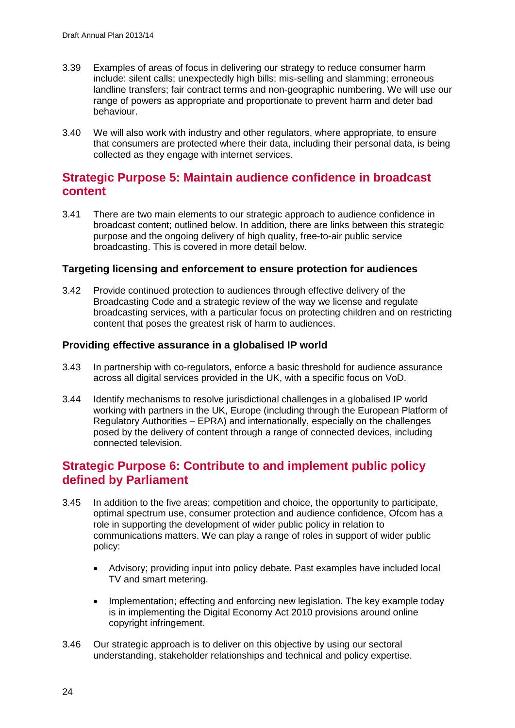3.39 Examples of areas of focus in delivering our strategy to reduce consumer harm include: silent calls; unexpectedly high bills; mis-selling and slamming; erroneous landline transfers; fair contract terms and non-geographic numbering. We will use our range of powers as appropriate and proportionate to prevent harm and deter bad behaviour.

3.40 We will also work with industry and other regulators, where appropriate, to ensure that consumers are protected where their data, including their personal data, is being collected as they engage with internet services.

## Strategic Purpose 5: Maintain audience confidence in broadcast content

3.41 There are two main elements to our strategic approach to audience confidence in broadcast content; outlined below. In addition, there are links between this strategic purpose and the ongoing delivery of high quality, free-to-air public service broadcasting. This is covered in more detail below.

### Targeting licensing and enforcement to ensure protection for audiences

3.42 Provide continued protection to audiences through effective delivery of the Broadcasting Code and a strategic review of the way we license and regulate broadcasting services, with a particular focus on protecting children and on restricting content that poses the greatest risk of harm to audiences.

### Providing effective assurance in a globalised IP world

3.43 In partnership with co-regulators, enforce a basic threshold for audience assurance across all digital services provided in the UK, with a specific focus on VoD.

3.44 Identify mechanisms to resolve jurisdictional challenges in a globalised IP world working with partners in the UK, Europe (including through the European Platform of Regulatory Authorities – EPRA) and internationally, especially on the challenges posed by the delivery of content through a range of connected devices, including connected television.

## Strategic Purpose 6: Contribute to and implement public policy defined by Parliament

3.45 In addition to the five areas; competition and choice, the opportunity to participate, optimal spectrum use, consumer protection and audience confidence, Ofcom has a role in supporting the development of wider public policy in relation to communications matters. We can play a range of roles in support of wider public policy:

- Advisory; providing input into policy debate. Past examples have included local TV and smart metering.
- Implementation; effecting and enforcing new legislation. The key example today is in implementing the Digital Economy Act 2010 provisions around online copyright infringement.

3.46 Our strategic approach is to deliver on this objective by using our sectoral understanding, stakeholder relationships and technical and policy expertise.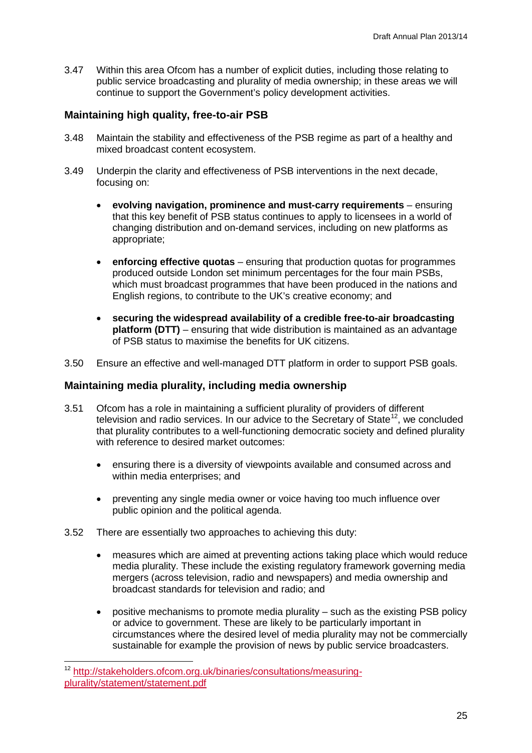3.47 Within this area Ofcom has a number of explicit duties, including those relating to public service broadcasting and plurality of media ownership; in these areas we will continue to support the Government's policy development activities.

### Maintaining high quality, free-to-air PSB

3.48 Maintain the stability and effectiveness of the PSB regime as part of a healthy and mixed broadcast content ecosystem.

3.49 Underpin the clarity and effectiveness of PSB interventions in the next decade, focusing on:

- **evolving navigation, prominence and must-carry requirements** – ensuring that this key benefit of PSB status continues to apply to licensees in a world of changing distribution and on-demand services, including on new platforms as appropriate;

- **enforcing effective quotas** – ensuring that production quotas for programmes produced outside London set minimum percentages for the four main PSBs, which must broadcast programmes that have been produced in the nations and English regions, to contribute to the UK's creative economy; and

- **securing the widespread availability of a credible free-to-air broadcasting platform (DTT)** – ensuring that wide distribution is maintained as an advantage of PSB status to maximise the benefits for UK citizens.

3.50 Ensure an effective and well-managed DTT platform in order to support PSB goals.

### Maintaining media plurality, including media ownership

3.51 Ofcom has a role in maintaining a sufficient plurality of providers of different television and radio services. In our advice to the Secretary of State[12], we concluded that plurality contributes to a well-functioning democratic society and defined plurality with reference to desired market outcomes:

- ensuring there is a diversity of viewpoints available and consumed across and within media enterprises; and

- preventing any single media owner or voice having too much influence over public opinion and the political agenda.

3.52 There are essentially two approaches to achieving this duty:

- measures which are aimed at preventing actions taking place which would reduce media plurality. These include the existing regulatory framework governing media mergers (across television, radio and newspapers) and media ownership and broadcast standards for television and radio; and

- positive mechanisms to promote media plurality – such as the existing PSB policy or advice to government. These are likely to be particularly important in circumstances where the desired level of media plurality may not be commercially sustainable for example the provision of news by public service broadcasters.

[12] http://stakeholders.ofcom.org.uk/binaries/consultations/measuring-plurality/statement/statement.pdf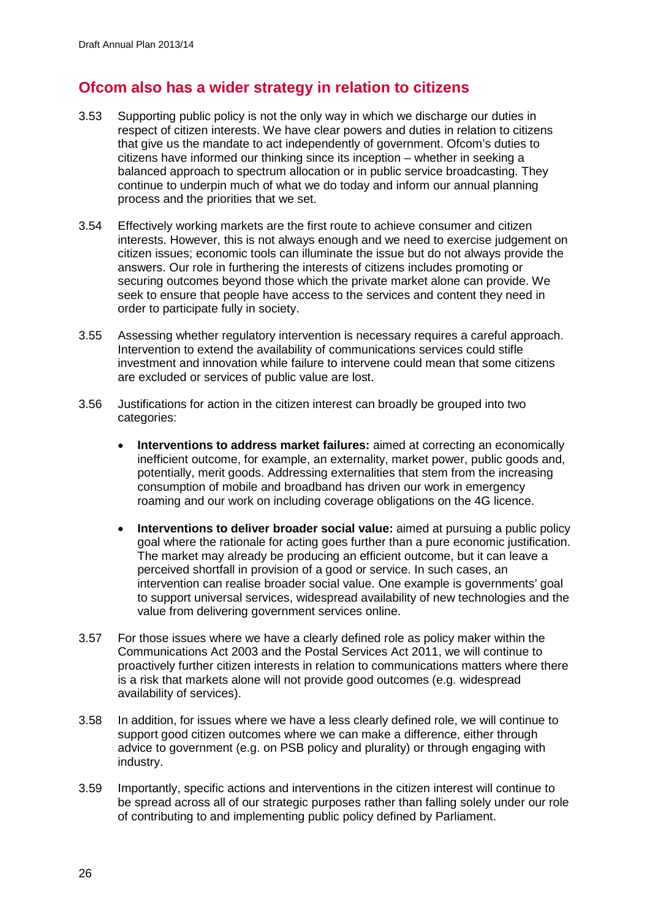## Ofcom also has a wider strategy in relation to citizens

3.53 Supporting public policy is not the only way in which we discharge our duties in respect of citizen interests. We have clear powers and duties in relation to citizens that give us the mandate to act independently of government. Ofcom's duties to citizens have informed our thinking since its inception – whether in seeking a balanced approach to spectrum allocation or in public service broadcasting. They continue to underpin much of what we do today and inform our annual planning process and the priorities that we set.

3.54 Effectively working markets are the first route to achieve consumer and citizen interests. However, this is not always enough and we need to exercise judgement on citizen issues; economic tools can illuminate the issue but do not always provide the answers. Our role in furthering the interests of citizens includes promoting or securing outcomes beyond those which the private market alone can provide. We seek to ensure that people have access to the services and content they need in order to participate fully in society.

3.55 Assessing whether regulatory intervention is necessary requires a careful approach. Intervention to extend the availability of communications services could stifle investment and innovation while failure to intervene could mean that some citizens are excluded or services of public value are lost.

3.56 Justifications for action in the citizen interest can broadly be grouped into two categories:

- **Interventions to address market failures:** aimed at correcting an economically inefficient outcome, for example, an externality, market power, public goods and, potentially, merit goods. Addressing externalities that stem from the increasing consumption of mobile and broadband has driven our work in emergency roaming and our work on including coverage obligations on the 4G licence.

- **Interventions to deliver broader social value:** aimed at pursuing a public policy goal where the rationale for acting goes further than a pure economic justification. The market may already be producing an efficient outcome, but it can leave a perceived shortfall in provision of a good or service. In such cases, an intervention can realise broader social value. One example is governments' goal to support universal services, widespread availability of new technologies and the value from delivering government services online.

3.57 For those issues where we have a clearly defined role as policy maker within the Communications Act 2003 and the Postal Services Act 2011, we will continue to proactively further citizen interests in relation to communications matters where there is a risk that markets alone will not provide good outcomes (e.g. widespread availability of services).

3.58 In addition, for issues where we have a less clearly defined role, we will continue to support good citizen outcomes where we can make a difference, either through advice to government (e.g. on PSB policy and plurality) or through engaging with industry.

3.59 Importantly, specific actions and interventions in the citizen interest will continue to be spread across all of our strategic purposes rather than falling solely under our role of contributing to and implementing public policy defined by Parliament.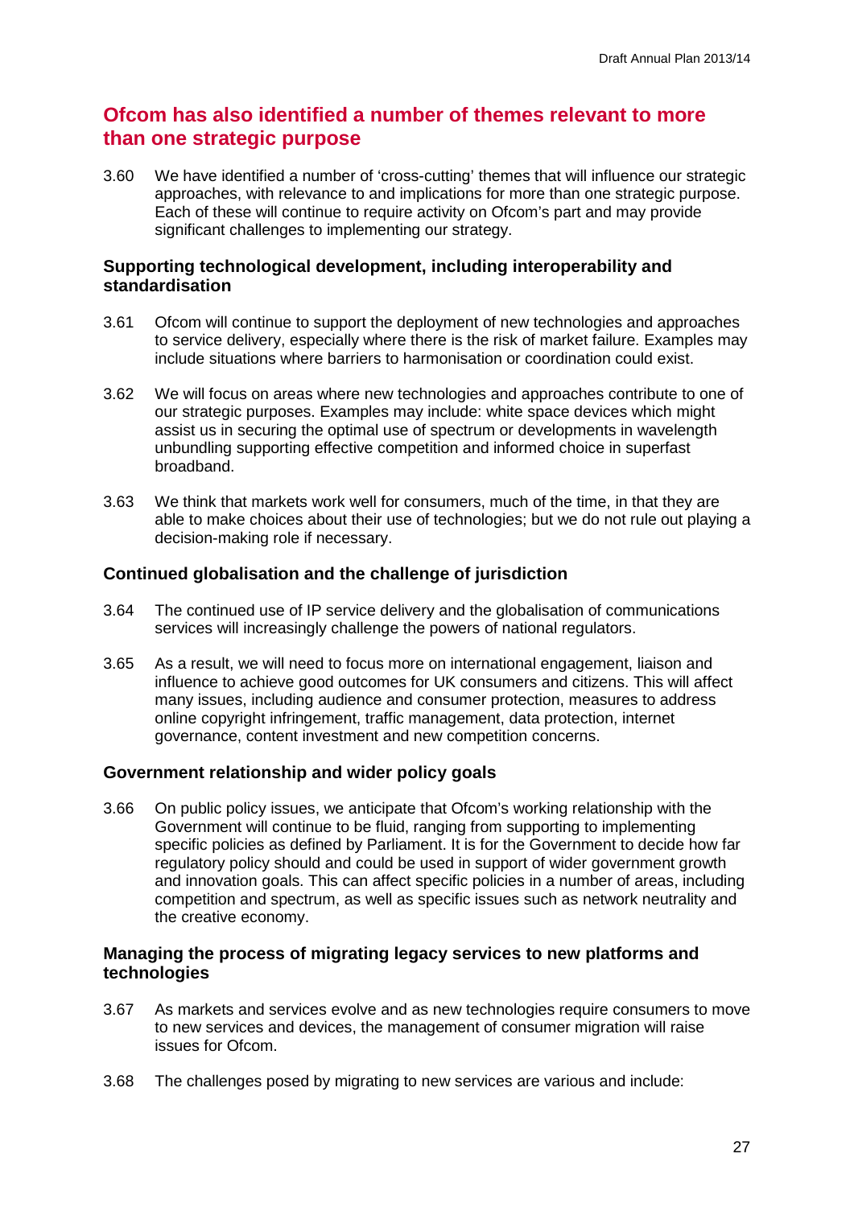## Ofcom has also identified a number of themes relevant to more than one strategic purpose

3.60 We have identified a number of 'cross-cutting' themes that will influence our strategic approaches, with relevance to and implications for more than one strategic purpose. Each of these will continue to require activity on Ofcom's part and may provide significant challenges to implementing our strategy.

### Supporting technological development, including interoperability and standardisation

3.61 Ofcom will continue to support the deployment of new technologies and approaches to service delivery, especially where there is the risk of market failure. Examples may include situations where barriers to harmonisation or coordination could exist.

3.62 We will focus on areas where new technologies and approaches contribute to one of our strategic purposes. Examples may include: white space devices which might assist us in securing the optimal use of spectrum or developments in wavelength unbundling supporting effective competition and informed choice in superfast broadband.

3.63 We think that markets work well for consumers, much of the time, in that they are able to make choices about their use of technologies; but we do not rule out playing a decision-making role if necessary.

### Continued globalisation and the challenge of jurisdiction

3.64 The continued use of IP service delivery and the globalisation of communications services will increasingly challenge the powers of national regulators.

3.65 As a result, we will need to focus more on international engagement, liaison and influence to achieve good outcomes for UK consumers and citizens. This will affect many issues, including audience and consumer protection, measures to address online copyright infringement, traffic management, data protection, internet governance, content investment and new competition concerns.

### Government relationship and wider policy goals

3.66 On public policy issues, we anticipate that Ofcom's working relationship with the Government will continue to be fluid, ranging from supporting to implementing specific policies as defined by Parliament. It is for the Government to decide how far regulatory policy should and could be used in support of wider government growth and innovation goals. This can affect specific policies in a number of areas, including competition and spectrum, as well as specific issues such as network neutrality and the creative economy.

### Managing the process of migrating legacy services to new platforms and technologies

3.67 As markets and services evolve and as new technologies require consumers to move to new services and devices, the management of consumer migration will raise issues for Ofcom.

3.68 The challenges posed by migrating to new services are various and include: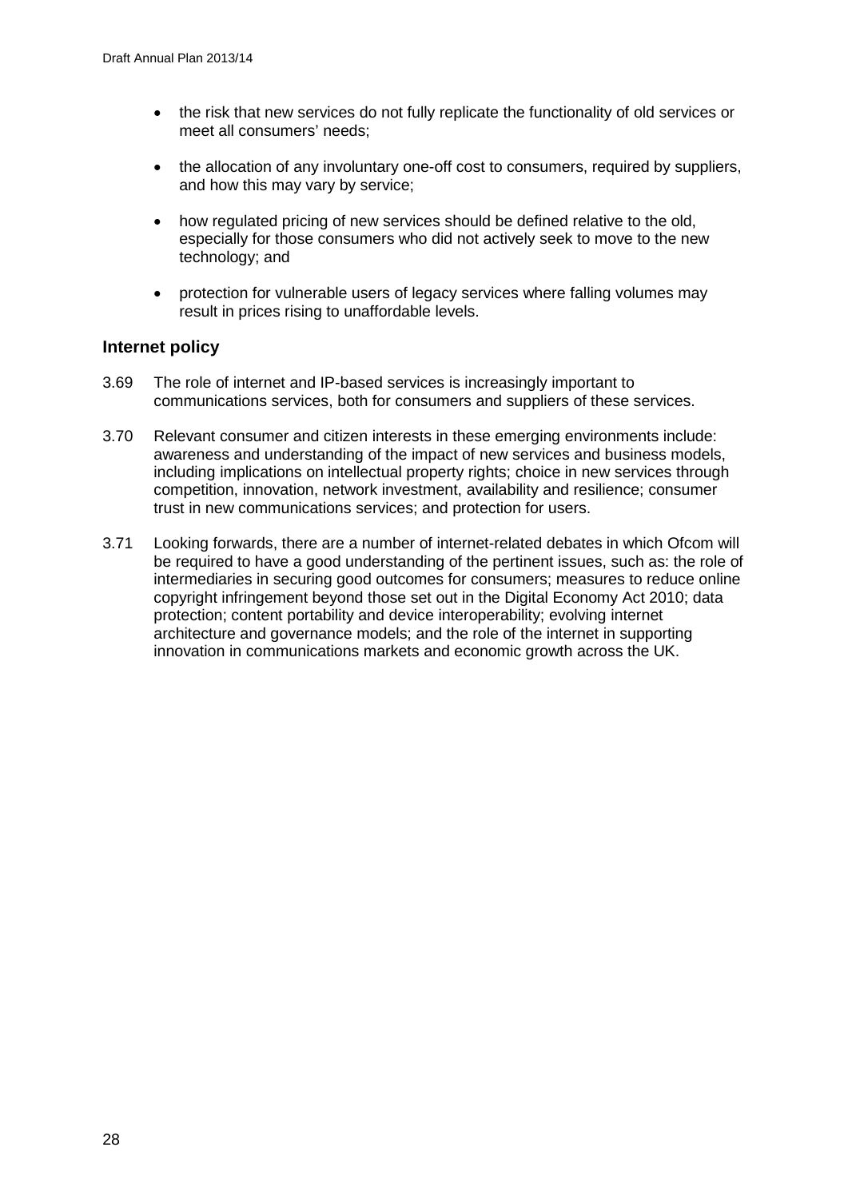- the risk that new services do not fully replicate the functionality of old services or meet all consumers' needs;
- the allocation of any involuntary one-off cost to consumers, required by suppliers, and how this may vary by service;
- how regulated pricing of new services should be defined relative to the old, especially for those consumers who did not actively seek to move to the new technology; and
- protection for vulnerable users of legacy services where falling volumes may result in prices rising to unaffordable levels.

### Internet policy

3.69 The role of internet and IP-based services is increasingly important to communications services, both for consumers and suppliers of these services.

3.70 Relevant consumer and citizen interests in these emerging environments include: awareness and understanding of the impact of new services and business models, including implications on intellectual property rights; choice in new services through competition, innovation, network investment, availability and resilience; consumer trust in new communications services; and protection for users.

3.71 Looking forwards, there are a number of internet-related debates in which Ofcom will be required to have a good understanding of the pertinent issues, such as: the role of intermediaries in securing good outcomes for consumers; measures to reduce online copyright infringement beyond those set out in the Digital Economy Act 2010; data protection; content portability and device interoperability; evolving internet architecture and governance models; and the role of the internet in supporting innovation in communications markets and economic growth across the UK.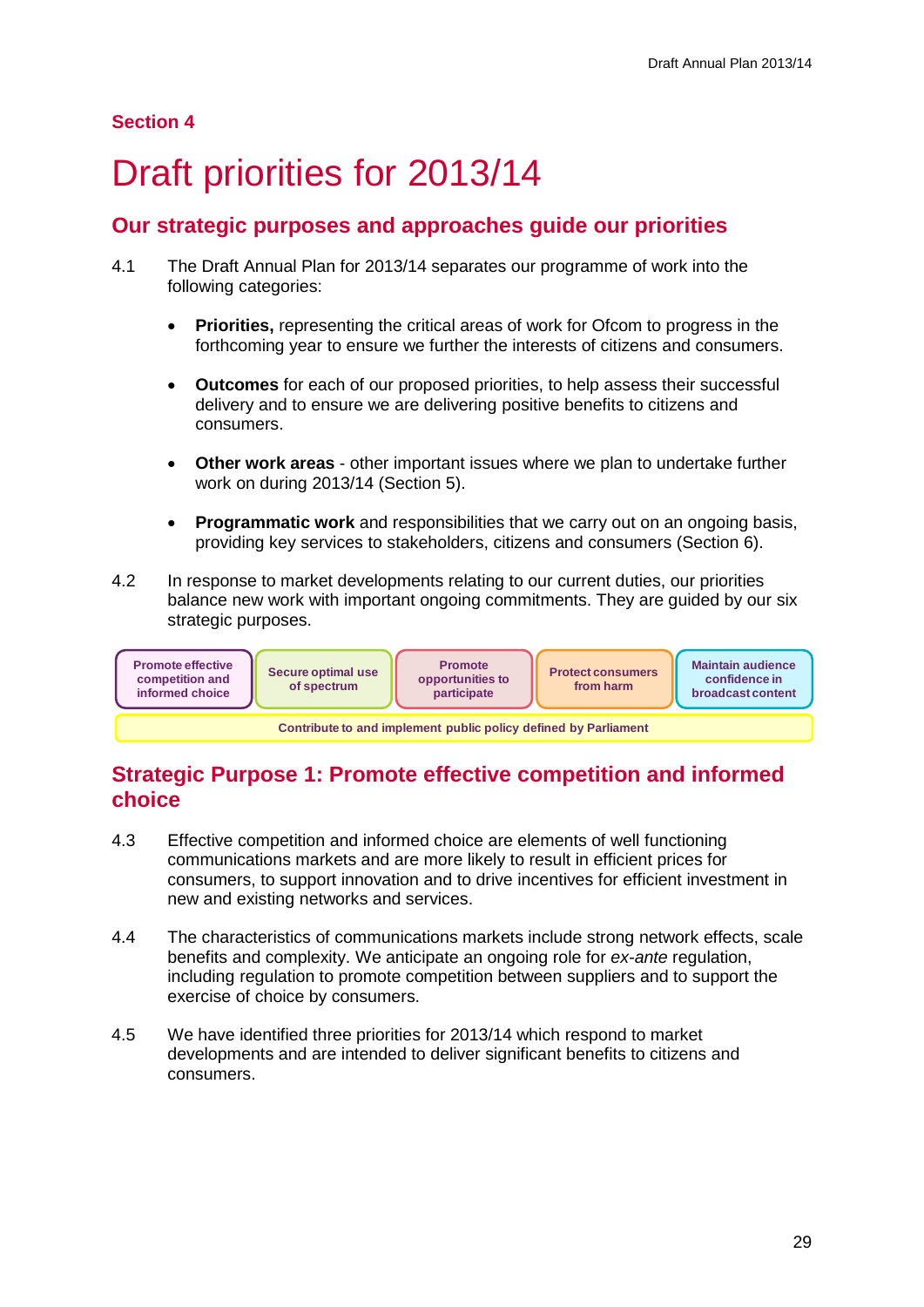## Section 4

# Draft priorities for 2013/14

## Our strategic purposes and approaches guide our priorities

4.1 The Draft Annual Plan for 2013/14 separates our programme of work into the following categories:

- **Priorities,** representing the critical areas of work for Ofcom to progress in the forthcoming year to ensure we further the interests of citizens and consumers.
- **Outcomes** for each of our proposed priorities, to help assess their successful delivery and to ensure we are delivering positive benefits to citizens and consumers.
- **Other work areas** - other important issues where we plan to undertake further work on during 2013/14 (Section 5).
- **Programmatic work** and responsibilities that we carry out on an ongoing basis, providing key services to stakeholders, citizens and consumers (Section 6).

4.2 In response to market developments relating to our current duties, our priorities balance new work with important ongoing commitments. They are guided by our six strategic purposes.

| Promote effective competition and informed choice | Secure optimal use of spectrum | Promote opportunities to participate | Protect consumers from harm | Maintain audience confidence in broadcast content |
|---|---|---|---|---|
| Contribute to and implement public policy defined by Parliament | | | | |

## Strategic Purpose 1: Promote effective competition and informed choice

4.3 Effective competition and informed choice are elements of well functioning communications markets and are more likely to result in efficient prices for consumers, to support innovation and to drive incentives for efficient investment in new and existing networks and services.

4.4 The characteristics of communications markets include strong network effects, scale benefits and complexity. We anticipate an ongoing role for *ex-ante* regulation, including regulation to promote competition between suppliers and to support the exercise of choice by consumers.

4.5 We have identified three priorities for 2013/14 which respond to market developments and are intended to deliver significant benefits to citizens and consumers.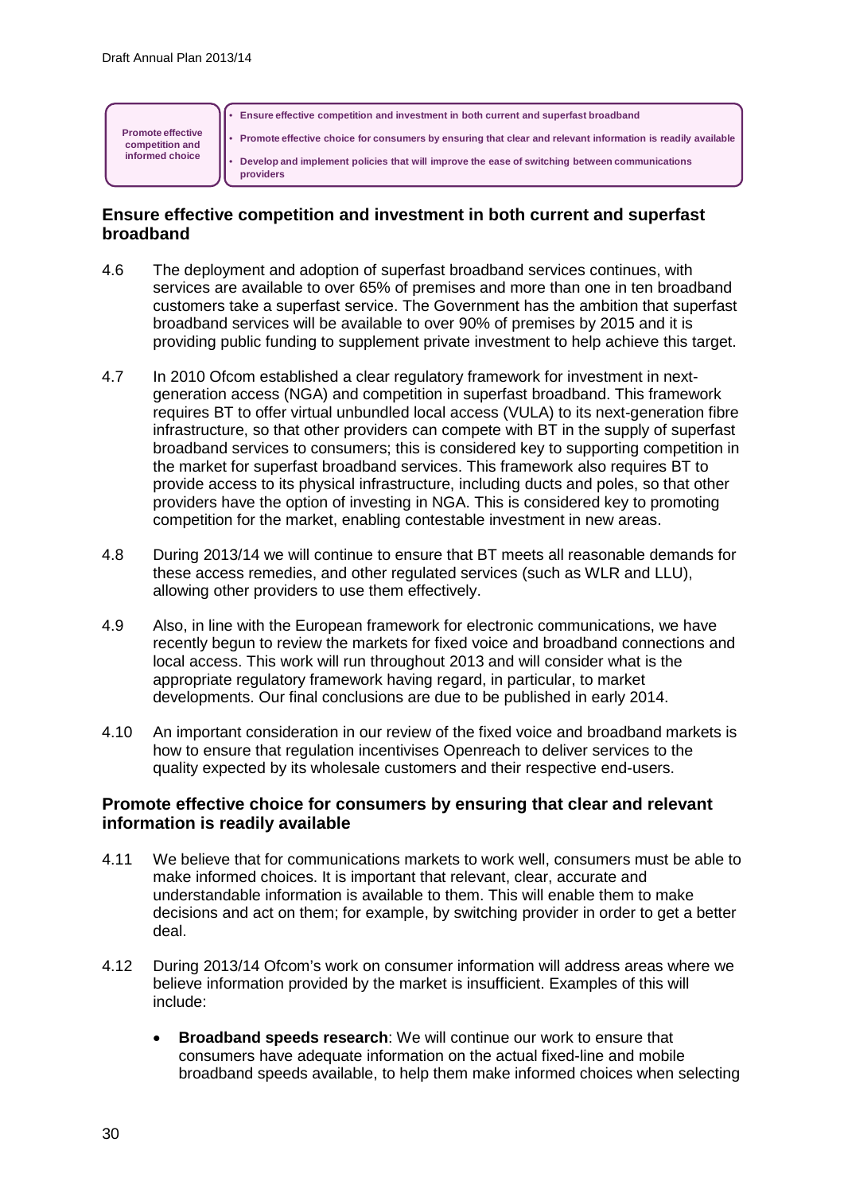| Promote effective competition and informed choice | • Ensure effective competition and investment in both current and superfast broadband<br>• Promote effective choice for consumers by ensuring that clear and relevant information is readily available<br>• Develop and implement policies that will improve the ease of switching between communications providers |
|---|---|

## Ensure effective competition and investment in both current and superfast broadband

4.6 The deployment and adoption of superfast broadband services continues, with services are available to over 65% of premises and more than one in ten broadband customers take a superfast service. The Government has the ambition that superfast broadband services will be available to over 90% of premises by 2015 and it is providing public funding to supplement private investment to help achieve this target.

4.7 In 2010 Ofcom established a clear regulatory framework for investment in next-generation access (NGA) and competition in superfast broadband. This framework requires BT to offer virtual unbundled local access (VULA) to its next-generation fibre infrastructure, so that other providers can compete with BT in the supply of superfast broadband services to consumers; this is considered key to supporting competition in the market for superfast broadband services. This framework also requires BT to provide access to its physical infrastructure, including ducts and poles, so that other providers have the option of investing in NGA. This is considered key to promoting competition for the market, enabling contestable investment in new areas.

4.8 During 2013/14 we will continue to ensure that BT meets all reasonable demands for these access remedies, and other regulated services (such as WLR and LLU), allowing other providers to use them effectively.

4.9 Also, in line with the European framework for electronic communications, we have recently begun to review the markets for fixed voice and broadband connections and local access. This work will run throughout 2013 and will consider what is the appropriate regulatory framework having regard, in particular, to market developments. Our final conclusions are due to be published in early 2014.

4.10 An important consideration in our review of the fixed voice and broadband markets is how to ensure that regulation incentivises Openreach to deliver services to the quality expected by its wholesale customers and their respective end-users.

## Promote effective choice for consumers by ensuring that clear and relevant information is readily available

4.11 We believe that for communications markets to work well, consumers must be able to make informed choices. It is important that relevant, clear, accurate and understandable information is available to them. This will enable them to make decisions and act on them; for example, by switching provider in order to get a better deal.

4.12 During 2013/14 Ofcom's work on consumer information will address areas where we believe information provided by the market is insufficient. Examples of this will include:

- **Broadband speeds research**: We will continue our work to ensure that consumers have adequate information on the actual fixed-line and mobile broadband speeds available, to help them make informed choices when selecting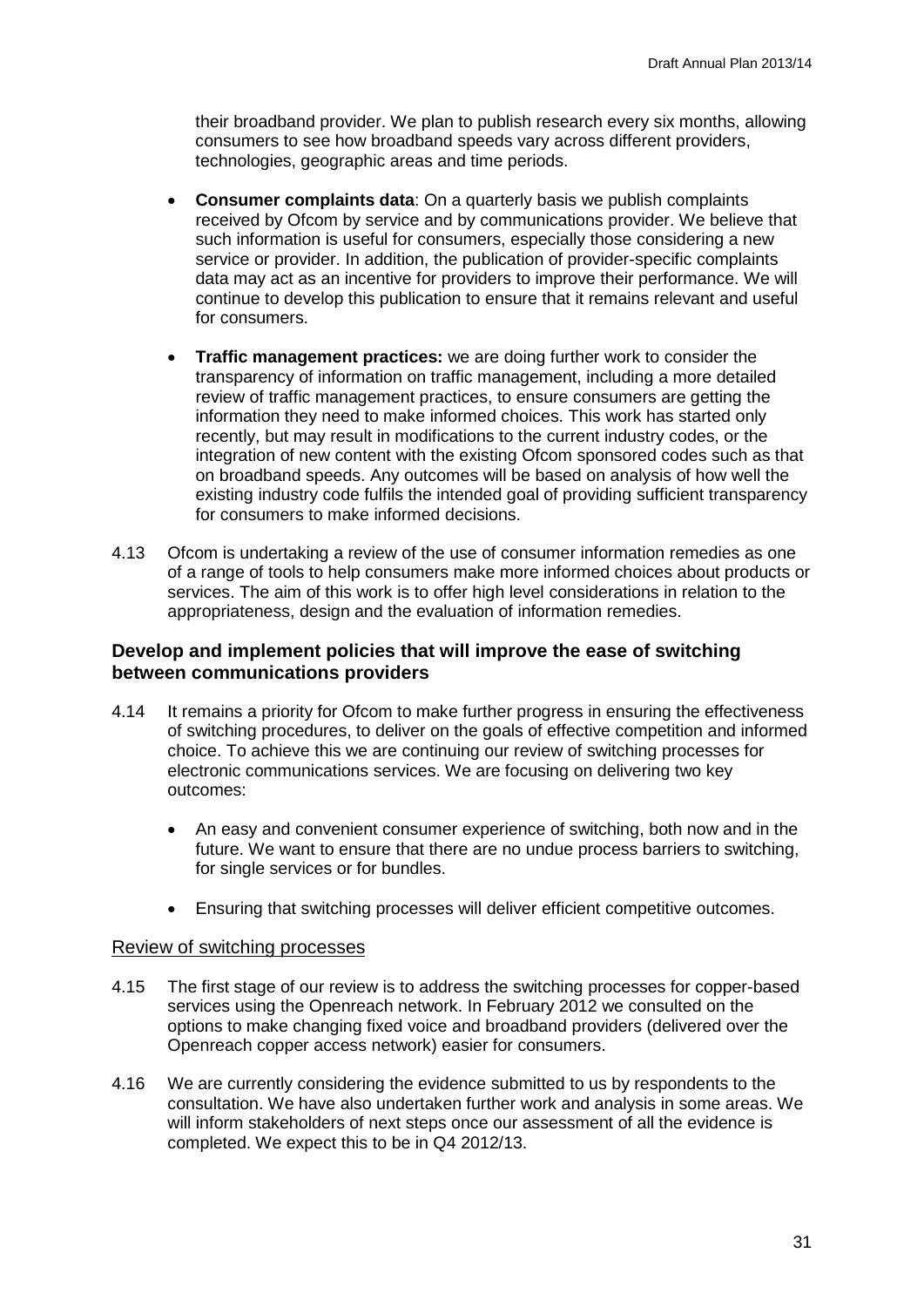their broadband provider. We plan to publish research every six months, allowing consumers to see how broadband speeds vary across different providers, technologies, geographic areas and time periods.

- **Consumer complaints data**: On a quarterly basis we publish complaints received by Ofcom by service and by communications provider. We believe that such information is useful for consumers, especially those considering a new service or provider. In addition, the publication of provider-specific complaints data may act as an incentive for providers to improve their performance. We will continue to develop this publication to ensure that it remains relevant and useful for consumers.

- **Traffic management practices:** we are doing further work to consider the transparency of information on traffic management, including a more detailed review of traffic management practices, to ensure consumers are getting the information they need to make informed choices. This work has started only recently, but may result in modifications to the current industry codes, or the integration of new content with the existing Ofcom sponsored codes such as that on broadband speeds. Any outcomes will be based on analysis of how well the existing industry code fulfils the intended goal of providing sufficient transparency for consumers to make informed decisions.

4.13 Ofcom is undertaking a review of the use of consumer information remedies as one of a range of tools to help consumers make more informed choices about products or services. The aim of this work is to offer high level considerations in relation to the appropriateness, design and the evaluation of information remedies.

### Develop and implement policies that will improve the ease of switching between communications providers

4.14 It remains a priority for Ofcom to make further progress in ensuring the effectiveness of switching procedures, to deliver on the goals of effective competition and informed choice. To achieve this we are continuing our review of switching processes for electronic communications services. We are focusing on delivering two key outcomes:

- An easy and convenient consumer experience of switching, both now and in the future. We want to ensure that there are no undue process barriers to switching, for single services or for bundles.

- Ensuring that switching processes will deliver efficient competitive outcomes.

#### Review of switching processes

4.15 The first stage of our review is to address the switching processes for copper-based services using the Openreach network. In February 2012 we consulted on the options to make changing fixed voice and broadband providers (delivered over the Openreach copper access network) easier for consumers.

4.16 We are currently considering the evidence submitted to us by respondents to the consultation. We have also undertaken further work and analysis in some areas. We will inform stakeholders of next steps once our assessment of all the evidence is completed. We expect this to be in Q4 2012/13.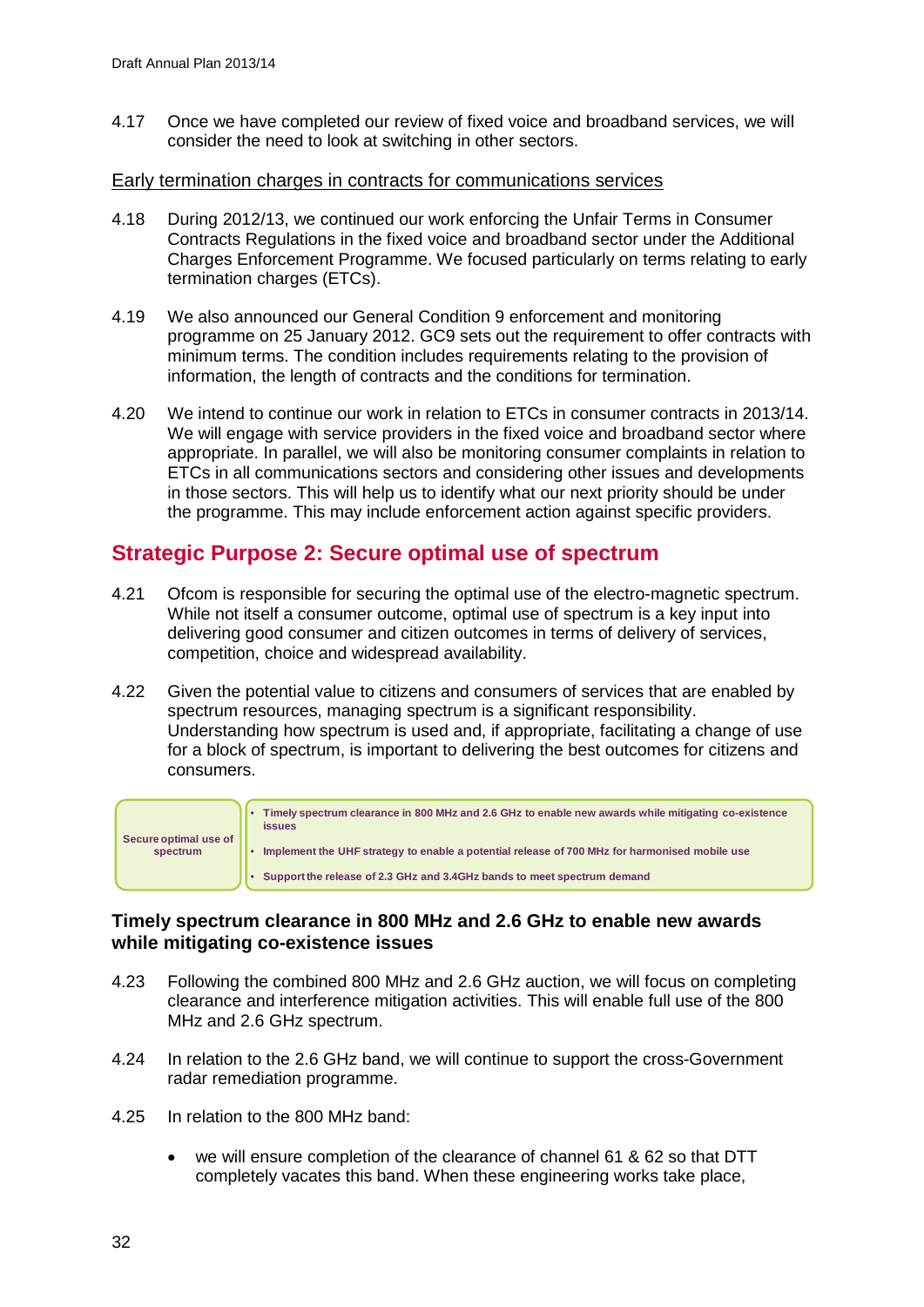4.17 Once we have completed our review of fixed voice and broadband services, we will consider the need to look at switching in other sectors.

Early termination charges in contracts for communications services

4.18 During 2012/13, we continued our work enforcing the Unfair Terms in Consumer Contracts Regulations in the fixed voice and broadband sector under the Additional Charges Enforcement Programme. We focused particularly on terms relating to early termination charges (ETCs).

4.19 We also announced our General Condition 9 enforcement and monitoring programme on 25 January 2012. GC9 sets out the requirement to offer contracts with minimum terms. The condition includes requirements relating to the provision of information, the length of contracts and the conditions for termination.

4.20 We intend to continue our work in relation to ETCs in consumer contracts in 2013/14. We will engage with service providers in the fixed voice and broadband sector where appropriate. In parallel, we will also be monitoring consumer complaints in relation to ETCs in all communications sectors and considering other issues and developments in those sectors. This will help us to identify what our next priority should be under the programme. This may include enforcement action against specific providers.

## Strategic Purpose 2: Secure optimal use of spectrum

4.21 Ofcom is responsible for securing the optimal use of the electro-magnetic spectrum. While not itself a consumer outcome, optimal use of spectrum is a key input into delivering good consumer and citizen outcomes in terms of delivery of services, competition, choice and widespread availability.

4.22 Given the potential value to citizens and consumers of services that are enabled by spectrum resources, managing spectrum is a significant responsibility. Understanding how spectrum is used and, if appropriate, facilitating a change of use for a block of spectrum, is important to delivering the best outcomes for citizens and consumers.

| Secure optimal use of spectrum | • Timely spectrum clearance in 800 MHz and 2.6 GHz to enable new awards while mitigating co-existence issues<br>• Implement the UHF strategy to enable a potential release of 700 MHz for harmonised mobile use<br>• Support the release of 2.3 GHz and 3.4GHz bands to meet spectrum demand |
|---|---|

### Timely spectrum clearance in 800 MHz and 2.6 GHz to enable new awards while mitigating co-existence issues

4.23 Following the combined 800 MHz and 2.6 GHz auction, we will focus on completing clearance and interference mitigation activities. This will enable full use of the 800 MHz and 2.6 GHz spectrum.

4.24 In relation to the 2.6 GHz band, we will continue to support the cross-Government radar remediation programme.

4.25 In relation to the 800 MHz band:

- we will ensure completion of the clearance of channel 61 & 62 so that DTT completely vacates this band. When these engineering works take place,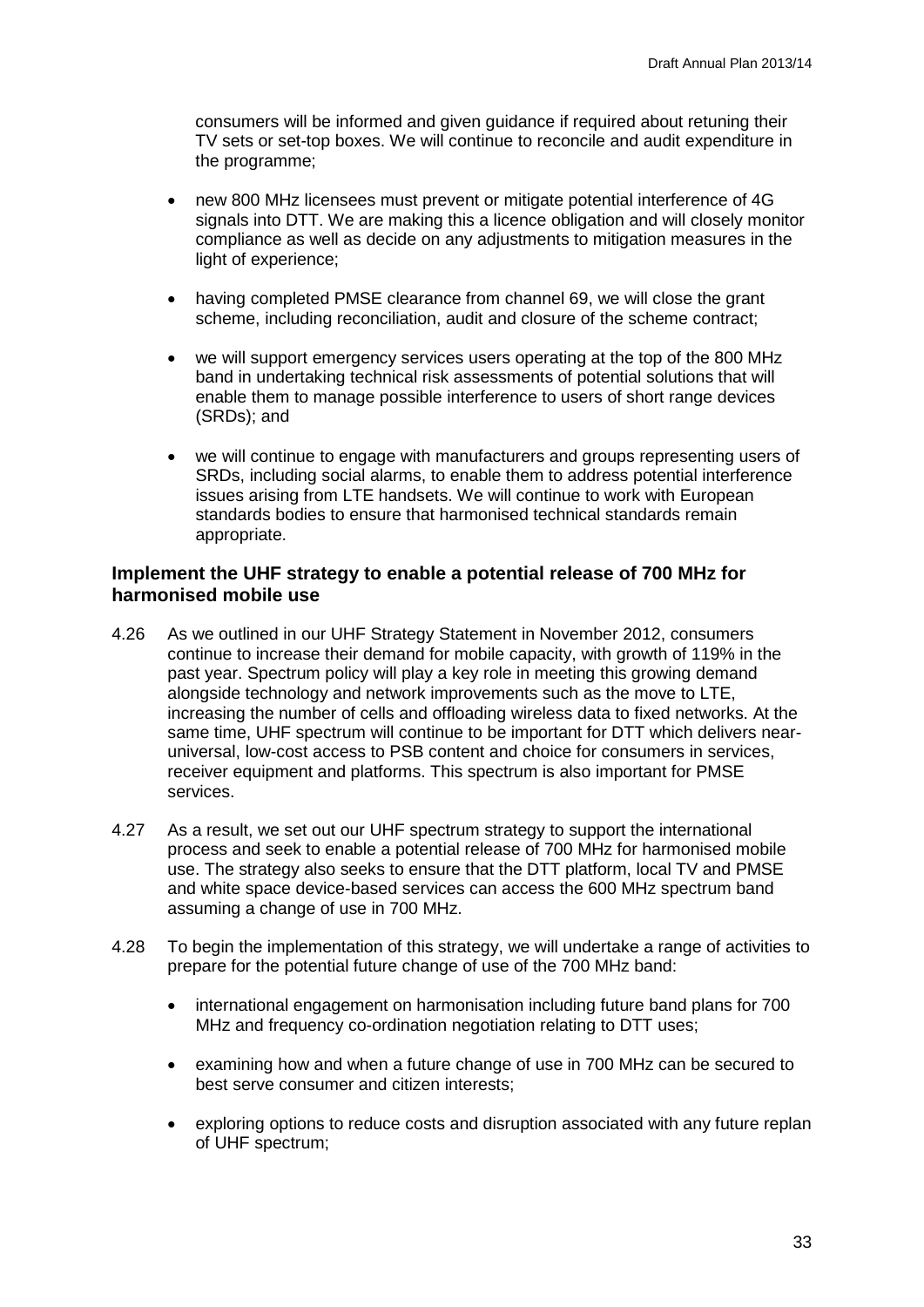consumers will be informed and given guidance if required about retuning their TV sets or set-top boxes. We will continue to reconcile and audit expenditure in the programme;

- new 800 MHz licensees must prevent or mitigate potential interference of 4G signals into DTT. We are making this a licence obligation and will closely monitor compliance as well as decide on any adjustments to mitigation measures in the light of experience;
- having completed PMSE clearance from channel 69, we will close the grant scheme, including reconciliation, audit and closure of the scheme contract;
- we will support emergency services users operating at the top of the 800 MHz band in undertaking technical risk assessments of potential solutions that will enable them to manage possible interference to users of short range devices (SRDs); and
- we will continue to engage with manufacturers and groups representing users of SRDs, including social alarms, to enable them to address potential interference issues arising from LTE handsets. We will continue to work with European standards bodies to ensure that harmonised technical standards remain appropriate.

### Implement the UHF strategy to enable a potential release of 700 MHz for harmonised mobile use

4.26 As we outlined in our UHF Strategy Statement in November 2012, consumers continue to increase their demand for mobile capacity, with growth of 119% in the past year. Spectrum policy will play a key role in meeting this growing demand alongside technology and network improvements such as the move to LTE, increasing the number of cells and offloading wireless data to fixed networks. At the same time, UHF spectrum will continue to be important for DTT which delivers near-universal, low-cost access to PSB content and choice for consumers in services, receiver equipment and platforms. This spectrum is also important for PMSE services.

4.27 As a result, we set out our UHF spectrum strategy to support the international process and seek to enable a potential release of 700 MHz for harmonised mobile use. The strategy also seeks to ensure that the DTT platform, local TV and PMSE and white space device-based services can access the 600 MHz spectrum band assuming a change of use in 700 MHz.

4.28 To begin the implementation of this strategy, we will undertake a range of activities to prepare for the potential future change of use of the 700 MHz band:

- international engagement on harmonisation including future band plans for 700 MHz and frequency co-ordination negotiation relating to DTT uses;
- examining how and when a future change of use in 700 MHz can be secured to best serve consumer and citizen interests;
- exploring options to reduce costs and disruption associated with any future replan of UHF spectrum;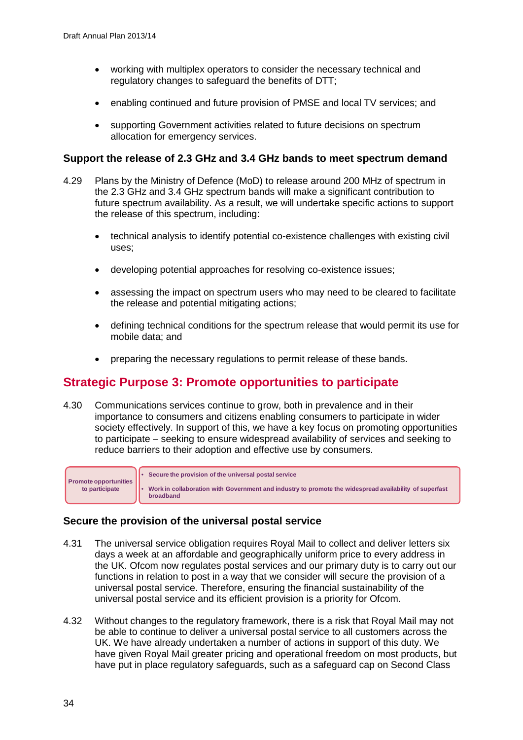- working with multiplex operators to consider the necessary technical and regulatory changes to safeguard the benefits of DTT;
- enabling continued and future provision of PMSE and local TV services; and
- supporting Government activities related to future decisions on spectrum allocation for emergency services.

### Support the release of 2.3 GHz and 3.4 GHz bands to meet spectrum demand

4.29 Plans by the Ministry of Defence (MoD) to release around 200 MHz of spectrum in the 2.3 GHz and 3.4 GHz spectrum bands will make a significant contribution to future spectrum availability. As a result, we will undertake specific actions to support the release of this spectrum, including:

- technical analysis to identify potential co-existence challenges with existing civil uses;
- developing potential approaches for resolving co-existence issues;
- assessing the impact on spectrum users who may need to be cleared to facilitate the release and potential mitigating actions;
- defining technical conditions for the spectrum release that would permit its use for mobile data; and
- preparing the necessary regulations to permit release of these bands.

## Strategic Purpose 3: Promote opportunities to participate

4.30 Communications services continue to grow, both in prevalence and in their importance to consumers and citizens enabling consumers to participate in wider society effectively. In support of this, we have a key focus on promoting opportunities to participate – seeking to ensure widespread availability of services and seeking to reduce barriers to their adoption and effective use by consumers.

| Promote opportunities to participate | • Secure the provision of the universal postal service<br>• Work in collaboration with Government and industry to promote the widespread availability of superfast broadband |
|---|---|

### Secure the provision of the universal postal service

4.31 The universal service obligation requires Royal Mail to collect and deliver letters six days a week at an affordable and geographically uniform price to every address in the UK. Ofcom now regulates postal services and our primary duty is to carry out our functions in relation to post in a way that we consider will secure the provision of a universal postal service. Therefore, ensuring the financial sustainability of the universal postal service and its efficient provision is a priority for Ofcom.

4.32 Without changes to the regulatory framework, there is a risk that Royal Mail may not be able to continue to deliver a universal postal service to all customers across the UK. We have already undertaken a number of actions in support of this duty. We have given Royal Mail greater pricing and operational freedom on most products, but have put in place regulatory safeguards, such as a safeguard cap on Second Class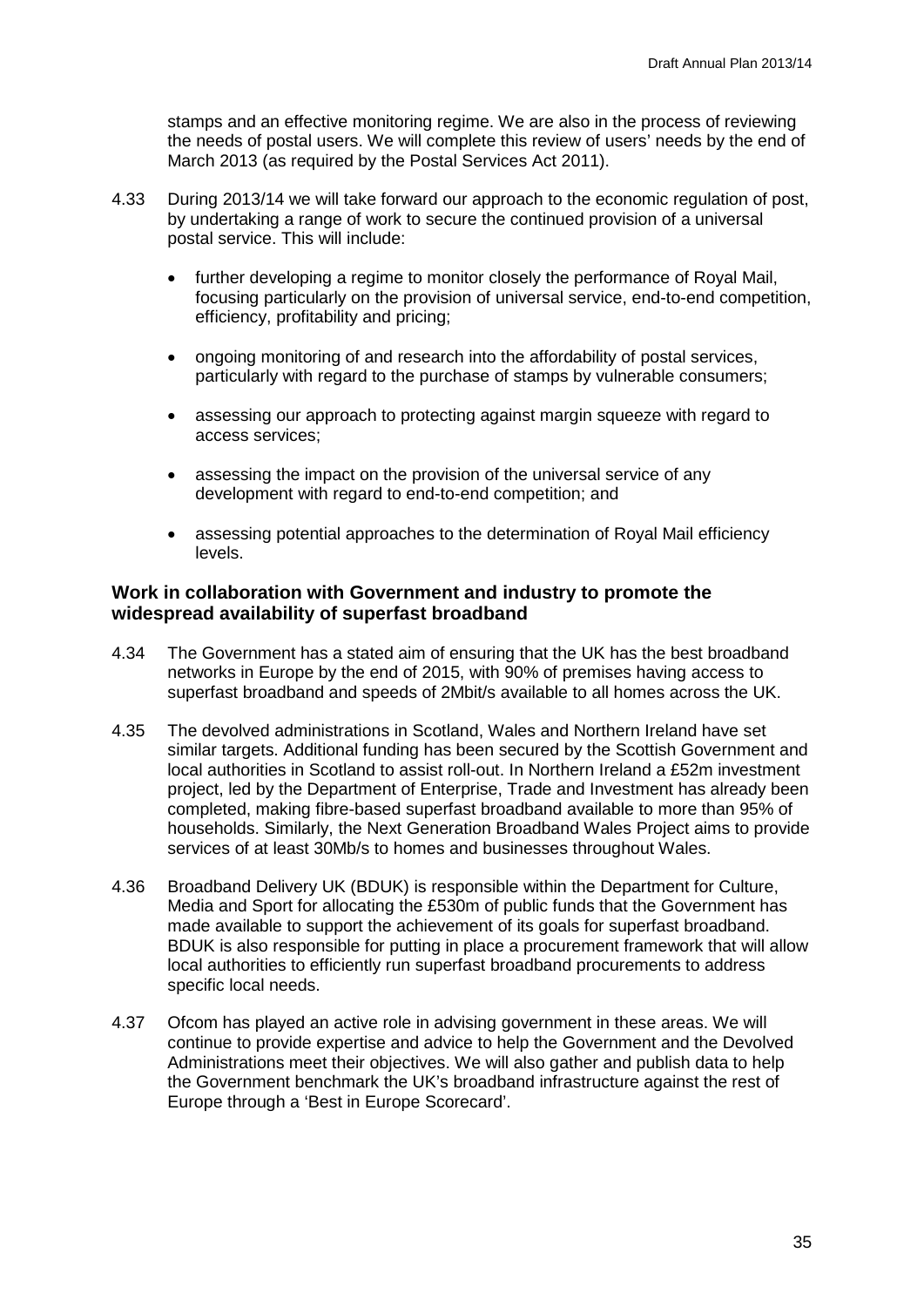stamps and an effective monitoring regime. We are also in the process of reviewing the needs of postal users. We will complete this review of users' needs by the end of March 2013 (as required by the Postal Services Act 2011).

4.33 During 2013/14 we will take forward our approach to the economic regulation of post, by undertaking a range of work to secure the continued provision of a universal postal service. This will include:

- further developing a regime to monitor closely the performance of Royal Mail, focusing particularly on the provision of universal service, end-to-end competition, efficiency, profitability and pricing;
- ongoing monitoring of and research into the affordability of postal services, particularly with regard to the purchase of stamps by vulnerable consumers;
- assessing our approach to protecting against margin squeeze with regard to access services;
- assessing the impact on the provision of the universal service of any development with regard to end-to-end competition; and
- assessing potential approaches to the determination of Royal Mail efficiency levels.

### Work in collaboration with Government and industry to promote the widespread availability of superfast broadband

4.34 The Government has a stated aim of ensuring that the UK has the best broadband networks in Europe by the end of 2015, with 90% of premises having access to superfast broadband and speeds of 2Mbit/s available to all homes across the UK.

4.35 The devolved administrations in Scotland, Wales and Northern Ireland have set similar targets. Additional funding has been secured by the Scottish Government and local authorities in Scotland to assist roll-out. In Northern Ireland a £52m investment project, led by the Department of Enterprise, Trade and Investment has already been completed, making fibre-based superfast broadband available to more than 95% of households. Similarly, the Next Generation Broadband Wales Project aims to provide services of at least 30Mb/s to homes and businesses throughout Wales.

4.36 Broadband Delivery UK (BDUK) is responsible within the Department for Culture, Media and Sport for allocating the £530m of public funds that the Government has made available to support the achievement of its goals for superfast broadband. BDUK is also responsible for putting in place a procurement framework that will allow local authorities to efficiently run superfast broadband procurements to address specific local needs.

4.37 Ofcom has played an active role in advising government in these areas. We will continue to provide expertise and advice to help the Government and the Devolved Administrations meet their objectives. We will also gather and publish data to help the Government benchmark the UK's broadband infrastructure against the rest of Europe through a 'Best in Europe Scorecard'.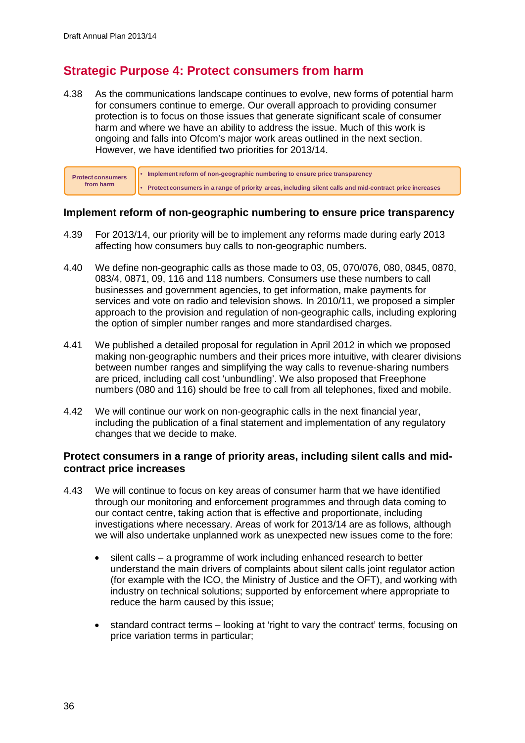## Strategic Purpose 4: Protect consumers from harm

4.38 As the communications landscape continues to evolve, new forms of potential harm for consumers continue to emerge. Our overall approach to providing consumer protection is to focus on those issues that generate significant scale of consumer harm and where we have an ability to address the issue. Much of this work is ongoing and falls into Ofcom's major work areas outlined in the next section. However, we have identified two priorities for 2013/14.

| Protect consumers from harm | • Implement reform of non-geographic numbering to ensure price transparency<br>• Protect consumers in a range of priority areas, including silent calls and mid-contract price increases |
|---|---|

### Implement reform of non-geographic numbering to ensure price transparency

4.39 For 2013/14, our priority will be to implement any reforms made during early 2013 affecting how consumers buy calls to non-geographic numbers.

4.40 We define non-geographic calls as those made to 03, 05, 070/076, 080, 0845, 0870, 083/4, 0871, 09, 116 and 118 numbers. Consumers use these numbers to call businesses and government agencies, to get information, make payments for services and vote on radio and television shows. In 2010/11, we proposed a simpler approach to the provision and regulation of non-geographic calls, including exploring the option of simpler number ranges and more standardised charges.

4.41 We published a detailed proposal for regulation in April 2012 in which we proposed making non-geographic numbers and their prices more intuitive, with clearer divisions between number ranges and simplifying the way calls to revenue-sharing numbers are priced, including call cost 'unbundling'. We also proposed that Freephone numbers (080 and 116) should be free to call from all telephones, fixed and mobile.

4.42 We will continue our work on non-geographic calls in the next financial year, including the publication of a final statement and implementation of any regulatory changes that we decide to make.

### Protect consumers in a range of priority areas, including silent calls and mid-contract price increases

4.43 We will continue to focus on key areas of consumer harm that we have identified through our monitoring and enforcement programmes and through data coming to our contact centre, taking action that is effective and proportionate, including investigations where necessary. Areas of work for 2013/14 are as follows, although we will also undertake unplanned work as unexpected new issues come to the fore:

- silent calls – a programme of work including enhanced research to better understand the main drivers of complaints about silent calls joint regulator action (for example with the ICO, the Ministry of Justice and the OFT), and working with industry on technical solutions; supported by enforcement where appropriate to reduce the harm caused by this issue;

- standard contract terms – looking at 'right to vary the contract' terms, focusing on price variation terms in particular;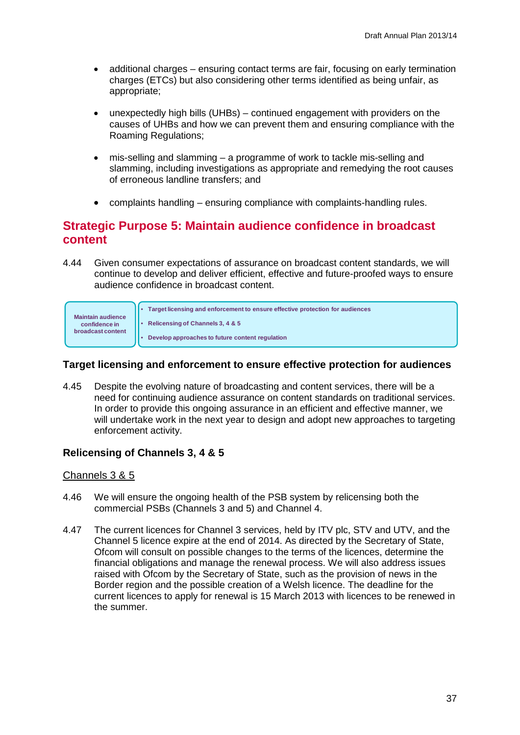- additional charges – ensuring contact terms are fair, focusing on early termination charges (ETCs) but also considering other terms identified as being unfair, as appropriate;

- unexpectedly high bills (UHBs) – continued engagement with providers on the causes of UHBs and how we can prevent them and ensuring compliance with the Roaming Regulations;

- mis-selling and slamming – a programme of work to tackle mis-selling and slamming, including investigations as appropriate and remedying the root causes of erroneous landline transfers; and

- complaints handling – ensuring compliance with complaints-handling rules.

## Strategic Purpose 5: Maintain audience confidence in broadcast content

4.44 Given consumer expectations of assurance on broadcast content standards, we will continue to develop and deliver efficient, effective and future-proofed ways to ensure audience confidence in broadcast content.

| Maintain audience confidence in broadcast content | • Target licensing and enforcement to ensure effective protection for audiences<br>• Relicensing of Channels 3, 4 & 5<br>• Develop approaches to future content regulation |
|---|---|

### Target licensing and enforcement to ensure effective protection for audiences

4.45 Despite the evolving nature of broadcasting and content services, there will be a need for continuing audience assurance on content standards on traditional services. In order to provide this ongoing assurance in an efficient and effective manner, we will undertake work in the next year to design and adopt new approaches to targeting enforcement activity.

### Relicensing of Channels 3, 4 & 5

Channels 3 & 5

4.46 We will ensure the ongoing health of the PSB system by relicensing both the commercial PSBs (Channels 3 and 5) and Channel 4.

4.47 The current licences for Channel 3 services, held by ITV plc, STV and UTV, and the Channel 5 licence expire at the end of 2014. As directed by the Secretary of State, Ofcom will consult on possible changes to the terms of the licences, determine the financial obligations and manage the renewal process. We will also address issues raised with Ofcom by the Secretary of State, such as the provision of news in the Border region and the possible creation of a Welsh licence. The deadline for the current licences to apply for renewal is 15 March 2013 with licences to be renewed in the summer.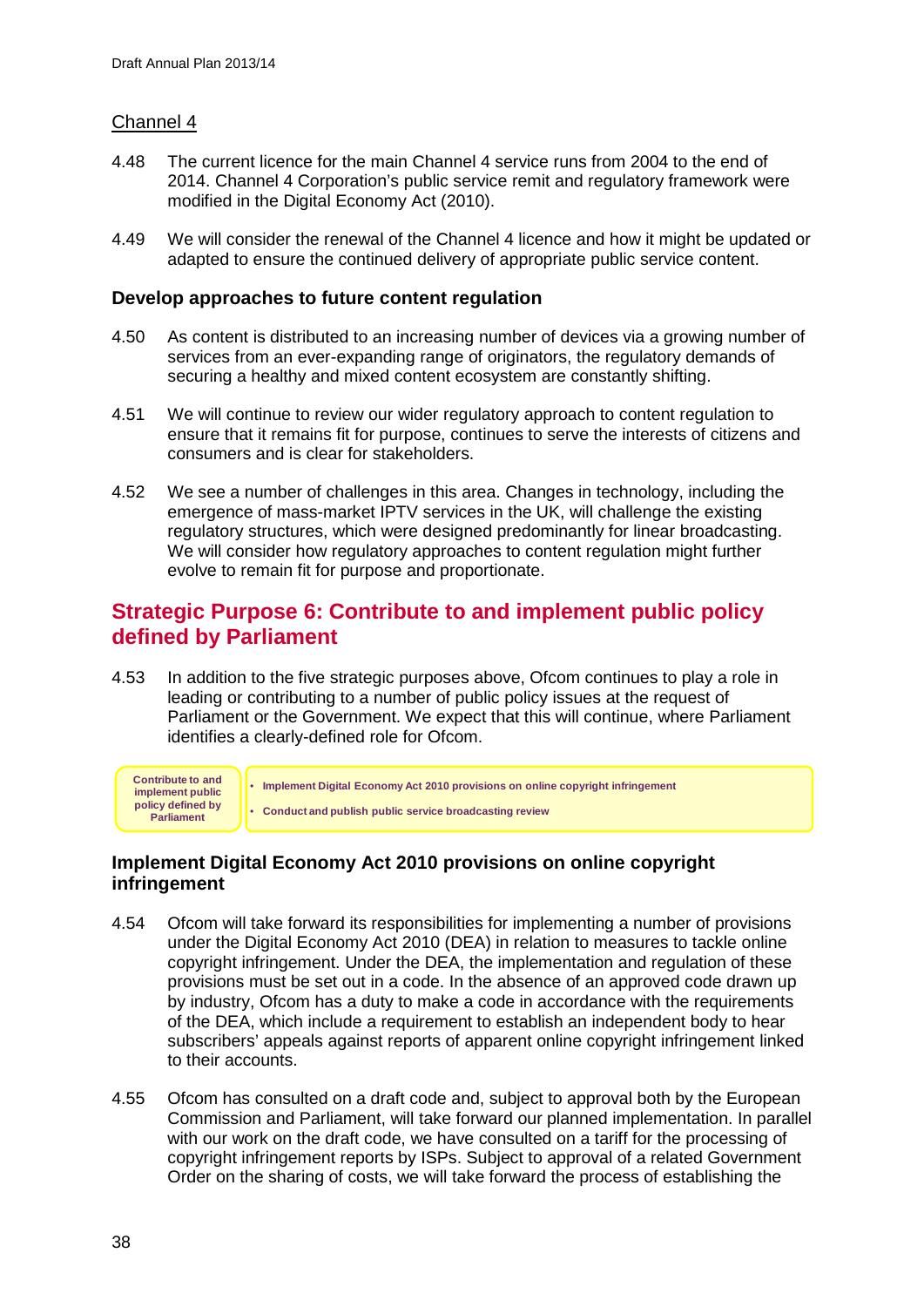## Channel 4

4.48 The current licence for the main Channel 4 service runs from 2004 to the end of 2014. Channel 4 Corporation's public service remit and regulatory framework were modified in the Digital Economy Act (2010).

4.49 We will consider the renewal of the Channel 4 licence and how it might be updated or adapted to ensure the continued delivery of appropriate public service content.

### Develop approaches to future content regulation

4.50 As content is distributed to an increasing number of devices via a growing number of services from an ever-expanding range of originators, the regulatory demands of securing a healthy and mixed content ecosystem are constantly shifting.

4.51 We will continue to review our wider regulatory approach to content regulation to ensure that it remains fit for purpose, continues to serve the interests of citizens and consumers and is clear for stakeholders.

4.52 We see a number of challenges in this area. Changes in technology, including the emergence of mass-market IPTV services in the UK, will challenge the existing regulatory structures, which were designed predominantly for linear broadcasting. We will consider how regulatory approaches to content regulation might further evolve to remain fit for purpose and proportionate.

## Strategic Purpose 6: Contribute to and implement public policy defined by Parliament

4.53 In addition to the five strategic purposes above, Ofcom continues to play a role in leading or contributing to a number of public policy issues at the request of Parliament or the Government. We expect that this will continue, where Parliament identifies a clearly-defined role for Ofcom.

| Contribute to and implement public policy defined by Parliament | • Implement Digital Economy Act 2010 provisions on online copyright infringement<br>• Conduct and publish public service broadcasting review |
|---|---|

### Implement Digital Economy Act 2010 provisions on online copyright infringement

4.54 Ofcom will take forward its responsibilities for implementing a number of provisions under the Digital Economy Act 2010 (DEA) in relation to measures to tackle online copyright infringement. Under the DEA, the implementation and regulation of these provisions must be set out in a code. In the absence of an approved code drawn up by industry, Ofcom has a duty to make a code in accordance with the requirements of the DEA, which include a requirement to establish an independent body to hear subscribers' appeals against reports of apparent online copyright infringement linked to their accounts.

4.55 Ofcom has consulted on a draft code and, subject to approval both by the European Commission and Parliament, will take forward our planned implementation. In parallel with our work on the draft code, we have consulted on a tariff for the processing of copyright infringement reports by ISPs. Subject to approval of a related Government Order on the sharing of costs, we will take forward the process of establishing the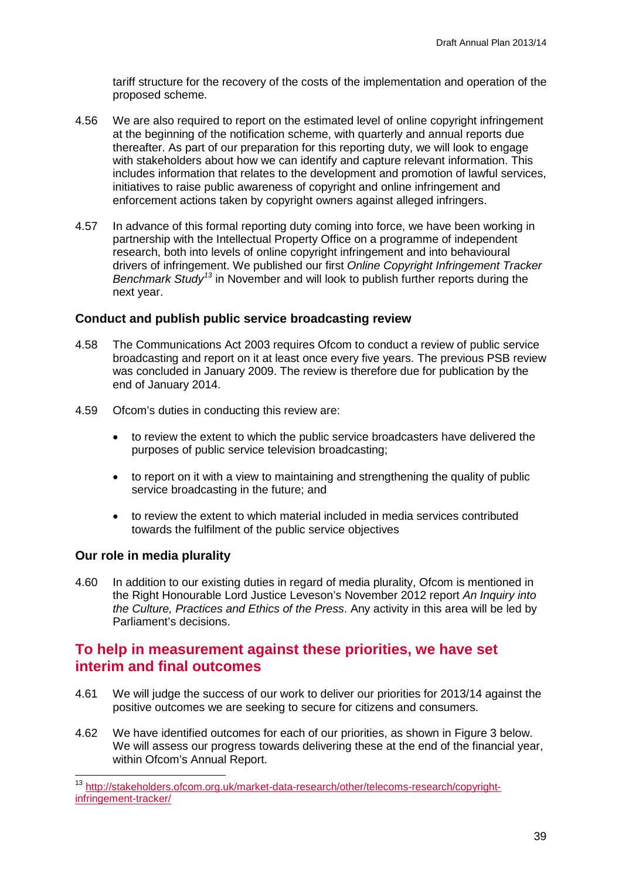tariff structure for the recovery of the costs of the implementation and operation of the proposed scheme.

4.56 We are also required to report on the estimated level of online copyright infringement at the beginning of the notification scheme, with quarterly and annual reports due thereafter. As part of our preparation for this reporting duty, we will look to engage with stakeholders about how we can identify and capture relevant information. This includes information that relates to the development and promotion of lawful services, initiatives to raise public awareness of copyright and online infringement and enforcement actions taken by copyright owners against alleged infringers.

4.57 In advance of this formal reporting duty coming into force, we have been working in partnership with the Intellectual Property Office on a programme of independent research, both into levels of online copyright infringement and into behavioural drivers of infringement. We published our first *Online Copyright Infringement Tracker Benchmark Study*[13] in November and will look to publish further reports during the next year.

### Conduct and publish public service broadcasting review

4.58 The Communications Act 2003 requires Ofcom to conduct a review of public service broadcasting and report on it at least once every five years. The previous PSB review was concluded in January 2009. The review is therefore due for publication by the end of January 2014.

4.59 Ofcom's duties in conducting this review are:

- to review the extent to which the public service broadcasters have delivered the purposes of public service television broadcasting;
- to report on it with a view to maintaining and strengthening the quality of public service broadcasting in the future; and
- to review the extent to which material included in media services contributed towards the fulfilment of the public service objectives

### Our role in media plurality

4.60 In addition to our existing duties in regard of media plurality, Ofcom is mentioned in the Right Honourable Lord Justice Leveson's November 2012 report *An Inquiry into the Culture, Practices and Ethics of the Press*. Any activity in this area will be led by Parliament's decisions.

## To help in measurement against these priorities, we have set interim and final outcomes

4.61 We will judge the success of our work to deliver our priorities for 2013/14 against the positive outcomes we are seeking to secure for citizens and consumers.

4.62 We have identified outcomes for each of our priorities, as shown in Figure 3 below. We will assess our progress towards delivering these at the end of the financial year, within Ofcom's Annual Report.

---

[13] http://stakeholders.ofcom.org.uk/market-data-research/other/telecoms-research/copyright-infringement-tracker/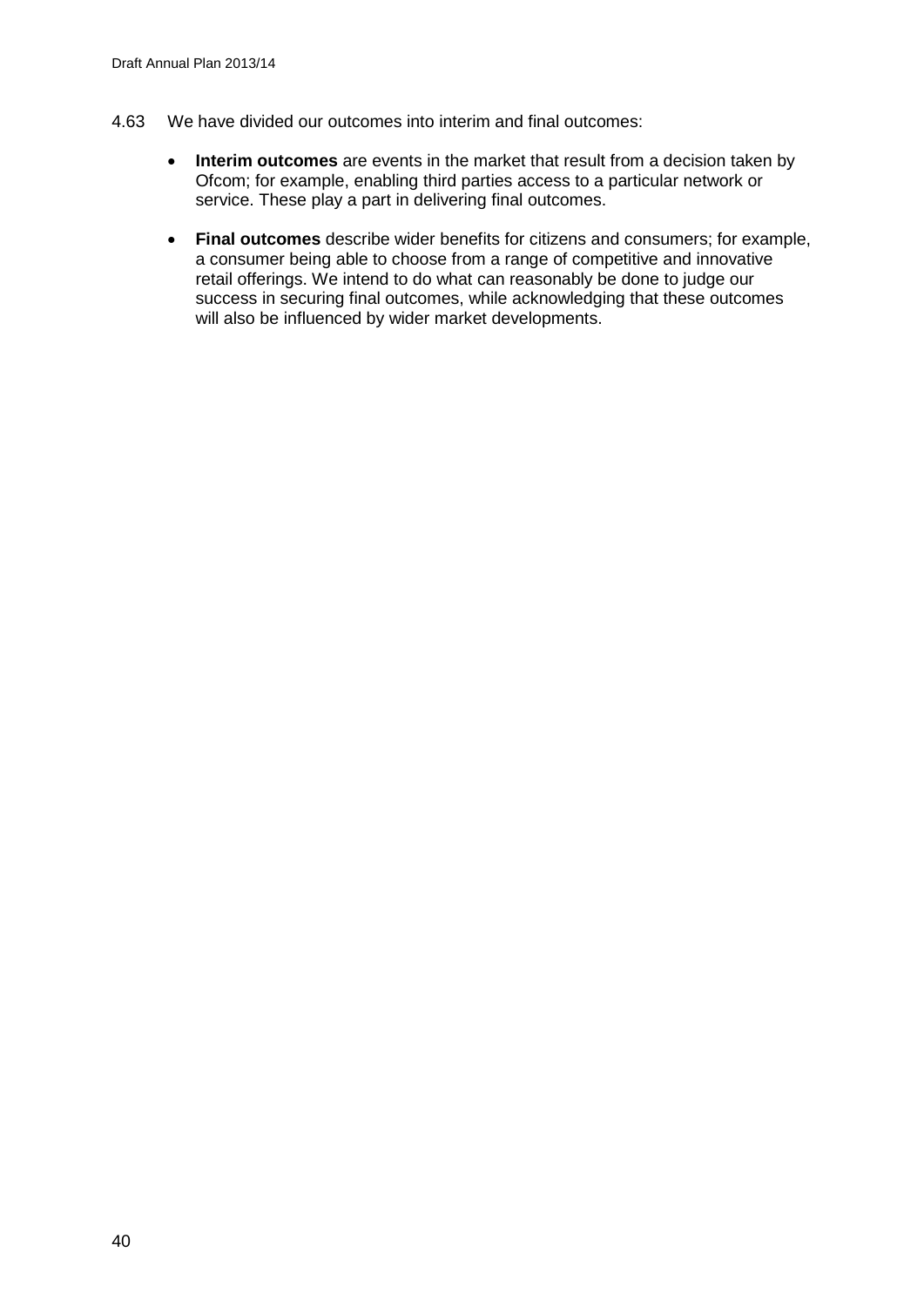4.63 We have divided our outcomes into interim and final outcomes:

- **Interim outcomes** are events in the market that result from a decision taken by Ofcom; for example, enabling third parties access to a particular network or service. These play a part in delivering final outcomes.
- **Final outcomes** describe wider benefits for citizens and consumers; for example, a consumer being able to choose from a range of competitive and innovative retail offerings. We intend to do what can reasonably be done to judge our success in securing final outcomes, while acknowledging that these outcomes will also be influenced by wider market developments.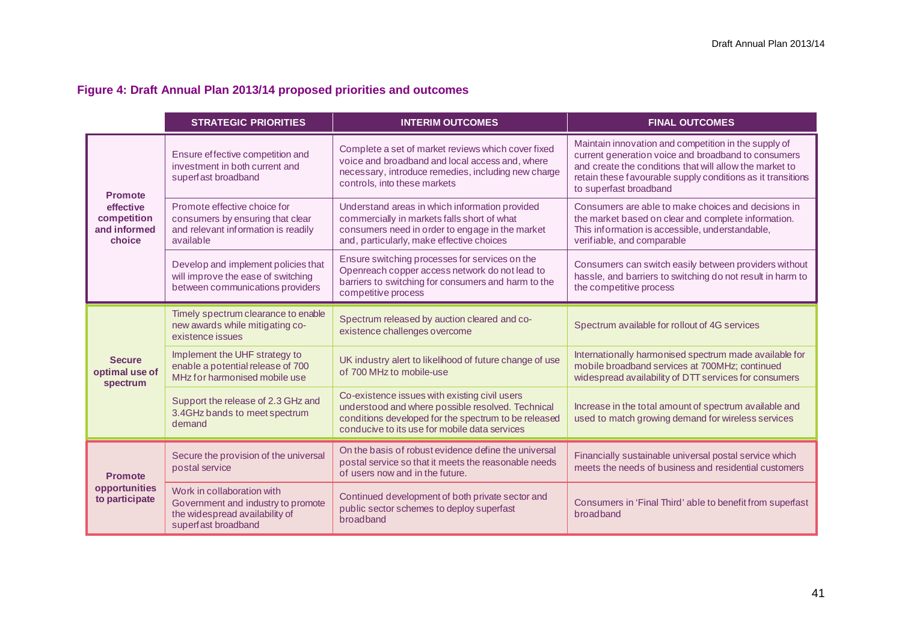**Figure 4: Draft Annual Plan 2013/14 proposed priorities and outcomes**

| | STRATEGIC PRIORITIES | INTERIM OUTCOMES | FINAL OUTCOMES |
|---|---|---|---|
| **Promote effective competition and informed choice** | Ensure effective competition and investment in both current and superfast broadband | Complete a set of market reviews which cover fixed voice and broadband and local access and, where necessary, introduce remedies, including new charge controls, into these markets | Maintain innovation and competition in the supply of current generation voice and broadband to consumers and create the conditions that will allow the market to retain these favourable supply conditions as it transitions to superfast broadband |
| | Promote effective choice for consumers by ensuring that clear and relevant information is readily available | Understand areas in which information provided commercially in markets falls short of what consumers need in order to engage in the market and, particularly, make effective choices | Consumers are able to make choices and decisions in the market based on clear and complete information. This information is accessible, understandable, verifiable, and comparable |
| | Develop and implement policies that will improve the ease of switching between communications providers | Ensure switching processes for services on the Openreach copper access network do not lead to barriers to switching for consumers and harm to the competitive process | Consumers can switch easily between providers without hassle, and barriers to switching do not result in harm to the competitive process |
| **Secure optimal use of spectrum** | Timely spectrum clearance to enable new awards while mitigating co-existence issues | Spectrum released by auction cleared and co-existence challenges overcome | Spectrum available for rollout of 4G services |
| | Implement the UHF strategy to enable a potential release of 700 MHz for harmonised mobile use | UK industry alert to likelihood of future change of use of 700 MHz to mobile-use | Internationally harmonised spectrum made available for mobile broadband services at 700MHz; continued widespread availability of DTT services for consumers |
| | Support the release of 2.3 GHz and 3.4GHz bands to meet spectrum demand | Co-existence issues with existing civil users understood and where possible resolved. Technical conditions developed for the spectrum to be released conducive to its use for mobile data services | Increase in the total amount of spectrum available and used to match growing demand for wireless services |
| **Promote opportunities to participate** | Secure the provision of the universal postal service | On the basis of robust evidence define the universal postal service so that it meets the reasonable needs of users now and in the future. | Financially sustainable universal postal service which meets the needs of business and residential customers |
| | Work in collaboration with Government and industry to promote the widespread availability of superfast broadband | Continued development of both private sector and public sector schemes to deploy superfast broadband | Consumers in 'Final Third' able to benefit from superfast broadband |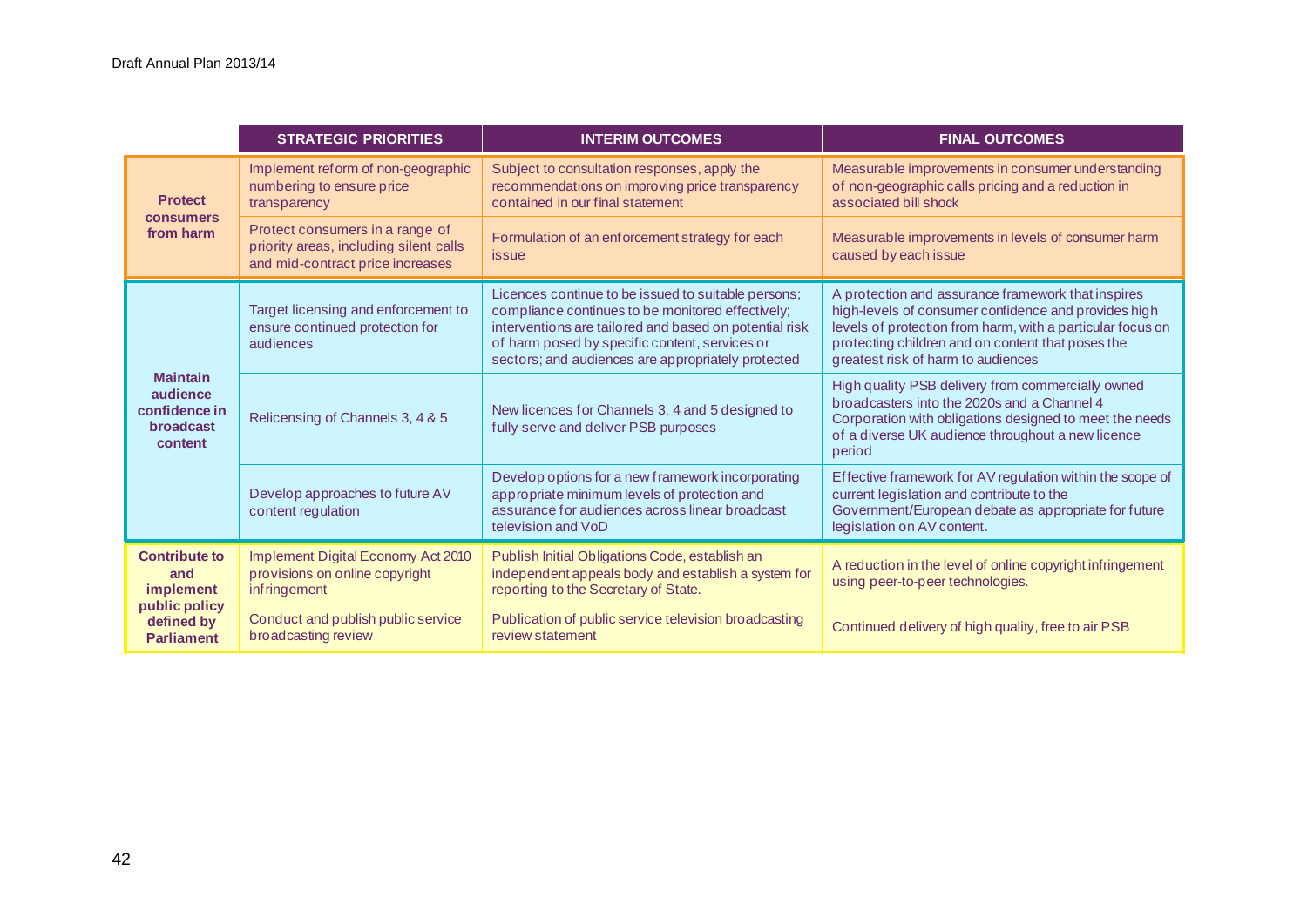| | STRATEGIC PRIORITIES | INTERIM OUTCOMES | FINAL OUTCOMES |
|---|---|---|---|
| **Protect consumers from harm** | Implement reform of non-geographic numbering to ensure price transparency | Subject to consultation responses, apply the recommendations on improving price transparency contained in our final statement | Measurable improvements in consumer understanding of non-geographic calls pricing and a reduction in associated bill shock |
| | Protect consumers in a range of priority areas, including silent calls and mid-contract price increases | Formulation of an enforcement strategy for each issue | Measurable improvements in levels of consumer harm caused by each issue |
| **Maintain audience confidence in broadcast content** | Target licensing and enforcement to ensure continued protection for audiences | Licences continue to be issued to suitable persons; compliance continues to be monitored effectively; interventions are tailored and based on potential risk of harm posed by specific content, services or sectors; and audiences are appropriately protected | A protection and assurance framework that inspires high-levels of consumer confidence and provides high levels of protection from harm, with a particular focus on protecting children and on content that poses the greatest risk of harm to audiences |
| | Relicensing of Channels 3, 4 & 5 | New licences for Channels 3, 4 and 5 designed to fully serve and deliver PSB purposes | High quality PSB delivery from commercially owned broadcasters into the 2020s and a Channel 4 Corporation with obligations designed to meet the needs of a diverse UK audience throughout a new licence period |
| | Develop approaches to future AV content regulation | Develop options for a new framework incorporating appropriate minimum levels of protection and assurance for audiences across linear broadcast television and VoD | Effective framework for AV regulation within the scope of current legislation and contribute to the Government/European debate as appropriate for future legislation on AV content. |
| **Contribute to and implement public policy defined by Parliament** | Implement Digital Economy Act 2010 provisions on online copyright infringement | Publish Initial Obligations Code, establish an independent appeals body and establish a system for reporting to the Secretary of State. | A reduction in the level of online copyright infringement using peer-to-peer technologies. |
| | Conduct and publish public service broadcasting review | Publication of public service television broadcasting review statement | Continued delivery of high quality, free to air PSB |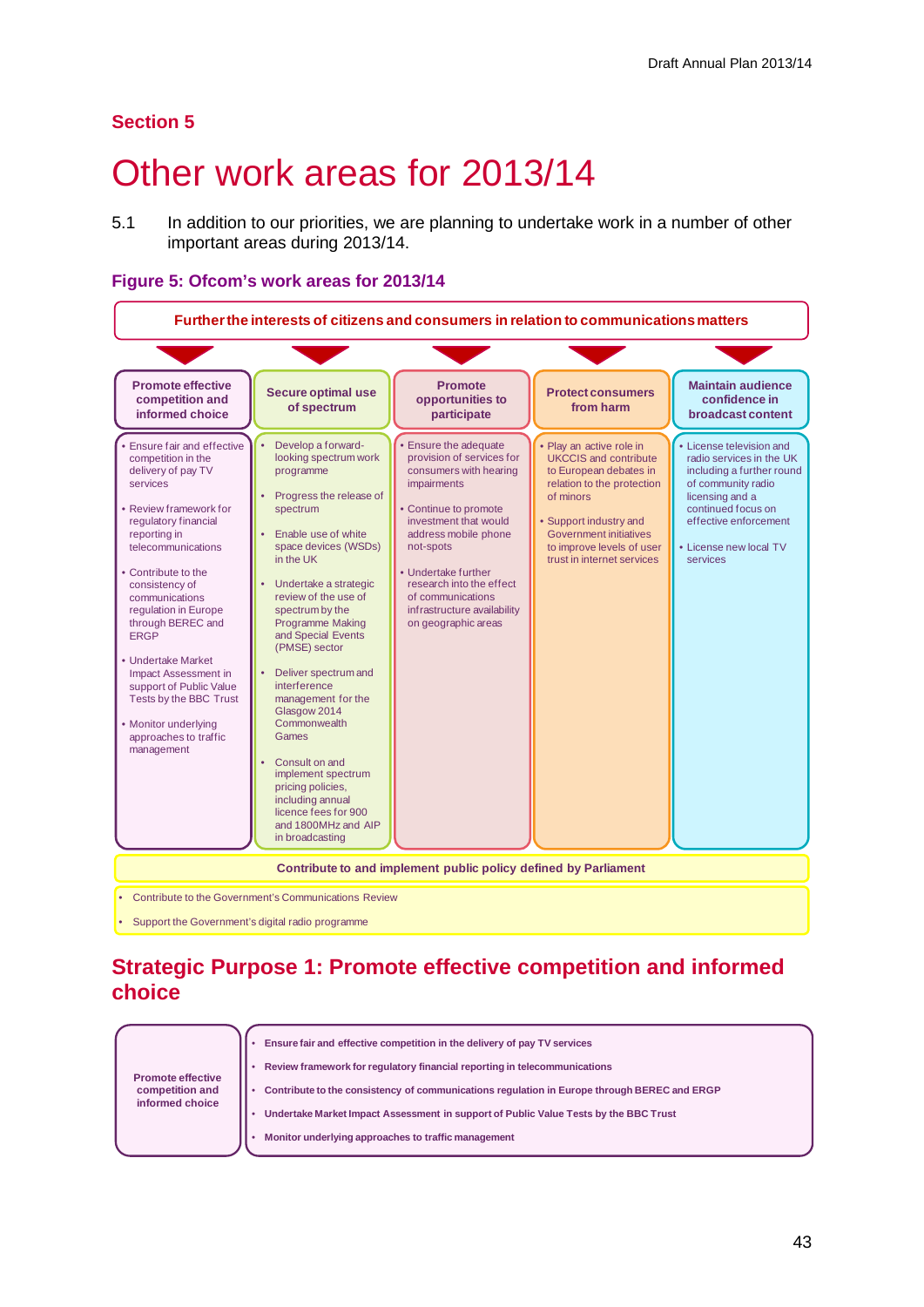## Section 5

# Other work areas for 2013/14

5.1 In addition to our priorities, we are planning to undertake work in a number of other important areas during 2013/14.

### Figure 5: Ofcom's work areas for 2013/14

**Further the interests of citizens and consumers in relation to communications matters**

| Promote effective competition and informed choice | Secure optimal use of spectrum | Promote opportunities to participate | Protect consumers from harm | Maintain audience confidence in broadcast content |
|---|---|---|---|---|
| • Ensure fair and effective competition in the delivery of pay TV services<br>• Review framework for regulatory financial reporting in telecommunications<br>• Contribute to the consistency of communications regulation in Europe through BEREC and ERGP<br>• Undertake Market Impact Assessment in support of Public Value Tests by the BBC Trust<br>• Monitor underlying approaches to traffic management | • Develop a forward-looking spectrum work programme<br>• Progress the release of spectrum<br>• Enable use of white space devices (WSDs) in the UK<br>• Undertake a strategic review of the use of spectrum by the Programme Making and Special Events (PMSE) sector<br>• Deliver spectrum and interference management for the Glasgow 2014 Commonwealth Games<br>• Consult on and implement spectrum pricing policies, including annual licence fees for 900 and 1800MHz and AIP in broadcasting | • Ensure the adequate provision of services for consumers with hearing impairments<br>• Continue to promote investment that would address mobile phone not-spots<br>• Undertake further research into the effect of communications infrastructure availability on geographic areas | • Play an active role in UKCCIS and contribute to European debates in relation to the protection of minors<br>• Support industry and Government initiatives to improve levels of user trust in internet services | • License television and radio services in the UK including a further round of community radio licensing and a continued focus on effective enforcement<br>• License new local TV services |

**Contribute to and implement public policy defined by Parliament**

- Contribute to the Government's Communications Review
- Support the Government's digital radio programme

## Strategic Purpose 1: Promote effective competition and informed choice

| Promote effective competition and informed choice | • **Ensure fair and effective competition in the delivery of pay TV services**<br>• **Review framework for regulatory financial reporting in telecommunications**<br>• **Contribute to the consistency of communications regulation in Europe through BEREC and ERGP**<br>• **Undertake Market Impact Assessment in support of Public Value Tests by the BBC Trust**<br>• **Monitor underlying approaches to traffic management** |
|---|---|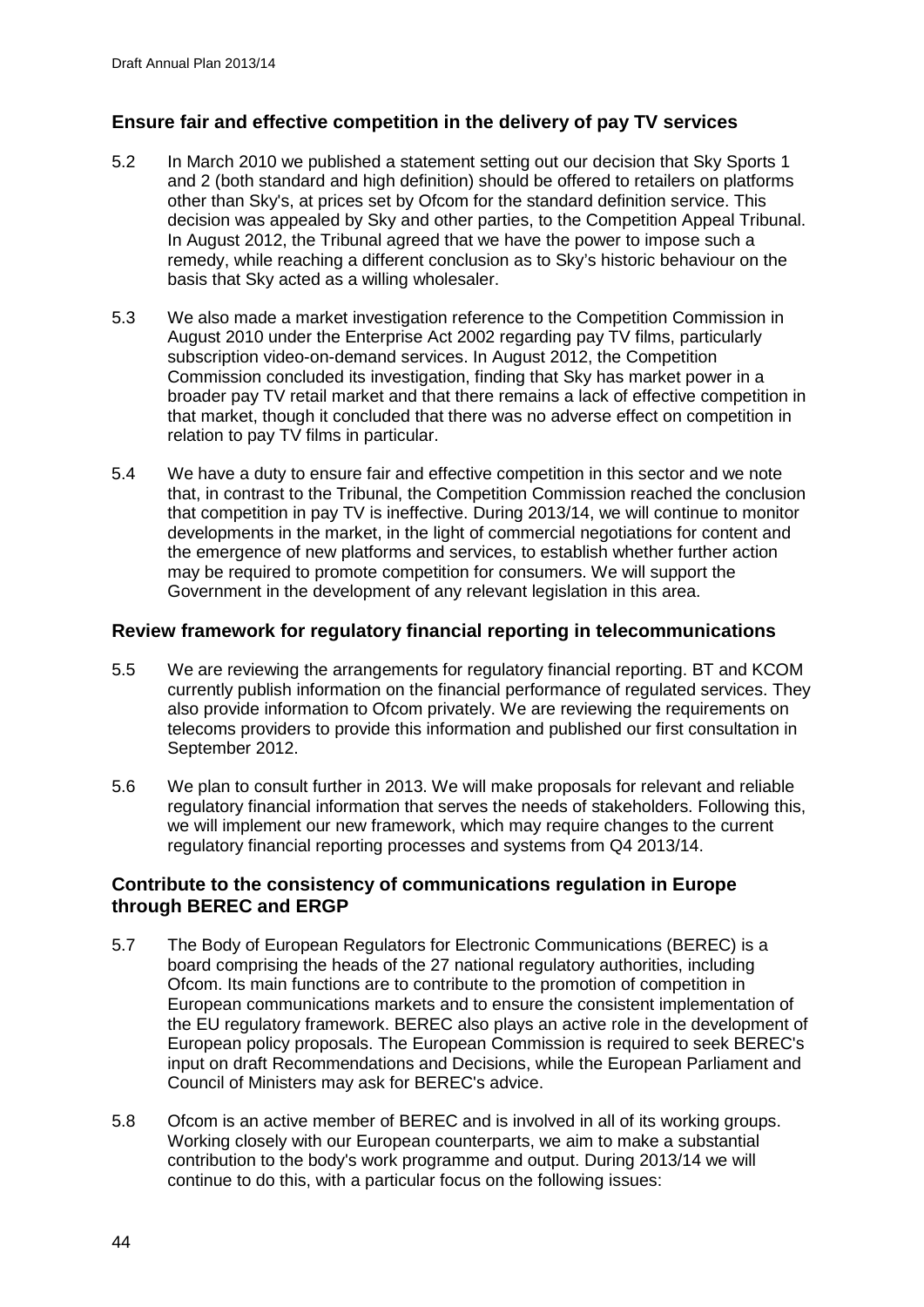## Ensure fair and effective competition in the delivery of pay TV services

5.2 In March 2010 we published a statement setting out our decision that Sky Sports 1 and 2 (both standard and high definition) should be offered to retailers on platforms other than Sky's, at prices set by Ofcom for the standard definition service. This decision was appealed by Sky and other parties, to the Competition Appeal Tribunal. In August 2012, the Tribunal agreed that we have the power to impose such a remedy, while reaching a different conclusion as to Sky's historic behaviour on the basis that Sky acted as a willing wholesaler.

5.3 We also made a market investigation reference to the Competition Commission in August 2010 under the Enterprise Act 2002 regarding pay TV films, particularly subscription video-on-demand services. In August 2012, the Competition Commission concluded its investigation, finding that Sky has market power in a broader pay TV retail market and that there remains a lack of effective competition in that market, though it concluded that there was no adverse effect on competition in relation to pay TV films in particular.

5.4 We have a duty to ensure fair and effective competition in this sector and we note that, in contrast to the Tribunal, the Competition Commission reached the conclusion that competition in pay TV is ineffective. During 2013/14, we will continue to monitor developments in the market, in the light of commercial negotiations for content and the emergence of new platforms and services, to establish whether further action may be required to promote competition for consumers. We will support the Government in the development of any relevant legislation in this area.

## Review framework for regulatory financial reporting in telecommunications

5.5 We are reviewing the arrangements for regulatory financial reporting. BT and KCOM currently publish information on the financial performance of regulated services. They also provide information to Ofcom privately. We are reviewing the requirements on telecoms providers to provide this information and published our first consultation in September 2012.

5.6 We plan to consult further in 2013. We will make proposals for relevant and reliable regulatory financial information that serves the needs of stakeholders. Following this, we will implement our new framework, which may require changes to the current regulatory financial reporting processes and systems from Q4 2013/14.

## Contribute to the consistency of communications regulation in Europe through BEREC and ERGP

5.7 The Body of European Regulators for Electronic Communications (BEREC) is a board comprising the heads of the 27 national regulatory authorities, including Ofcom. Its main functions are to contribute to the promotion of competition in European communications markets and to ensure the consistent implementation of the EU regulatory framework. BEREC also plays an active role in the development of European policy proposals. The European Commission is required to seek BEREC's input on draft Recommendations and Decisions, while the European Parliament and Council of Ministers may ask for BEREC's advice.

5.8 Ofcom is an active member of BEREC and is involved in all of its working groups. Working closely with our European counterparts, we aim to make a substantial contribution to the body's work programme and output. During 2013/14 we will continue to do this, with a particular focus on the following issues: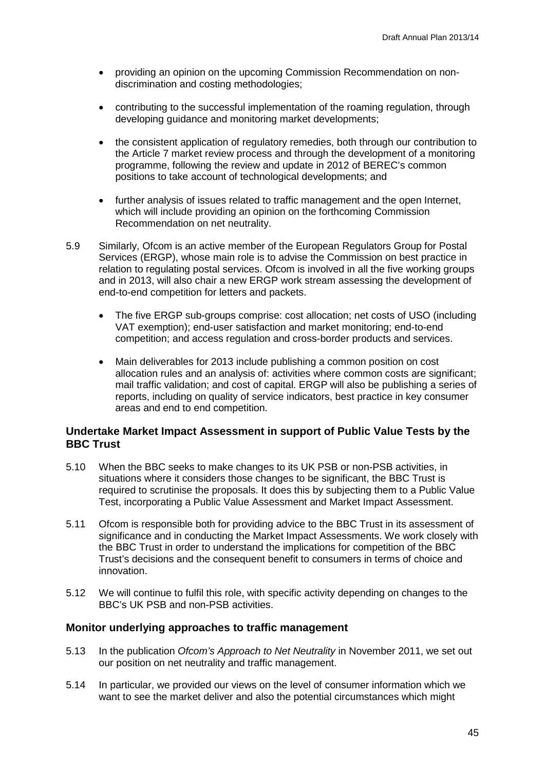- providing an opinion on the upcoming Commission Recommendation on non-discrimination and costing methodologies;
- contributing to the successful implementation of the roaming regulation, through developing guidance and monitoring market developments;
- the consistent application of regulatory remedies, both through our contribution to the Article 7 market review process and through the development of a monitoring programme, following the review and update in 2012 of BEREC's common positions to take account of technological developments; and
- further analysis of issues related to traffic management and the open Internet, which will include providing an opinion on the forthcoming Commission Recommendation on net neutrality.

5.9 Similarly, Ofcom is an active member of the European Regulators Group for Postal Services (ERGP), whose main role is to advise the Commission on best practice in relation to regulating postal services. Ofcom is involved in all the five working groups and in 2013, will also chair a new ERGP work stream assessing the development of end-to-end competition for letters and packets.

- The five ERGP sub-groups comprise: cost allocation; net costs of USO (including VAT exemption); end-user satisfaction and market monitoring; end-to-end competition; and access regulation and cross-border products and services.
- Main deliverables for 2013 include publishing a common position on cost allocation rules and an analysis of: activities where common costs are significant; mail traffic validation; and cost of capital. ERGP will also be publishing a series of reports, including on quality of service indicators, best practice in key consumer areas and end to end competition.

### Undertake Market Impact Assessment in support of Public Value Tests by the BBC Trust

5.10 When the BBC seeks to make changes to its UK PSB or non-PSB activities, in situations where it considers those changes to be significant, the BBC Trust is required to scrutinise the proposals. It does this by subjecting them to a Public Value Test, incorporating a Public Value Assessment and Market Impact Assessment.

5.11 Ofcom is responsible both for providing advice to the BBC Trust in its assessment of significance and in conducting the Market Impact Assessments. We work closely with the BBC Trust in order to understand the implications for competition of the BBC Trust's decisions and the consequent benefit to consumers in terms of choice and innovation.

5.12 We will continue to fulfil this role, with specific activity depending on changes to the BBC's UK PSB and non-PSB activities.

### Monitor underlying approaches to traffic management

5.13 In the publication *Ofcom's Approach to Net Neutrality* in November 2011, we set out our position on net neutrality and traffic management.

5.14 In particular, we provided our views on the level of consumer information which we want to see the market deliver and also the potential circumstances which might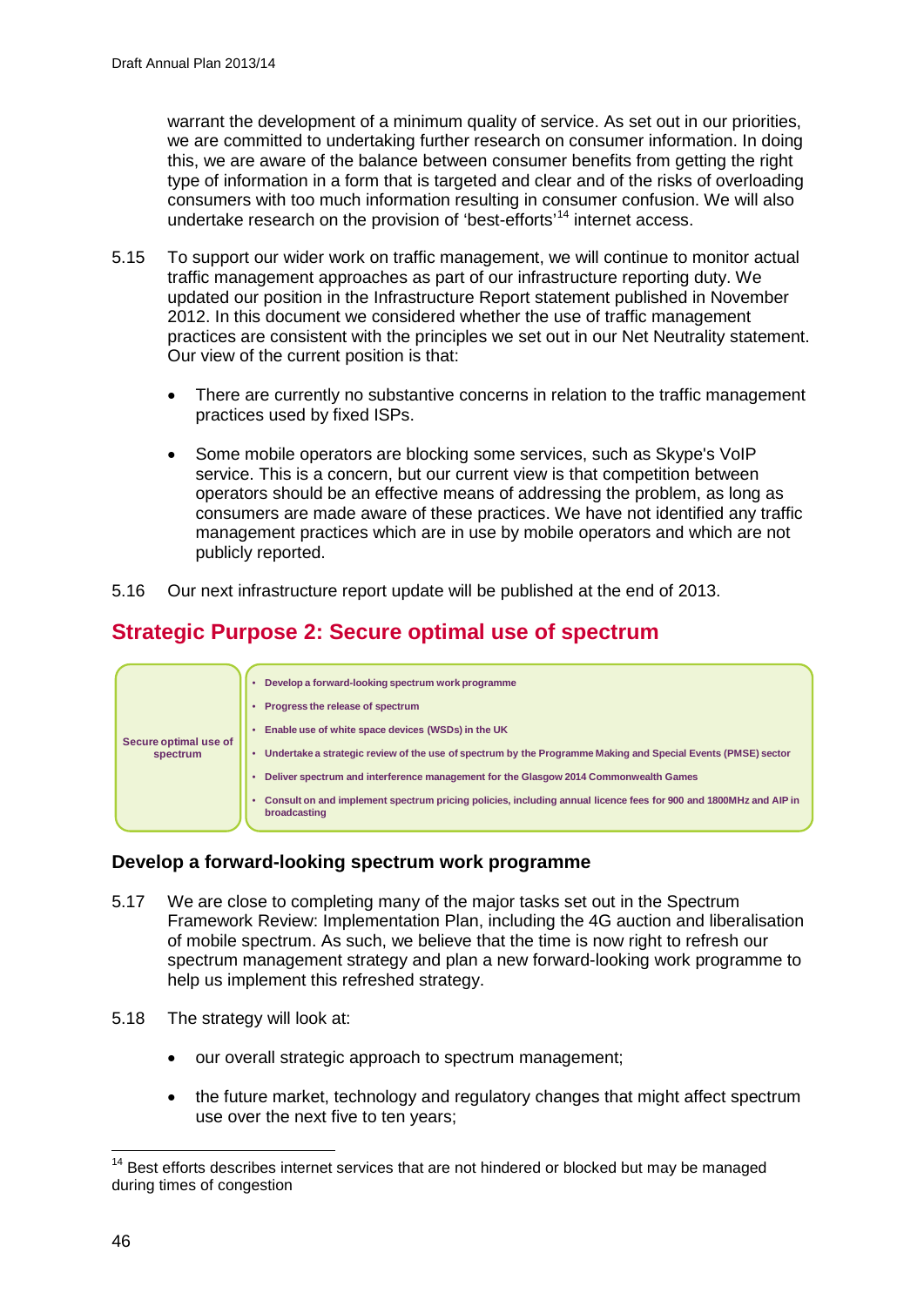warrant the development of a minimum quality of service. As set out in our priorities, we are committed to undertaking further research on consumer information. In doing this, we are aware of the balance between consumer benefits from getting the right type of information in a form that is targeted and clear and of the risks of overloading consumers with too much information resulting in consumer confusion. We will also undertake research on the provision of 'best-efforts'[14] internet access.

5.15 To support our wider work on traffic management, we will continue to monitor actual traffic management approaches as part of our infrastructure reporting duty. We updated our position in the Infrastructure Report statement published in November 2012. In this document we considered whether the use of traffic management practices are consistent with the principles we set out in our Net Neutrality statement. Our view of the current position is that:

- There are currently no substantive concerns in relation to the traffic management practices used by fixed ISPs.
- Some mobile operators are blocking some services, such as Skype's VoIP service. This is a concern, but our current view is that competition between operators should be an effective means of addressing the problem, as long as consumers are made aware of these practices. We have not identified any traffic management practices which are in use by mobile operators and which are not publicly reported.

5.16 Our next infrastructure report update will be published at the end of 2013.

## Strategic Purpose 2: Secure optimal use of spectrum

| Secure optimal use of spectrum | • Develop a forward-looking spectrum work programme<br>• Progress the release of spectrum<br>• Enable use of white space devices (WSDs) in the UK<br>• Undertake a strategic review of the use of spectrum by the Programme Making and Special Events (PMSE) sector<br>• Deliver spectrum and interference management for the Glasgow 2014 Commonwealth Games<br>• Consult on and implement spectrum pricing policies, including annual licence fees for 900 and 1800MHz and AIP in broadcasting |
|---|---|

### Develop a forward-looking spectrum work programme

5.17 We are close to completing many of the major tasks set out in the Spectrum Framework Review: Implementation Plan, including the 4G auction and liberalisation of mobile spectrum. As such, we believe that the time is now right to refresh our spectrum management strategy and plan a new forward-looking work programme to help us implement this refreshed strategy.

5.18 The strategy will look at:

- our overall strategic approach to spectrum management;
- the future market, technology and regulatory changes that might affect spectrum use over the next five to ten years;

[14] Best efforts describes internet services that are not hindered or blocked but may be managed during times of congestion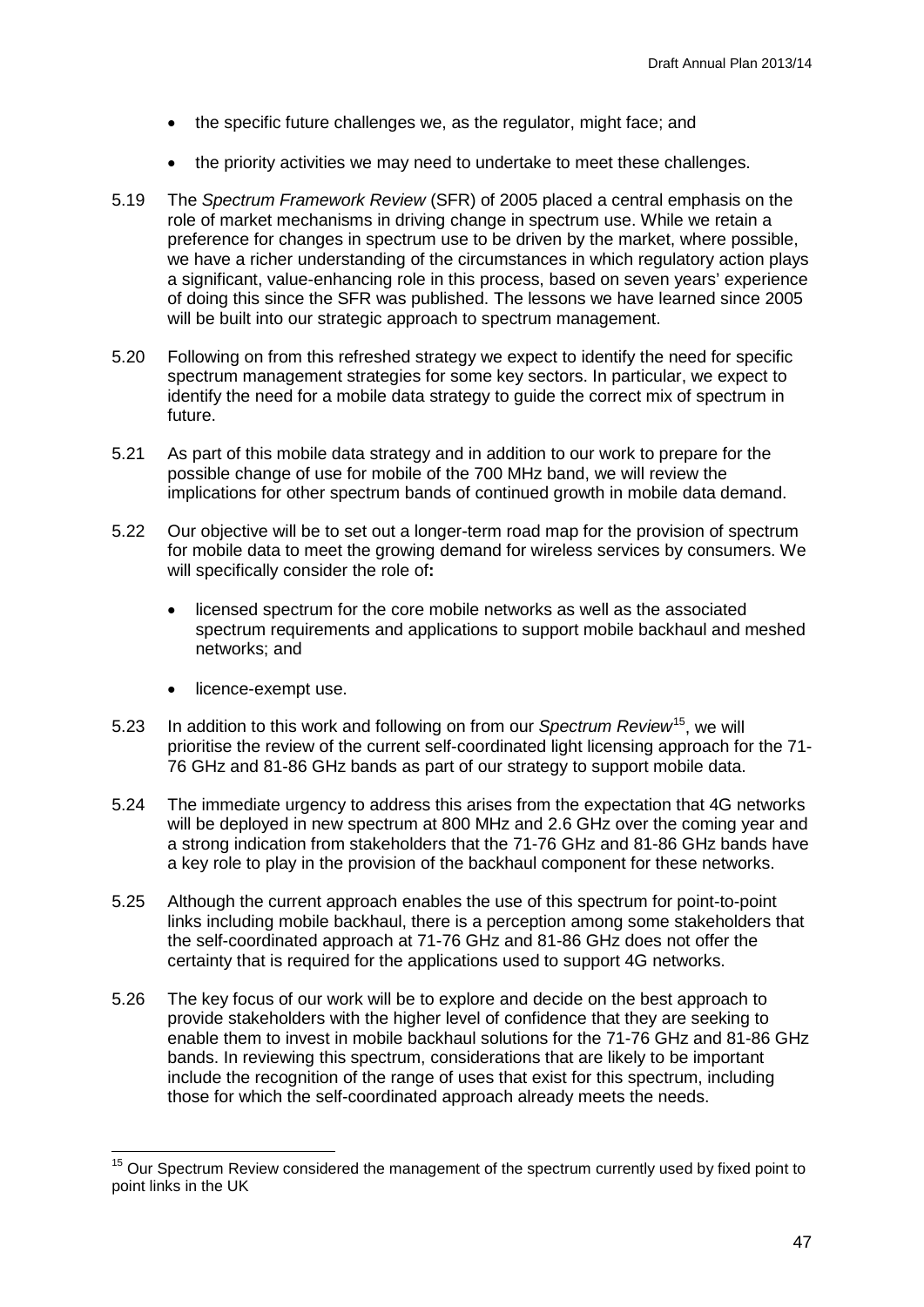- the specific future challenges we, as the regulator, might face; and
- the priority activities we may need to undertake to meet these challenges.

5.19 The *Spectrum Framework Review* (SFR) of 2005 placed a central emphasis on the role of market mechanisms in driving change in spectrum use. While we retain a preference for changes in spectrum use to be driven by the market, where possible, we have a richer understanding of the circumstances in which regulatory action plays a significant, value-enhancing role in this process, based on seven years' experience of doing this since the SFR was published. The lessons we have learned since 2005 will be built into our strategic approach to spectrum management.

5.20 Following on from this refreshed strategy we expect to identify the need for specific spectrum management strategies for some key sectors. In particular, we expect to identify the need for a mobile data strategy to guide the correct mix of spectrum in future.

5.21 As part of this mobile data strategy and in addition to our work to prepare for the possible change of use for mobile of the 700 MHz band, we will review the implications for other spectrum bands of continued growth in mobile data demand.

5.22 Our objective will be to set out a longer-term road map for the provision of spectrum for mobile data to meet the growing demand for wireless services by consumers. We will specifically consider the role of**:**

- licensed spectrum for the core mobile networks as well as the associated spectrum requirements and applications to support mobile backhaul and meshed networks; and
- licence-exempt use.

5.23 In addition to this work and following on from our *Spectrum Review*[15], we will prioritise the review of the current self-coordinated light licensing approach for the 71-76 GHz and 81-86 GHz bands as part of our strategy to support mobile data.

5.24 The immediate urgency to address this arises from the expectation that 4G networks will be deployed in new spectrum at 800 MHz and 2.6 GHz over the coming year and a strong indication from stakeholders that the 71-76 GHz and 81-86 GHz bands have a key role to play in the provision of the backhaul component for these networks.

5.25 Although the current approach enables the use of this spectrum for point-to-point links including mobile backhaul, there is a perception among some stakeholders that the self-coordinated approach at 71-76 GHz and 81-86 GHz does not offer the certainty that is required for the applications used to support 4G networks.

5.26 The key focus of our work will be to explore and decide on the best approach to provide stakeholders with the higher level of confidence that they are seeking to enable them to invest in mobile backhaul solutions for the 71-76 GHz and 81-86 GHz bands. In reviewing this spectrum, considerations that are likely to be important include the recognition of the range of uses that exist for this spectrum, including those for which the self-coordinated approach already meets the needs.

---

[15] Our Spectrum Review considered the management of the spectrum currently used by fixed point to point links in the UK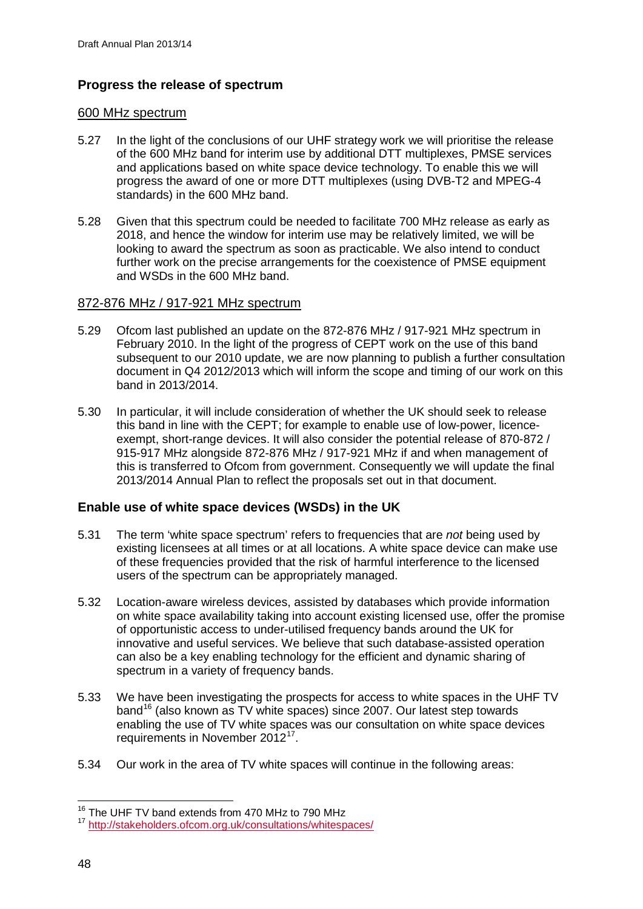## Progress the release of spectrum

### 600 MHz spectrum

5.27 In the light of the conclusions of our UHF strategy work we will prioritise the release of the 600 MHz band for interim use by additional DTT multiplexes, PMSE services and applications based on white space device technology. To enable this we will progress the award of one or more DTT multiplexes (using DVB-T2 and MPEG-4 standards) in the 600 MHz band.

5.28 Given that this spectrum could be needed to facilitate 700 MHz release as early as 2018, and hence the window for interim use may be relatively limited, we will be looking to award the spectrum as soon as practicable. We also intend to conduct further work on the precise arrangements for the coexistence of PMSE equipment and WSDs in the 600 MHz band.

### 872-876 MHz / 917-921 MHz spectrum

5.29 Ofcom last published an update on the 872-876 MHz / 917-921 MHz spectrum in February 2010. In the light of the progress of CEPT work on the use of this band subsequent to our 2010 update, we are now planning to publish a further consultation document in Q4 2012/2013 which will inform the scope and timing of our work on this band in 2013/2014.

5.30 In particular, it will include consideration of whether the UK should seek to release this band in line with the CEPT; for example to enable use of low-power, licence-exempt, short-range devices. It will also consider the potential release of 870-872 / 915-917 MHz alongside 872-876 MHz / 917-921 MHz if and when management of this is transferred to Ofcom from government. Consequently we will update the final 2013/2014 Annual Plan to reflect the proposals set out in that document.

## Enable use of white space devices (WSDs) in the UK

5.31 The term 'white space spectrum' refers to frequencies that are *not* being used by existing licensees at all times or at all locations. A white space device can make use of these frequencies provided that the risk of harmful interference to the licensed users of the spectrum can be appropriately managed.

5.32 Location-aware wireless devices, assisted by databases which provide information on white space availability taking into account existing licensed use, offer the promise of opportunistic access to under-utilised frequency bands around the UK for innovative and useful services. We believe that such database-assisted operation can also be a key enabling technology for the efficient and dynamic sharing of spectrum in a variety of frequency bands.

5.33 We have been investigating the prospects for access to white spaces in the UHF TV band[16] (also known as TV white spaces) since 2007. Our latest step towards enabling the use of TV white spaces was our consultation on white space devices requirements in November 2012[17].

5.34 Our work in the area of TV white spaces will continue in the following areas:

---

[16] The UHF TV band extends from 470 MHz to 790 MHz

[17] http://stakeholders.ofcom.org.uk/consultations/whitespaces/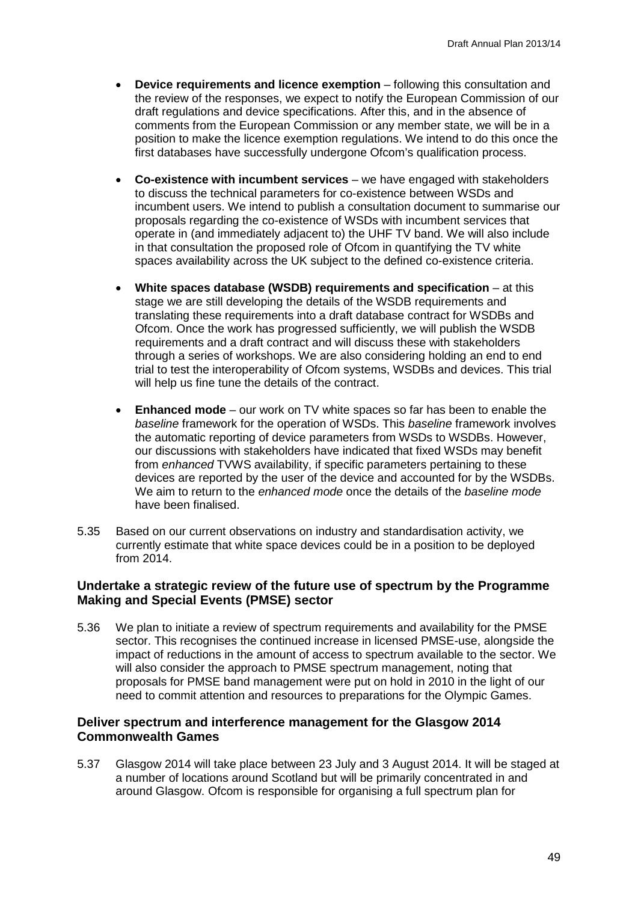- **Device requirements and licence exemption** – following this consultation and the review of the responses, we expect to notify the European Commission of our draft regulations and device specifications. After this, and in the absence of comments from the European Commission or any member state, we will be in a position to make the licence exemption regulations. We intend to do this once the first databases have successfully undergone Ofcom's qualification process.

- **Co-existence with incumbent services** – we have engaged with stakeholders to discuss the technical parameters for co-existence between WSDs and incumbent users. We intend to publish a consultation document to summarise our proposals regarding the co-existence of WSDs with incumbent services that operate in (and immediately adjacent to) the UHF TV band. We will also include in that consultation the proposed role of Ofcom in quantifying the TV white spaces availability across the UK subject to the defined co-existence criteria.

- **White spaces database (WSDB) requirements and specification** – at this stage we are still developing the details of the WSDB requirements and translating these requirements into a draft database contract for WSDBs and Ofcom. Once the work has progressed sufficiently, we will publish the WSDB requirements and a draft contract and will discuss these with stakeholders through a series of workshops. We are also considering holding an end to end trial to test the interoperability of Ofcom systems, WSDBs and devices. This trial will help us fine tune the details of the contract.

- **Enhanced mode** – our work on TV white spaces so far has been to enable the *baseline* framework for the operation of WSDs. This *baseline* framework involves the automatic reporting of device parameters from WSDs to WSDBs. However, our discussions with stakeholders have indicated that fixed WSDs may benefit from *enhanced* TVWS availability, if specific parameters pertaining to these devices are reported by the user of the device and accounted for by the WSDBs. We aim to return to the *enhanced mode* once the details of the *baseline mode* have been finalised.

5.35 Based on our current observations on industry and standardisation activity, we currently estimate that white space devices could be in a position to be deployed from 2014.

### Undertake a strategic review of the future use of spectrum by the Programme Making and Special Events (PMSE) sector

5.36 We plan to initiate a review of spectrum requirements and availability for the PMSE sector. This recognises the continued increase in licensed PMSE-use, alongside the impact of reductions in the amount of access to spectrum available to the sector. We will also consider the approach to PMSE spectrum management, noting that proposals for PMSE band management were put on hold in 2010 in the light of our need to commit attention and resources to preparations for the Olympic Games.

### Deliver spectrum and interference management for the Glasgow 2014 Commonwealth Games

5.37 Glasgow 2014 will take place between 23 July and 3 August 2014. It will be staged at a number of locations around Scotland but will be primarily concentrated in and around Glasgow. Ofcom is responsible for organising a full spectrum plan for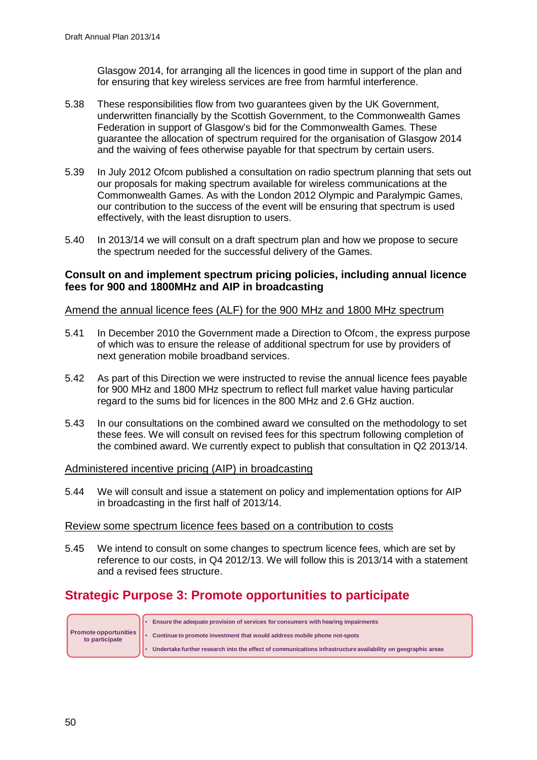Glasgow 2014, for arranging all the licences in good time in support of the plan and for ensuring that key wireless services are free from harmful interference.

5.38 These responsibilities flow from two guarantees given by the UK Government, underwritten financially by the Scottish Government, to the Commonwealth Games Federation in support of Glasgow's bid for the Commonwealth Games. These guarantee the allocation of spectrum required for the organisation of Glasgow 2014 and the waiving of fees otherwise payable for that spectrum by certain users.

5.39 In July 2012 Ofcom published a consultation on radio spectrum planning that sets out our proposals for making spectrum available for wireless communications at the Commonwealth Games. As with the London 2012 Olympic and Paralympic Games, our contribution to the success of the event will be ensuring that spectrum is used effectively, with the least disruption to users.

5.40 In 2013/14 we will consult on a draft spectrum plan and how we propose to secure the spectrum needed for the successful delivery of the Games.

### Consult on and implement spectrum pricing policies, including annual licence fees for 900 and 1800MHz and AIP in broadcasting

Amend the annual licence fees (ALF) for the 900 MHz and 1800 MHz spectrum

5.41 In December 2010 the Government made a Direction to Ofcom, the express purpose of which was to ensure the release of additional spectrum for use by providers of next generation mobile broadband services.

5.42 As part of this Direction we were instructed to revise the annual licence fees payable for 900 MHz and 1800 MHz spectrum to reflect full market value having particular regard to the sums bid for licences in the 800 MHz and 2.6 GHz auction.

5.43 In our consultations on the combined award we consulted on the methodology to set these fees. We will consult on revised fees for this spectrum following completion of the combined award. We currently expect to publish that consultation in Q2 2013/14.

Administered incentive pricing (AIP) in broadcasting

5.44 We will consult and issue a statement on policy and implementation options for AIP in broadcasting in the first half of 2013/14.

Review some spectrum licence fees based on a contribution to costs

5.45 We intend to consult on some changes to spectrum licence fees, which are set by reference to our costs, in Q4 2012/13. We will follow this is 2013/14 with a statement and a revised fees structure.

## Strategic Purpose 3: Promote opportunities to participate

| Promote opportunities to participate | • Ensure the adequate provision of services for consumers with hearing impairments<br>• Continue to promote investment that would address mobile phone not-spots<br>• Undertake further research into the effect of communications infrastructure availability on geographic areas |
|---|---|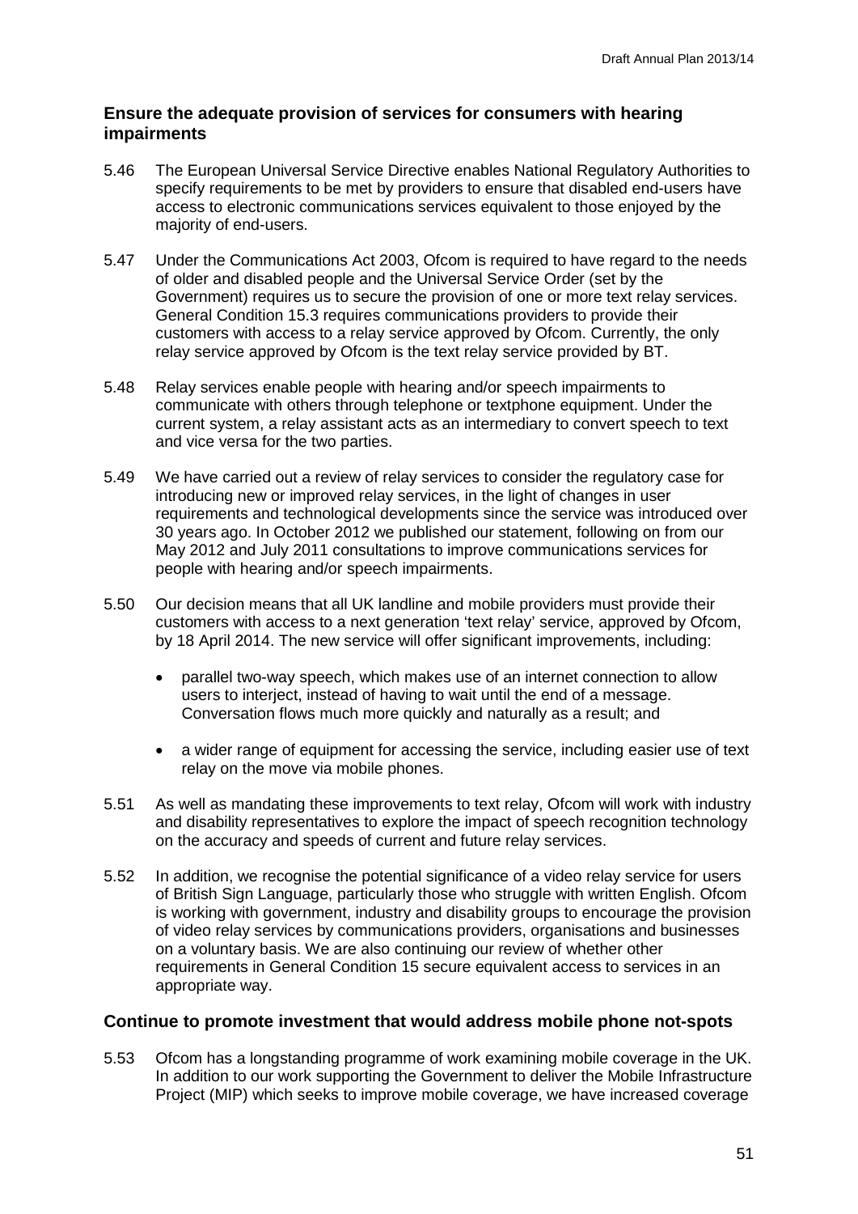### Ensure the adequate provision of services for consumers with hearing impairments

5.46 The European Universal Service Directive enables National Regulatory Authorities to specify requirements to be met by providers to ensure that disabled end-users have access to electronic communications services equivalent to those enjoyed by the majority of end-users.

5.47 Under the Communications Act 2003, Ofcom is required to have regard to the needs of older and disabled people and the Universal Service Order (set by the Government) requires us to secure the provision of one or more text relay services. General Condition 15.3 requires communications providers to provide their customers with access to a relay service approved by Ofcom. Currently, the only relay service approved by Ofcom is the text relay service provided by BT.

5.48 Relay services enable people with hearing and/or speech impairments to communicate with others through telephone or textphone equipment. Under the current system, a relay assistant acts as an intermediary to convert speech to text and vice versa for the two parties.

5.49 We have carried out a review of relay services to consider the regulatory case for introducing new or improved relay services, in the light of changes in user requirements and technological developments since the service was introduced over 30 years ago. In October 2012 we published our statement, following on from our May 2012 and July 2011 consultations to improve communications services for people with hearing and/or speech impairments.

5.50 Our decision means that all UK landline and mobile providers must provide their customers with access to a next generation 'text relay' service, approved by Ofcom, by 18 April 2014. The new service will offer significant improvements, including:

- parallel two-way speech, which makes use of an internet connection to allow users to interject, instead of having to wait until the end of a message. Conversation flows much more quickly and naturally as a result; and
- a wider range of equipment for accessing the service, including easier use of text relay on the move via mobile phones.

5.51 As well as mandating these improvements to text relay, Ofcom will work with industry and disability representatives to explore the impact of speech recognition technology on the accuracy and speeds of current and future relay services.

5.52 In addition, we recognise the potential significance of a video relay service for users of British Sign Language, particularly those who struggle with written English. Ofcom is working with government, industry and disability groups to encourage the provision of video relay services by communications providers, organisations and businesses on a voluntary basis. We are also continuing our review of whether other requirements in General Condition 15 secure equivalent access to services in an appropriate way.

### Continue to promote investment that would address mobile phone not-spots

5.53 Ofcom has a longstanding programme of work examining mobile coverage in the UK. In addition to our work supporting the Government to deliver the Mobile Infrastructure Project (MIP) which seeks to improve mobile coverage, we have increased coverage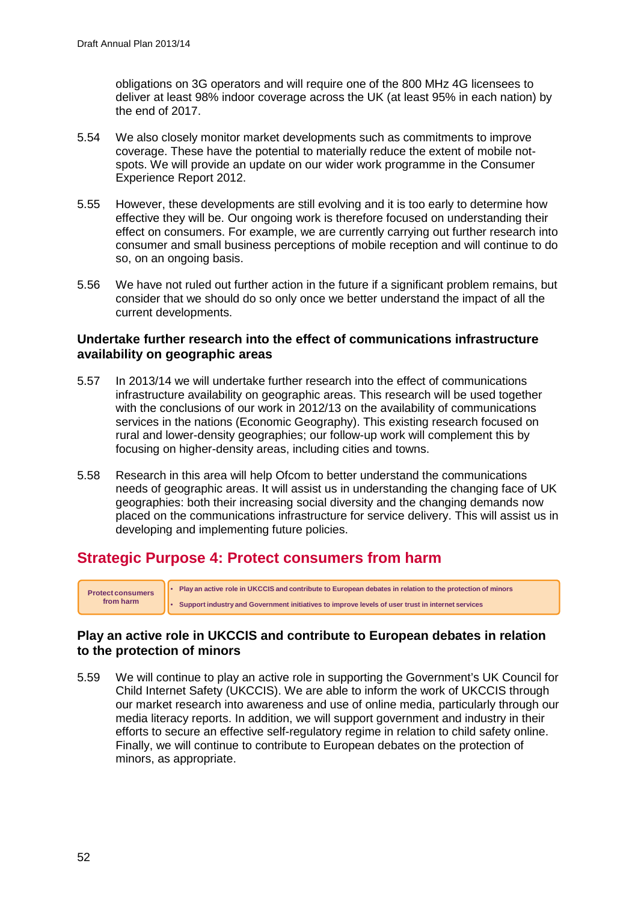obligations on 3G operators and will require one of the 800 MHz 4G licensees to deliver at least 98% indoor coverage across the UK (at least 95% in each nation) by the end of 2017.

5.54 We also closely monitor market developments such as commitments to improve coverage. These have the potential to materially reduce the extent of mobile not-spots. We will provide an update on our wider work programme in the Consumer Experience Report 2012.

5.55 However, these developments are still evolving and it is too early to determine how effective they will be. Our ongoing work is therefore focused on understanding their effect on consumers. For example, we are currently carrying out further research into consumer and small business perceptions of mobile reception and will continue to do so, on an ongoing basis.

5.56 We have not ruled out further action in the future if a significant problem remains, but consider that we should do so only once we better understand the impact of all the current developments.

### Undertake further research into the effect of communications infrastructure availability on geographic areas

5.57 In 2013/14 we will undertake further research into the effect of communications infrastructure availability on geographic areas. This research will be used together with the conclusions of our work in 2012/13 on the availability of communications services in the nations (Economic Geography). This existing research focused on rural and lower-density geographies; our follow-up work will complement this by focusing on higher-density areas, including cities and towns.

5.58 Research in this area will help Ofcom to better understand the communications needs of geographic areas. It will assist us in understanding the changing face of UK geographies: both their increasing social diversity and the changing demands now placed on the communications infrastructure for service delivery. This will assist us in developing and implementing future policies.

## Strategic Purpose 4: Protect consumers from harm

| Protect consumers from harm | • Play an active role in UKCCIS and contribute to European debates in relation to the protection of minors<br>• Support industry and Government initiatives to improve levels of user trust in internet services |
|---|---|

### Play an active role in UKCCIS and contribute to European debates in relation to the protection of minors

5.59 We will continue to play an active role in supporting the Government's UK Council for Child Internet Safety (UKCCIS). We are able to inform the work of UKCCIS through our market research into awareness and use of online media, particularly through our media literacy reports. In addition, we will support government and industry in their efforts to secure an effective self-regulatory regime in relation to child safety online. Finally, we will continue to contribute to European debates on the protection of minors, as appropriate.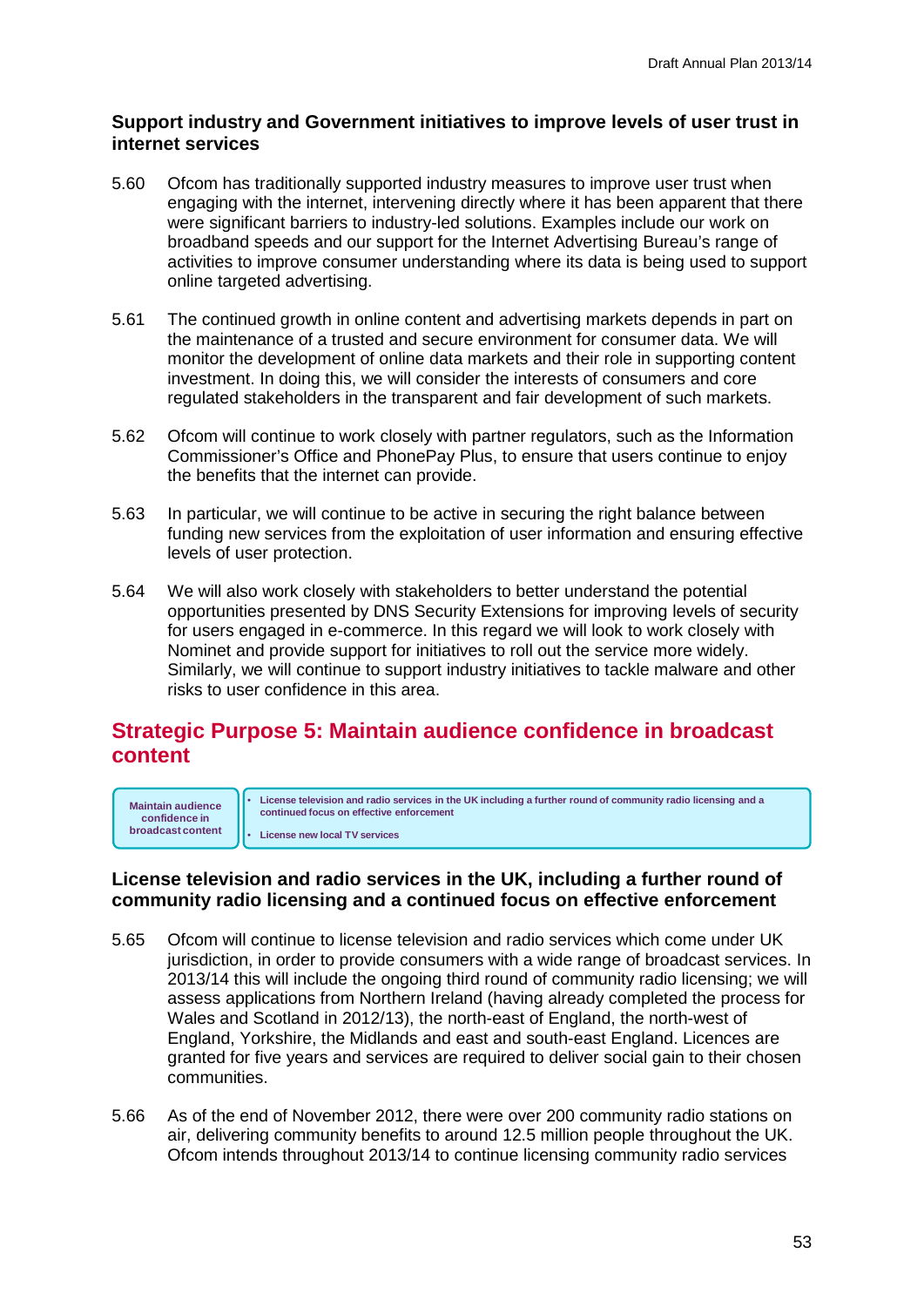### Support industry and Government initiatives to improve levels of user trust in internet services

5.60 Ofcom has traditionally supported industry measures to improve user trust when engaging with the internet, intervening directly where it has been apparent that there were significant barriers to industry-led solutions. Examples include our work on broadband speeds and our support for the Internet Advertising Bureau's range of activities to improve consumer understanding where its data is being used to support online targeted advertising.

5.61 The continued growth in online content and advertising markets depends in part on the maintenance of a trusted and secure environment for consumer data. We will monitor the development of online data markets and their role in supporting content investment. In doing this, we will consider the interests of consumers and core regulated stakeholders in the transparent and fair development of such markets.

5.62 Ofcom will continue to work closely with partner regulators, such as the Information Commissioner's Office and PhonePay Plus, to ensure that users continue to enjoy the benefits that the internet can provide.

5.63 In particular, we will continue to be active in securing the right balance between funding new services from the exploitation of user information and ensuring effective levels of user protection.

5.64 We will also work closely with stakeholders to better understand the potential opportunities presented by DNS Security Extensions for improving levels of security for users engaged in e-commerce. In this regard we will look to work closely with Nominet and provide support for initiatives to roll out the service more widely. Similarly, we will continue to support industry initiatives to tackle malware and other risks to user confidence in this area.

## Strategic Purpose 5: Maintain audience confidence in broadcast content

| Maintain audience confidence in broadcast content | • License television and radio services in the UK including a further round of community radio licensing and a continued focus on effective enforcement<br>• License new local TV services |
|---|---|

### License television and radio services in the UK, including a further round of community radio licensing and a continued focus on effective enforcement

5.65 Ofcom will continue to license television and radio services which come under UK jurisdiction, in order to provide consumers with a wide range of broadcast services. In 2013/14 this will include the ongoing third round of community radio licensing; we will assess applications from Northern Ireland (having already completed the process for Wales and Scotland in 2012/13), the north-east of England, the north-west of England, Yorkshire, the Midlands and east and south-east England. Licences are granted for five years and services are required to deliver social gain to their chosen communities.

5.66 As of the end of November 2012, there were over 200 community radio stations on air, delivering community benefits to around 12.5 million people throughout the UK. Ofcom intends throughout 2013/14 to continue licensing community radio services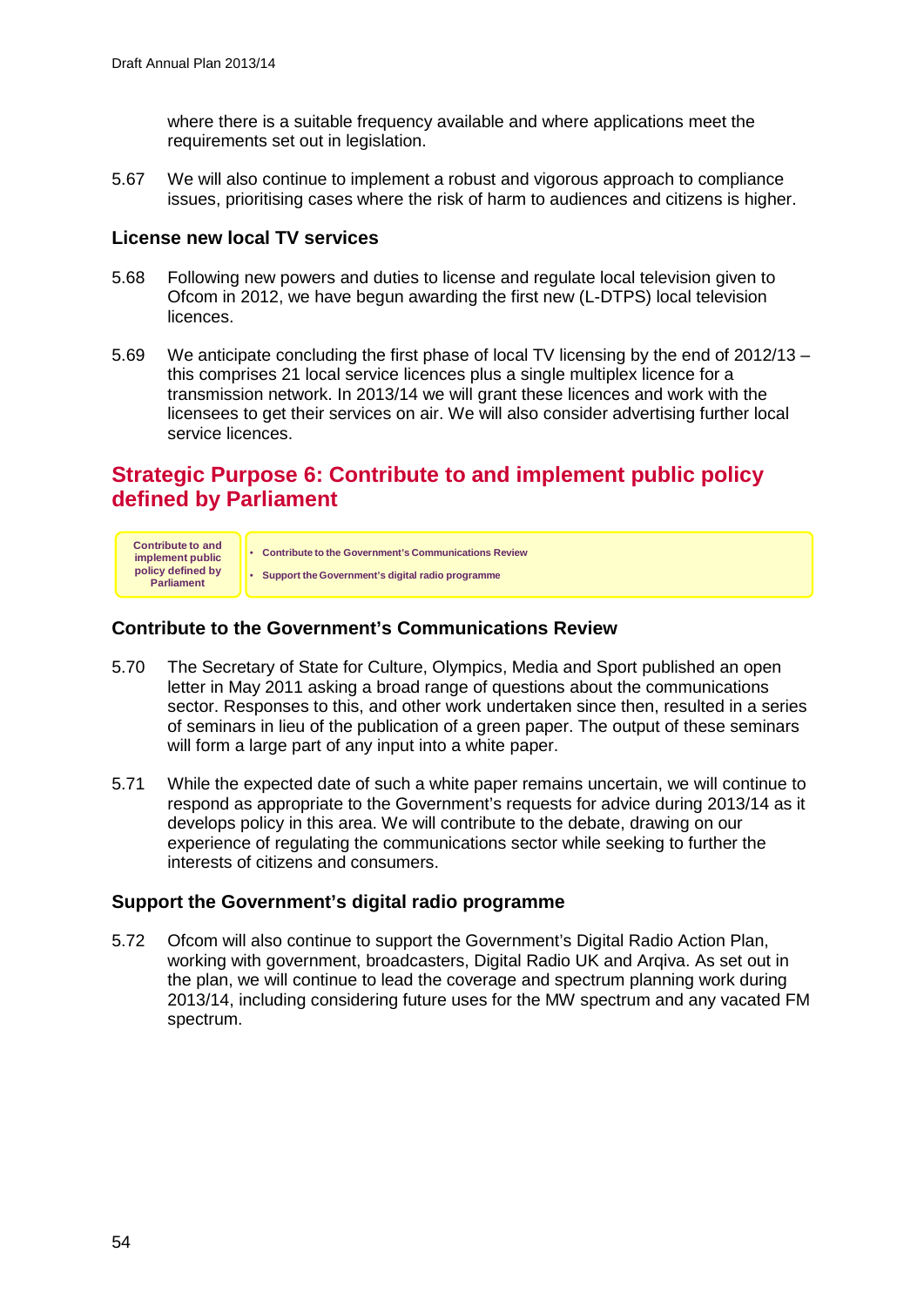where there is a suitable frequency available and where applications meet the requirements set out in legislation.

5.67 We will also continue to implement a robust and vigorous approach to compliance issues, prioritising cases where the risk of harm to audiences and citizens is higher.

### License new local TV services

5.68 Following new powers and duties to license and regulate local television given to Ofcom in 2012, we have begun awarding the first new (L-DTPS) local television licences.

5.69 We anticipate concluding the first phase of local TV licensing by the end of 2012/13 – this comprises 21 local service licences plus a single multiplex licence for a transmission network. In 2013/14 we will grant these licences and work with the licensees to get their services on air. We will also consider advertising further local service licences.

## Strategic Purpose 6: Contribute to and implement public policy defined by Parliament

| Contribute to and implement public policy defined by Parliament | • Contribute to the Government's Communications Review<br>• Support the Government's digital radio programme |
|---|---|

### Contribute to the Government's Communications Review

5.70 The Secretary of State for Culture, Olympics, Media and Sport published an open letter in May 2011 asking a broad range of questions about the communications sector. Responses to this, and other work undertaken since then, resulted in a series of seminars in lieu of the publication of a green paper. The output of these seminars will form a large part of any input into a white paper.

5.71 While the expected date of such a white paper remains uncertain, we will continue to respond as appropriate to the Government's requests for advice during 2013/14 as it develops policy in this area. We will contribute to the debate, drawing on our experience of regulating the communications sector while seeking to further the interests of citizens and consumers.

### Support the Government's digital radio programme

5.72 Ofcom will also continue to support the Government's Digital Radio Action Plan, working with government, broadcasters, Digital Radio UK and Arqiva. As set out in the plan, we will continue to lead the coverage and spectrum planning work during 2013/14, including considering future uses for the MW spectrum and any vacated FM spectrum.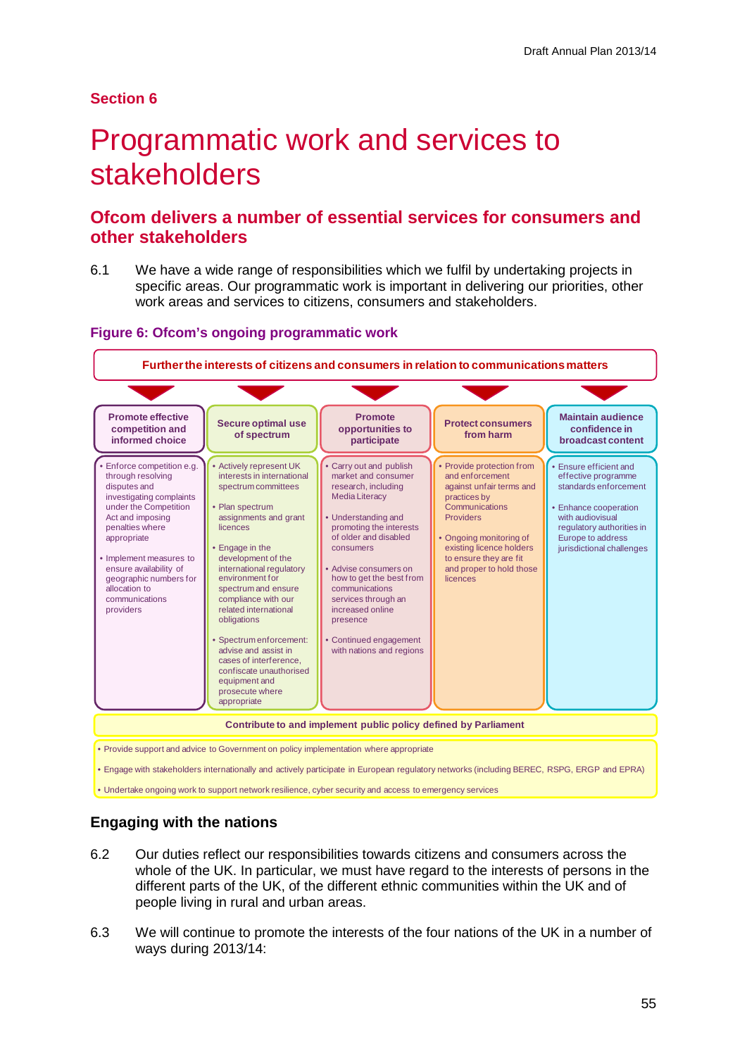## Section 6

# Programmatic work and services to stakeholders

## Ofcom delivers a number of essential services for consumers and other stakeholders

6.1 We have a wide range of responsibilities which we fulfil by undertaking projects in specific areas. Our programmatic work is important in delivering our priorities, other work areas and services to citizens, consumers and stakeholders.

### Figure 6: Ofcom's ongoing programmatic work

**Further the interests of citizens and consumers in relation to communications matters**

| Promote effective competition and informed choice | Secure optimal use of spectrum | Promote opportunities to participate | Protect consumers from harm | Maintain audience confidence in broadcast content |
|---|---|---|---|---|
| • Enforce competition e.g. through resolving disputes and investigating complaints under the Competition Act and imposing penalties where appropriate<br>• Implement measures to ensure availability of geographic numbers for allocation to communications providers | • Actively represent UK interests in international spectrum committees<br>• Plan spectrum assignments and grant licences<br>• Engage in the development of the international regulatory environment for spectrum and ensure compliance with our related international obligations<br>• Spectrum enforcement: advise and assist in cases of interference, confiscate unauthorised equipment and prosecute where appropriate | • Carry out and publish market and consumer research, including Media Literacy<br>• Understanding and promoting the interests of older and disabled consumers<br>• Advise consumers on how to get the best from communications services through an increased online presence<br>• Continued engagement with nations and regions | • Provide protection from and enforcement against unfair terms and practices by Communications Providers<br>• Ongoing monitoring of existing licence holders to ensure they are fit and proper to hold those licences | • Ensure efficient and effective programme standards enforcement<br>• Enhance cooperation with audiovisual regulatory authorities in Europe to address jurisdictional challenges |

**Contribute to and implement public policy defined by Parliament**

- Provide support and advice to Government on policy implementation where appropriate
- Engage with stakeholders internationally and actively participate in European regulatory networks (including BEREC, RSPG, ERGP and EPRA)
- Undertake ongoing work to support network resilience, cyber security and access to emergency services

### Engaging with the nations

6.2 Our duties reflect our responsibilities towards citizens and consumers across the whole of the UK. In particular, we must have regard to the interests of persons in the different parts of the UK, of the different ethnic communities within the UK and of people living in rural and urban areas.

6.3 We will continue to promote the interests of the four nations of the UK in a number of ways during 2013/14: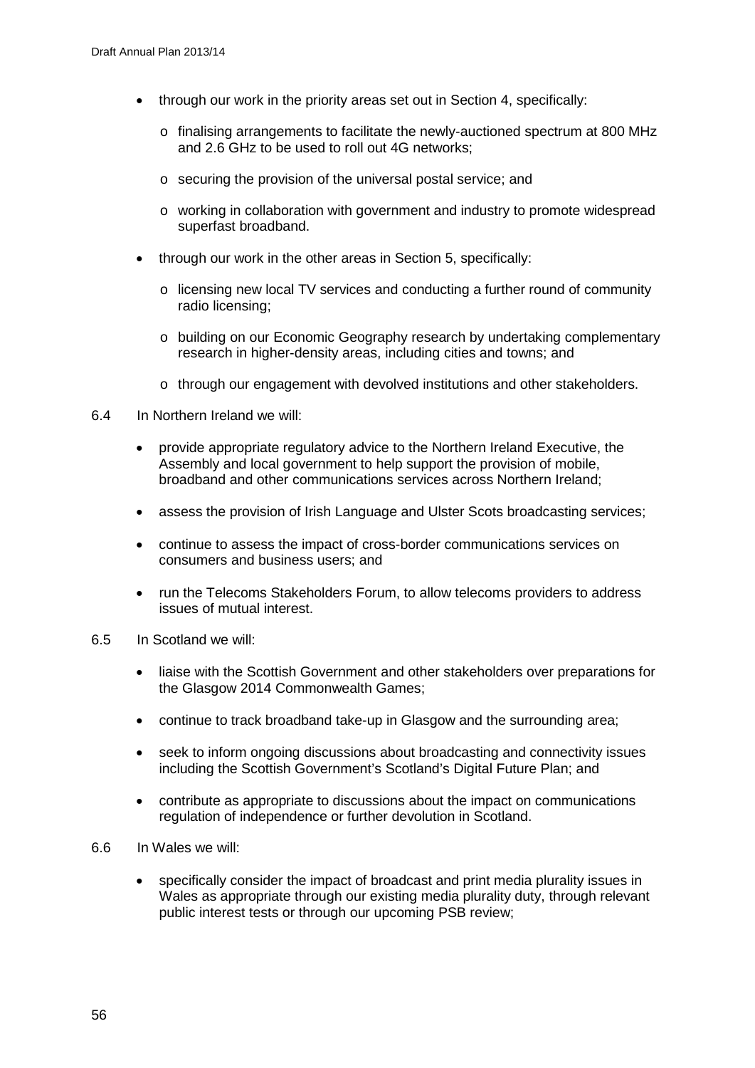- through our work in the priority areas set out in Section 4, specifically:
  - finalising arrangements to facilitate the newly-auctioned spectrum at 800 MHz and 2.6 GHz to be used to roll out 4G networks;
  - securing the provision of the universal postal service; and
  - working in collaboration with government and industry to promote widespread superfast broadband.
- through our work in the other areas in Section 5, specifically:
  - licensing new local TV services and conducting a further round of community radio licensing;
  - building on our Economic Geography research by undertaking complementary research in higher-density areas, including cities and towns; and
  - through our engagement with devolved institutions and other stakeholders.

6.4 In Northern Ireland we will:

- provide appropriate regulatory advice to the Northern Ireland Executive, the Assembly and local government to help support the provision of mobile, broadband and other communications services across Northern Ireland;
- assess the provision of Irish Language and Ulster Scots broadcasting services;
- continue to assess the impact of cross-border communications services on consumers and business users; and
- run the Telecoms Stakeholders Forum, to allow telecoms providers to address issues of mutual interest.

6.5 In Scotland we will:

- liaise with the Scottish Government and other stakeholders over preparations for the Glasgow 2014 Commonwealth Games;
- continue to track broadband take-up in Glasgow and the surrounding area;
- seek to inform ongoing discussions about broadcasting and connectivity issues including the Scottish Government's Scotland's Digital Future Plan; and
- contribute as appropriate to discussions about the impact on communications regulation of independence or further devolution in Scotland.

6.6 In Wales we will:

- specifically consider the impact of broadcast and print media plurality issues in Wales as appropriate through our existing media plurality duty, through relevant public interest tests or through our upcoming PSB review;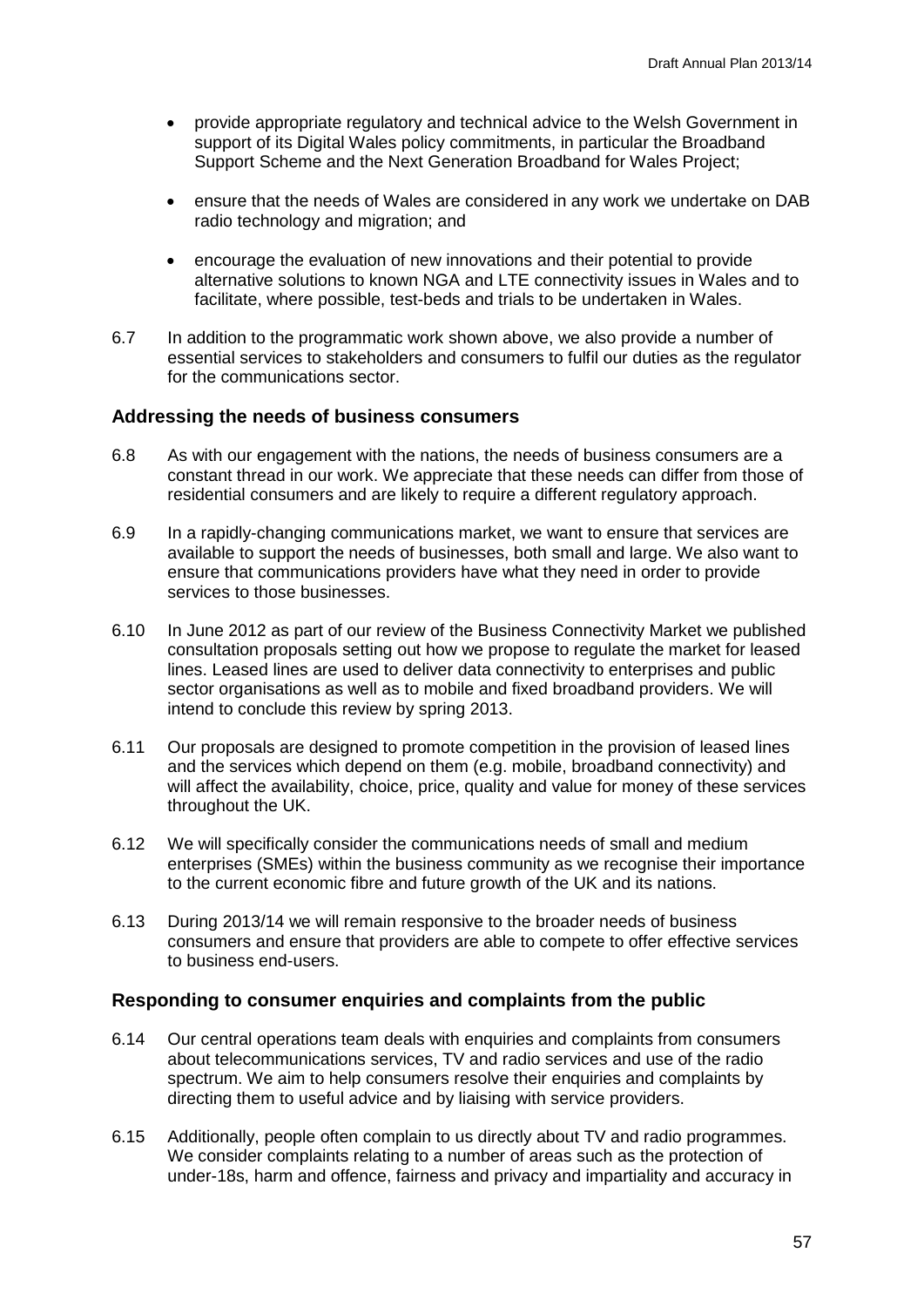- provide appropriate regulatory and technical advice to the Welsh Government in support of its Digital Wales policy commitments, in particular the Broadband Support Scheme and the Next Generation Broadband for Wales Project;

- ensure that the needs of Wales are considered in any work we undertake on DAB radio technology and migration; and

- encourage the evaluation of new innovations and their potential to provide alternative solutions to known NGA and LTE connectivity issues in Wales and to facilitate, where possible, test-beds and trials to be undertaken in Wales.

6.7 In addition to the programmatic work shown above, we also provide a number of essential services to stakeholders and consumers to fulfil our duties as the regulator for the communications sector.

### Addressing the needs of business consumers

6.8 As with our engagement with the nations, the needs of business consumers are a constant thread in our work. We appreciate that these needs can differ from those of residential consumers and are likely to require a different regulatory approach.

6.9 In a rapidly-changing communications market, we want to ensure that services are available to support the needs of businesses, both small and large. We also want to ensure that communications providers have what they need in order to provide services to those businesses.

6.10 In June 2012 as part of our review of the Business Connectivity Market we published consultation proposals setting out how we propose to regulate the market for leased lines. Leased lines are used to deliver data connectivity to enterprises and public sector organisations as well as to mobile and fixed broadband providers. We will intend to conclude this review by spring 2013.

6.11 Our proposals are designed to promote competition in the provision of leased lines and the services which depend on them (e.g. mobile, broadband connectivity) and will affect the availability, choice, price, quality and value for money of these services throughout the UK.

6.12 We will specifically consider the communications needs of small and medium enterprises (SMEs) within the business community as we recognise their importance to the current economic fibre and future growth of the UK and its nations.

6.13 During 2013/14 we will remain responsive to the broader needs of business consumers and ensure that providers are able to compete to offer effective services to business end-users.

### Responding to consumer enquiries and complaints from the public

6.14 Our central operations team deals with enquiries and complaints from consumers about telecommunications services, TV and radio services and use of the radio spectrum. We aim to help consumers resolve their enquiries and complaints by directing them to useful advice and by liaising with service providers.

6.15 Additionally, people often complain to us directly about TV and radio programmes. We consider complaints relating to a number of areas such as the protection of under-18s, harm and offence, fairness and privacy and impartiality and accuracy in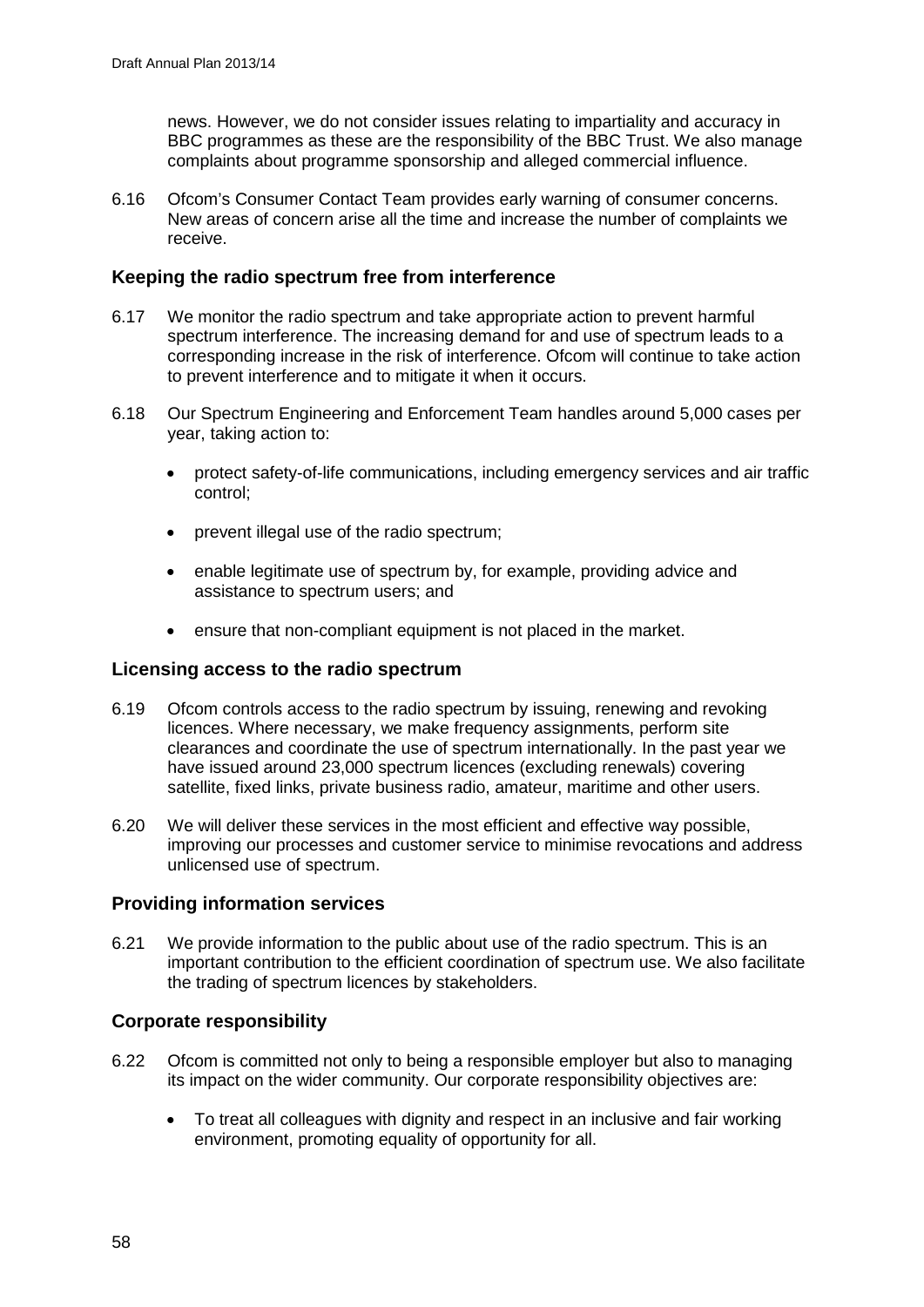news. However, we do not consider issues relating to impartiality and accuracy in BBC programmes as these are the responsibility of the BBC Trust. We also manage complaints about programme sponsorship and alleged commercial influence.

6.16 Ofcom's Consumer Contact Team provides early warning of consumer concerns. New areas of concern arise all the time and increase the number of complaints we receive.

### Keeping the radio spectrum free from interference

6.17 We monitor the radio spectrum and take appropriate action to prevent harmful spectrum interference. The increasing demand for and use of spectrum leads to a corresponding increase in the risk of interference. Ofcom will continue to take action to prevent interference and to mitigate it when it occurs.

6.18 Our Spectrum Engineering and Enforcement Team handles around 5,000 cases per year, taking action to:

- protect safety-of-life communications, including emergency services and air traffic control;
- prevent illegal use of the radio spectrum;
- enable legitimate use of spectrum by, for example, providing advice and assistance to spectrum users; and
- ensure that non-compliant equipment is not placed in the market.

### Licensing access to the radio spectrum

6.19 Ofcom controls access to the radio spectrum by issuing, renewing and revoking licences. Where necessary, we make frequency assignments, perform site clearances and coordinate the use of spectrum internationally. In the past year we have issued around 23,000 spectrum licences (excluding renewals) covering satellite, fixed links, private business radio, amateur, maritime and other users.

6.20 We will deliver these services in the most efficient and effective way possible, improving our processes and customer service to minimise revocations and address unlicensed use of spectrum.

### Providing information services

6.21 We provide information to the public about use of the radio spectrum. This is an important contribution to the efficient coordination of spectrum use. We also facilitate the trading of spectrum licences by stakeholders.

### Corporate responsibility

6.22 Ofcom is committed not only to being a responsible employer but also to managing its impact on the wider community. Our corporate responsibility objectives are:

- To treat all colleagues with dignity and respect in an inclusive and fair working environment, promoting equality of opportunity for all.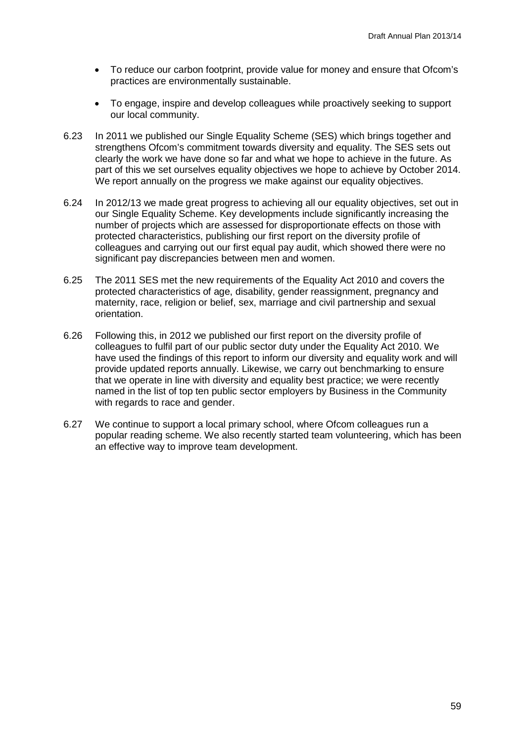- To reduce our carbon footprint, provide value for money and ensure that Ofcom's practices are environmentally sustainable.

- To engage, inspire and develop colleagues while proactively seeking to support our local community.

6.23 In 2011 we published our Single Equality Scheme (SES) which brings together and strengthens Ofcom's commitment towards diversity and equality. The SES sets out clearly the work we have done so far and what we hope to achieve in the future. As part of this we set ourselves equality objectives we hope to achieve by October 2014. We report annually on the progress we make against our equality objectives.

6.24 In 2012/13 we made great progress to achieving all our equality objectives, set out in our Single Equality Scheme. Key developments include significantly increasing the number of projects which are assessed for disproportionate effects on those with protected characteristics, publishing our first report on the diversity profile of colleagues and carrying out our first equal pay audit, which showed there were no significant pay discrepancies between men and women.

6.25 The 2011 SES met the new requirements of the Equality Act 2010 and covers the protected characteristics of age, disability, gender reassignment, pregnancy and maternity, race, religion or belief, sex, marriage and civil partnership and sexual orientation.

6.26 Following this, in 2012 we published our first report on the diversity profile of colleagues to fulfil part of our public sector duty under the Equality Act 2010. We have used the findings of this report to inform our diversity and equality work and will provide updated reports annually. Likewise, we carry out benchmarking to ensure that we operate in line with diversity and equality best practice; we were recently named in the list of top ten public sector employers by Business in the Community with regards to race and gender.

6.27 We continue to support a local primary school, where Ofcom colleagues run a popular reading scheme. We also recently started team volunteering, which has been an effective way to improve team development.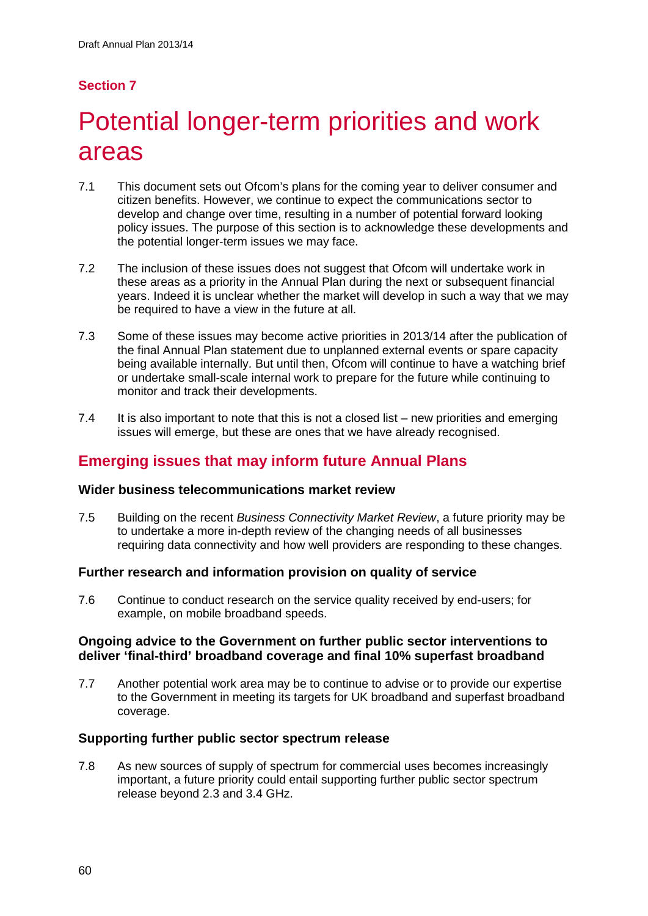## Section 7

# Potential longer-term priorities and work areas

7.1 This document sets out Ofcom's plans for the coming year to deliver consumer and citizen benefits. However, we continue to expect the communications sector to develop and change over time, resulting in a number of potential forward looking policy issues. The purpose of this section is to acknowledge these developments and the potential longer-term issues we may face.

7.2 The inclusion of these issues does not suggest that Ofcom will undertake work in these areas as a priority in the Annual Plan during the next or subsequent financial years. Indeed it is unclear whether the market will develop in such a way that we may be required to have a view in the future at all.

7.3 Some of these issues may become active priorities in 2013/14 after the publication of the final Annual Plan statement due to unplanned external events or spare capacity being available internally. But until then, Ofcom will continue to have a watching brief or undertake small-scale internal work to prepare for the future while continuing to monitor and track their developments.

7.4 It is also important to note that this is not a closed list – new priorities and emerging issues will emerge, but these are ones that we have already recognised.

## Emerging issues that may inform future Annual Plans

### Wider business telecommunications market review

7.5 Building on the recent *Business Connectivity Market Review*, a future priority may be to undertake a more in-depth review of the changing needs of all businesses requiring data connectivity and how well providers are responding to these changes.

### Further research and information provision on quality of service

7.6 Continue to conduct research on the service quality received by end-users; for example, on mobile broadband speeds.

### Ongoing advice to the Government on further public sector interventions to deliver 'final-third' broadband coverage and final 10% superfast broadband

7.7 Another potential work area may be to continue to advise or to provide our expertise to the Government in meeting its targets for UK broadband and superfast broadband coverage.

### Supporting further public sector spectrum release

7.8 As new sources of supply of spectrum for commercial uses becomes increasingly important, a future priority could entail supporting further public sector spectrum release beyond 2.3 and 3.4 GHz.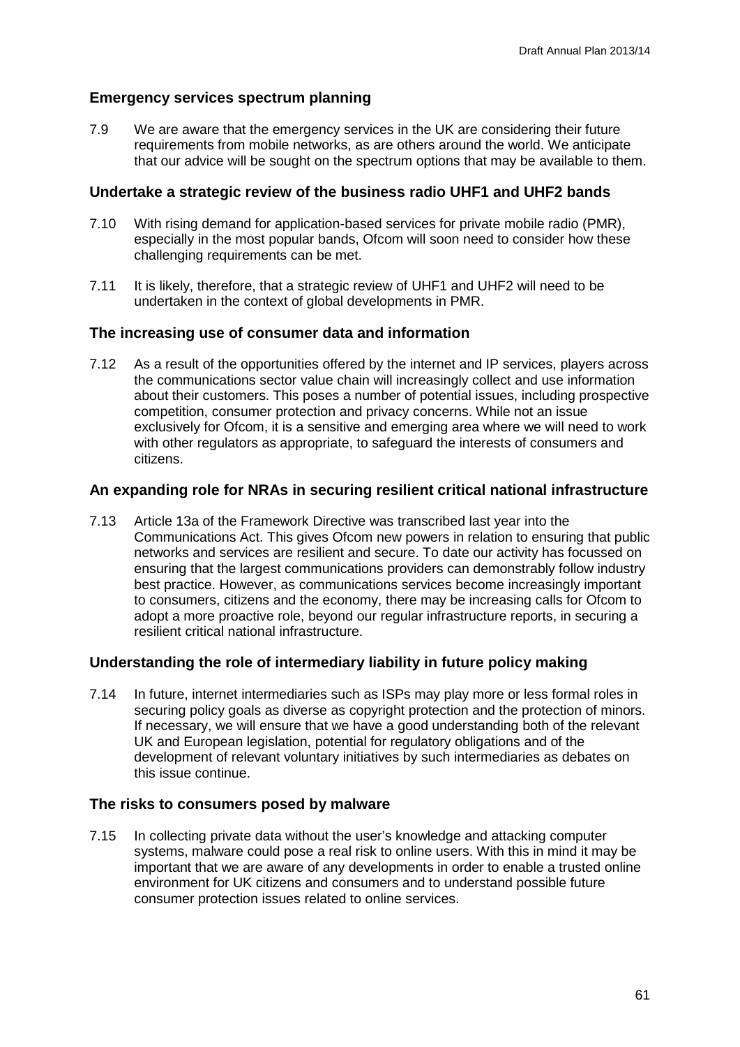### Emergency services spectrum planning

7.9 We are aware that the emergency services in the UK are considering their future requirements from mobile networks, as are others around the world. We anticipate that our advice will be sought on the spectrum options that may be available to them.

### Undertake a strategic review of the business radio UHF1 and UHF2 bands

7.10 With rising demand for application-based services for private mobile radio (PMR), especially in the most popular bands, Ofcom will soon need to consider how these challenging requirements can be met.

7.11 It is likely, therefore, that a strategic review of UHF1 and UHF2 will need to be undertaken in the context of global developments in PMR.

### The increasing use of consumer data and information

7.12 As a result of the opportunities offered by the internet and IP services, players across the communications sector value chain will increasingly collect and use information about their customers. This poses a number of potential issues, including prospective competition, consumer protection and privacy concerns. While not an issue exclusively for Ofcom, it is a sensitive and emerging area where we will need to work with other regulators as appropriate, to safeguard the interests of consumers and citizens.

### An expanding role for NRAs in securing resilient critical national infrastructure

7.13 Article 13a of the Framework Directive was transcribed last year into the Communications Act. This gives Ofcom new powers in relation to ensuring that public networks and services are resilient and secure. To date our activity has focussed on ensuring that the largest communications providers can demonstrably follow industry best practice. However, as communications services become increasingly important to consumers, citizens and the economy, there may be increasing calls for Ofcom to adopt a more proactive role, beyond our regular infrastructure reports, in securing a resilient critical national infrastructure.

### Understanding the role of intermediary liability in future policy making

7.14 In future, internet intermediaries such as ISPs may play more or less formal roles in securing policy goals as diverse as copyright protection and the protection of minors. If necessary, we will ensure that we have a good understanding both of the relevant UK and European legislation, potential for regulatory obligations and of the development of relevant voluntary initiatives by such intermediaries as debates on this issue continue.

### The risks to consumers posed by malware

7.15 In collecting private data without the user's knowledge and attacking computer systems, malware could pose a real risk to online users. With this in mind it may be important that we are aware of any developments in order to enable a trusted online environment for UK citizens and consumers and to understand possible future consumer protection issues related to online services.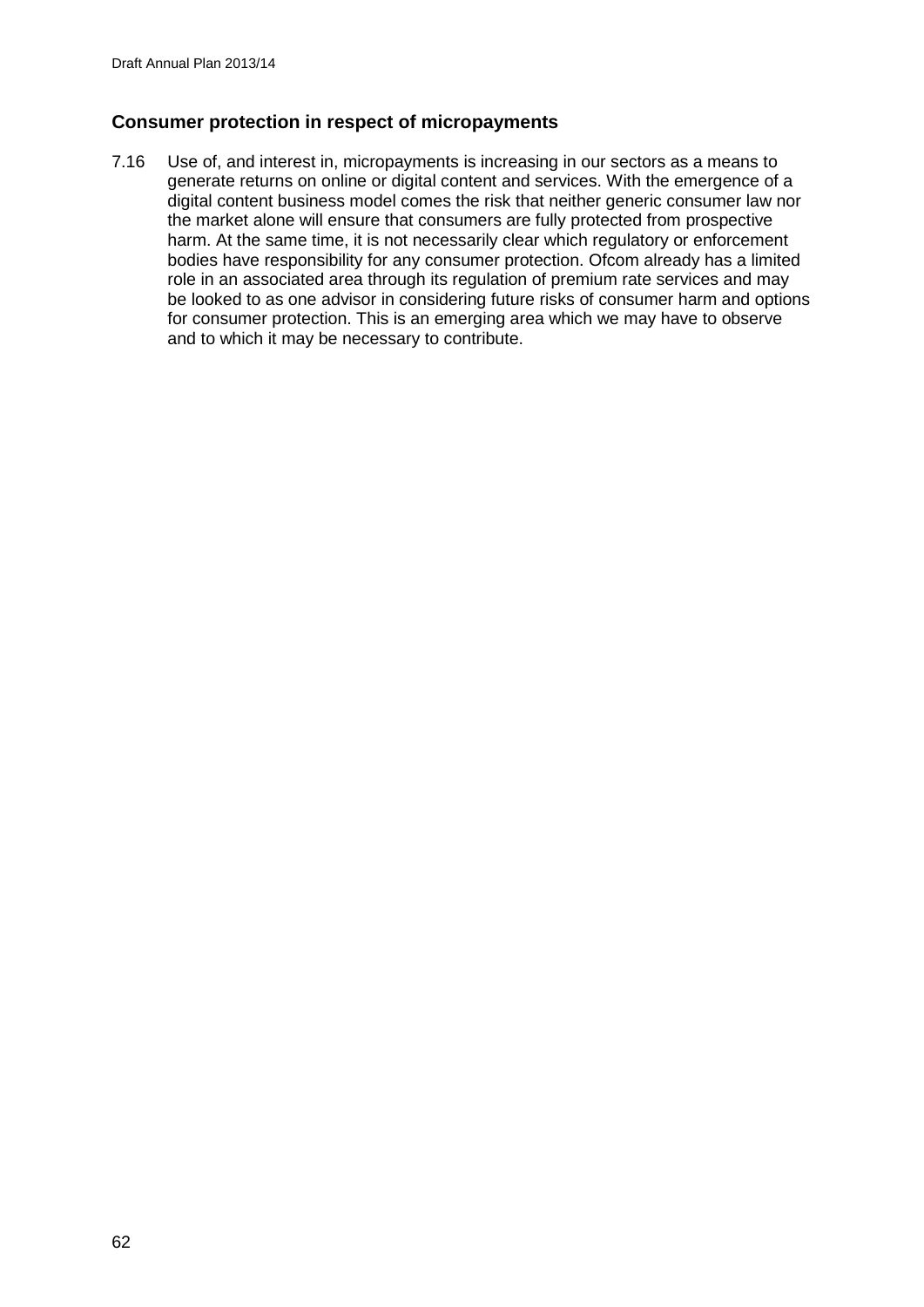## Consumer protection in respect of micropayments

7.16 Use of, and interest in, micropayments is increasing in our sectors as a means to generate returns on online or digital content and services. With the emergence of a digital content business model comes the risk that neither generic consumer law nor the market alone will ensure that consumers are fully protected from prospective harm. At the same time, it is not necessarily clear which regulatory or enforcement bodies have responsibility for any consumer protection. Ofcom already has a limited role in an associated area through its regulation of premium rate services and may be looked to as one advisor in considering future risks of consumer harm and options for consumer protection. This is an emerging area which we may have to observe and to which it may be necessary to contribute.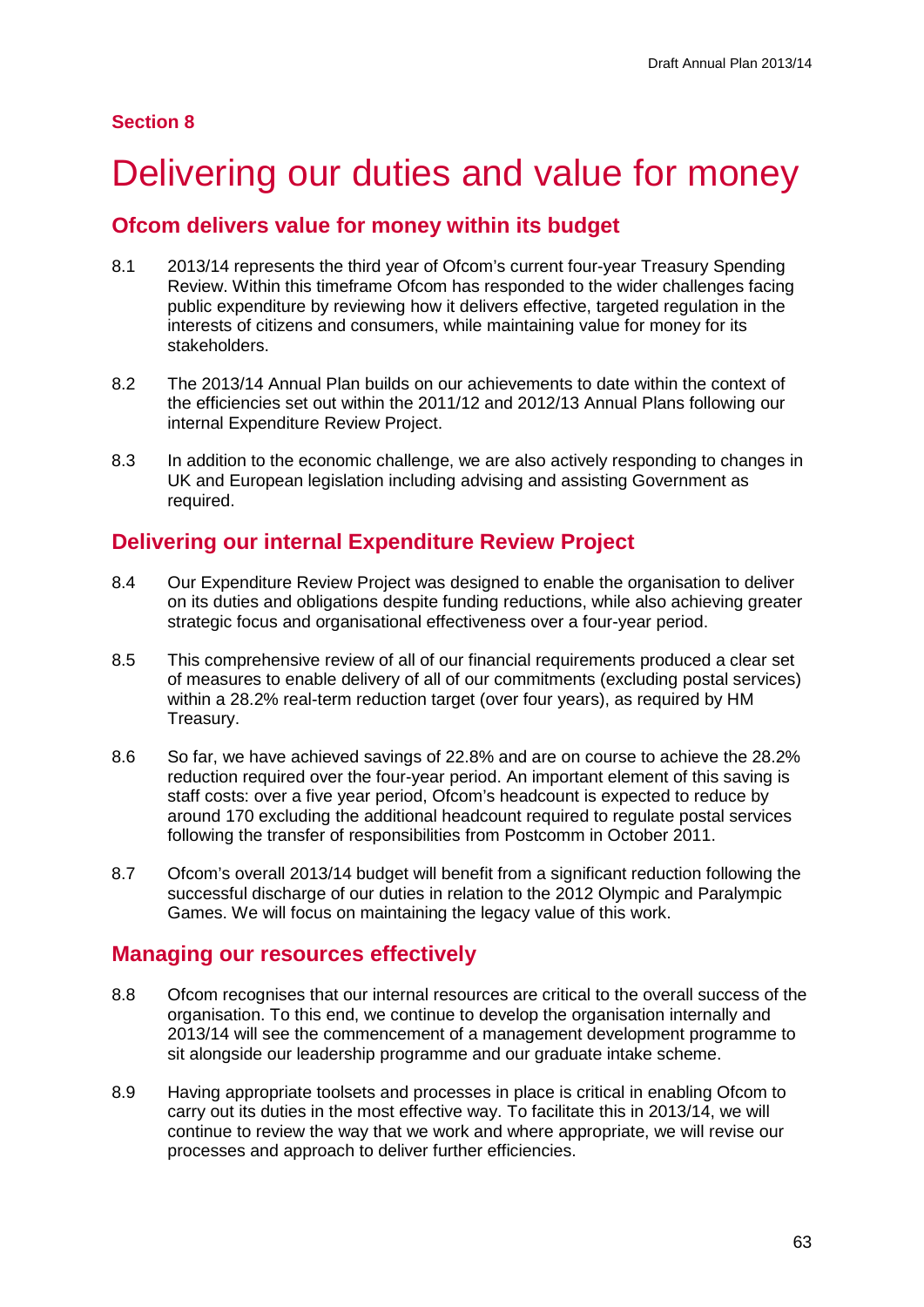## Section 8

# Delivering our duties and value for money

## Ofcom delivers value for money within its budget

8.1 2013/14 represents the third year of Ofcom's current four-year Treasury Spending Review. Within this timeframe Ofcom has responded to the wider challenges facing public expenditure by reviewing how it delivers effective, targeted regulation in the interests of citizens and consumers, while maintaining value for money for its stakeholders.

8.2 The 2013/14 Annual Plan builds on our achievements to date within the context of the efficiencies set out within the 2011/12 and 2012/13 Annual Plans following our internal Expenditure Review Project.

8.3 In addition to the economic challenge, we are also actively responding to changes in UK and European legislation including advising and assisting Government as required.

## Delivering our internal Expenditure Review Project

8.4 Our Expenditure Review Project was designed to enable the organisation to deliver on its duties and obligations despite funding reductions, while also achieving greater strategic focus and organisational effectiveness over a four-year period.

8.5 This comprehensive review of all of our financial requirements produced a clear set of measures to enable delivery of all of our commitments (excluding postal services) within a 28.2% real-term reduction target (over four years), as required by HM Treasury.

8.6 So far, we have achieved savings of 22.8% and are on course to achieve the 28.2% reduction required over the four-year period. An important element of this saving is staff costs: over a five year period, Ofcom's headcount is expected to reduce by around 170 excluding the additional headcount required to regulate postal services following the transfer of responsibilities from Postcomm in October 2011.

8.7 Ofcom's overall 2013/14 budget will benefit from a significant reduction following the successful discharge of our duties in relation to the 2012 Olympic and Paralympic Games. We will focus on maintaining the legacy value of this work.

## Managing our resources effectively

8.8 Ofcom recognises that our internal resources are critical to the overall success of the organisation. To this end, we continue to develop the organisation internally and 2013/14 will see the commencement of a management development programme to sit alongside our leadership programme and our graduate intake scheme.

8.9 Having appropriate toolsets and processes in place is critical in enabling Ofcom to carry out its duties in the most effective way. To facilitate this in 2013/14, we will continue to review the way that we work and where appropriate, we will revise our processes and approach to deliver further efficiencies.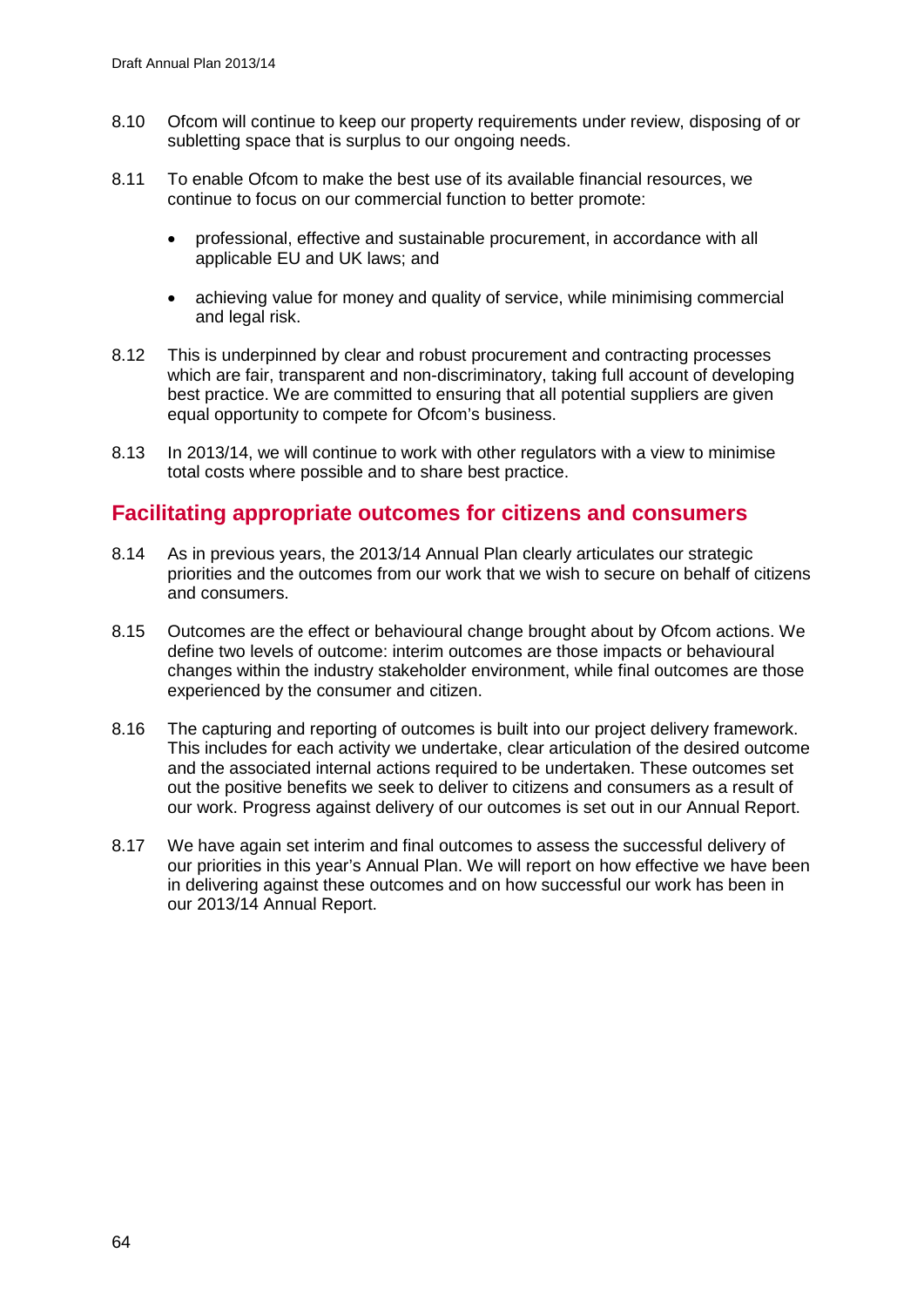8.10 Ofcom will continue to keep our property requirements under review, disposing of or subletting space that is surplus to our ongoing needs.

8.11 To enable Ofcom to make the best use of its available financial resources, we continue to focus on our commercial function to better promote:

- professional, effective and sustainable procurement, in accordance with all applicable EU and UK laws; and
- achieving value for money and quality of service, while minimising commercial and legal risk.

8.12 This is underpinned by clear and robust procurement and contracting processes which are fair, transparent and non-discriminatory, taking full account of developing best practice. We are committed to ensuring that all potential suppliers are given equal opportunity to compete for Ofcom's business.

8.13 In 2013/14, we will continue to work with other regulators with a view to minimise total costs where possible and to share best practice.

## Facilitating appropriate outcomes for citizens and consumers

8.14 As in previous years, the 2013/14 Annual Plan clearly articulates our strategic priorities and the outcomes from our work that we wish to secure on behalf of citizens and consumers.

8.15 Outcomes are the effect or behavioural change brought about by Ofcom actions. We define two levels of outcome: interim outcomes are those impacts or behavioural changes within the industry stakeholder environment, while final outcomes are those experienced by the consumer and citizen.

8.16 The capturing and reporting of outcomes is built into our project delivery framework. This includes for each activity we undertake, clear articulation of the desired outcome and the associated internal actions required to be undertaken. These outcomes set out the positive benefits we seek to deliver to citizens and consumers as a result of our work. Progress against delivery of our outcomes is set out in our Annual Report.

8.17 We have again set interim and final outcomes to assess the successful delivery of our priorities in this year's Annual Plan. We will report on how effective we have been in delivering against these outcomes and on how successful our work has been in our 2013/14 Annual Report.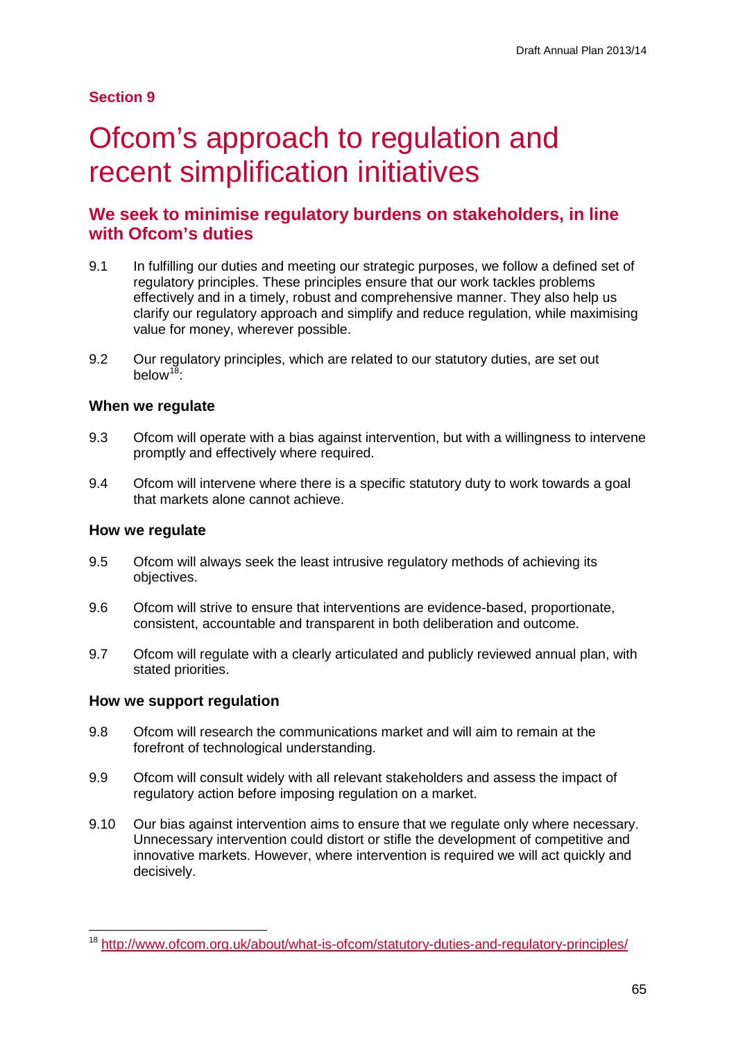Section 9

# Ofcom's approach to regulation and recent simplification initiatives

## We seek to minimise regulatory burdens on stakeholders, in line with Ofcom's duties

9.1 In fulfilling our duties and meeting our strategic purposes, we follow a defined set of regulatory principles. These principles ensure that our work tackles problems effectively and in a timely, robust and comprehensive manner. They also help us clarify our regulatory approach and simplify and reduce regulation, while maximising value for money, wherever possible.

9.2 Our regulatory principles, which are related to our statutory duties, are set out below[18]:

### When we regulate

9.3 Ofcom will operate with a bias against intervention, but with a willingness to intervene promptly and effectively where required.

9.4 Ofcom will intervene where there is a specific statutory duty to work towards a goal that markets alone cannot achieve.

### How we regulate

9.5 Ofcom will always seek the least intrusive regulatory methods of achieving its objectives.

9.6 Ofcom will strive to ensure that interventions are evidence-based, proportionate, consistent, accountable and transparent in both deliberation and outcome.

9.7 Ofcom will regulate with a clearly articulated and publicly reviewed annual plan, with stated priorities.

### How we support regulation

9.8 Ofcom will research the communications market and will aim to remain at the forefront of technological understanding.

9.9 Ofcom will consult widely with all relevant stakeholders and assess the impact of regulatory action before imposing regulation on a market.

9.10 Our bias against intervention aims to ensure that we regulate only where necessary. Unnecessary intervention could distort or stifle the development of competitive and innovative markets. However, where intervention is required we will act quickly and decisively.

---

[18] http://www.ofcom.org.uk/about/what-is-ofcom/statutory-duties-and-regulatory-principles/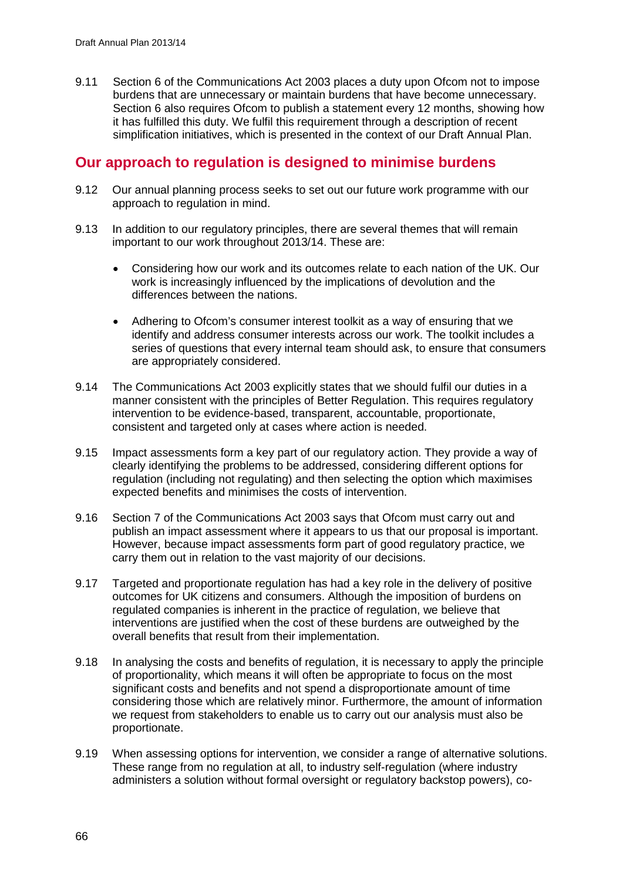9.11 Section 6 of the Communications Act 2003 places a duty upon Ofcom not to impose burdens that are unnecessary or maintain burdens that have become unnecessary. Section 6 also requires Ofcom to publish a statement every 12 months, showing how it has fulfilled this duty. We fulfil this requirement through a description of recent simplification initiatives, which is presented in the context of our Draft Annual Plan.

## Our approach to regulation is designed to minimise burdens

9.12 Our annual planning process seeks to set out our future work programme with our approach to regulation in mind.

9.13 In addition to our regulatory principles, there are several themes that will remain important to our work throughout 2013/14. These are:

- Considering how our work and its outcomes relate to each nation of the UK. Our work is increasingly influenced by the implications of devolution and the differences between the nations.
- Adhering to Ofcom's consumer interest toolkit as a way of ensuring that we identify and address consumer interests across our work. The toolkit includes a series of questions that every internal team should ask, to ensure that consumers are appropriately considered.

9.14 The Communications Act 2003 explicitly states that we should fulfil our duties in a manner consistent with the principles of Better Regulation. This requires regulatory intervention to be evidence-based, transparent, accountable, proportionate, consistent and targeted only at cases where action is needed.

9.15 Impact assessments form a key part of our regulatory action. They provide a way of clearly identifying the problems to be addressed, considering different options for regulation (including not regulating) and then selecting the option which maximises expected benefits and minimises the costs of intervention.

9.16 Section 7 of the Communications Act 2003 says that Ofcom must carry out and publish an impact assessment where it appears to us that our proposal is important. However, because impact assessments form part of good regulatory practice, we carry them out in relation to the vast majority of our decisions.

9.17 Targeted and proportionate regulation has had a key role in the delivery of positive outcomes for UK citizens and consumers. Although the imposition of burdens on regulated companies is inherent in the practice of regulation, we believe that interventions are justified when the cost of these burdens are outweighed by the overall benefits that result from their implementation.

9.18 In analysing the costs and benefits of regulation, it is necessary to apply the principle of proportionality, which means it will often be appropriate to focus on the most significant costs and benefits and not spend a disproportionate amount of time considering those which are relatively minor. Furthermore, the amount of information we request from stakeholders to enable us to carry out our analysis must also be proportionate.

9.19 When assessing options for intervention, we consider a range of alternative solutions. These range from no regulation at all, to industry self-regulation (where industry administers a solution without formal oversight or regulatory backstop powers), co-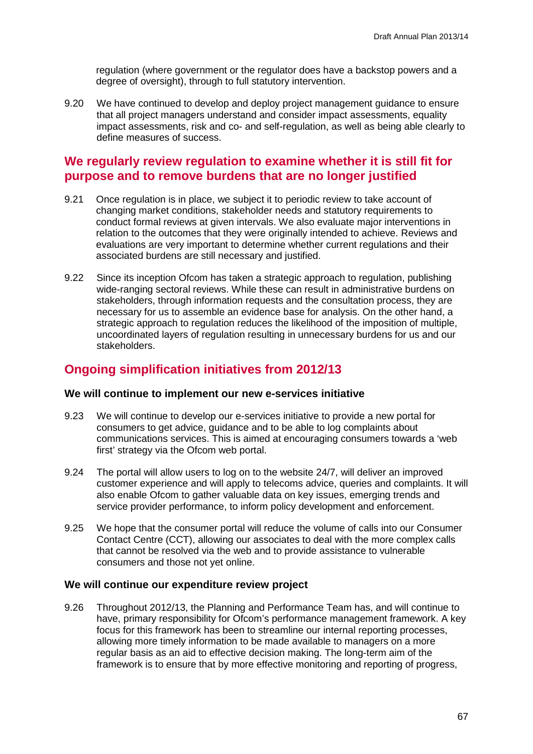regulation (where government or the regulator does have a backstop powers and a degree of oversight), through to full statutory intervention.

9.20 We have continued to develop and deploy project management guidance to ensure that all project managers understand and consider impact assessments, equality impact assessments, risk and co- and self-regulation, as well as being able clearly to define measures of success.

## We regularly review regulation to examine whether it is still fit for purpose and to remove burdens that are no longer justified

9.21 Once regulation is in place, we subject it to periodic review to take account of changing market conditions, stakeholder needs and statutory requirements to conduct formal reviews at given intervals. We also evaluate major interventions in relation to the outcomes that they were originally intended to achieve. Reviews and evaluations are very important to determine whether current regulations and their associated burdens are still necessary and justified.

9.22 Since its inception Ofcom has taken a strategic approach to regulation, publishing wide-ranging sectoral reviews. While these can result in administrative burdens on stakeholders, through information requests and the consultation process, they are necessary for us to assemble an evidence base for analysis. On the other hand, a strategic approach to regulation reduces the likelihood of the imposition of multiple, uncoordinated layers of regulation resulting in unnecessary burdens for us and our stakeholders.

## Ongoing simplification initiatives from 2012/13

### We will continue to implement our new e-services initiative

9.23 We will continue to develop our e-services initiative to provide a new portal for consumers to get advice, guidance and to be able to log complaints about communications services. This is aimed at encouraging consumers towards a 'web first' strategy via the Ofcom web portal.

9.24 The portal will allow users to log on to the website 24/7, will deliver an improved customer experience and will apply to telecoms advice, queries and complaints. It will also enable Ofcom to gather valuable data on key issues, emerging trends and service provider performance, to inform policy development and enforcement.

9.25 We hope that the consumer portal will reduce the volume of calls into our Consumer Contact Centre (CCT), allowing our associates to deal with the more complex calls that cannot be resolved via the web and to provide assistance to vulnerable consumers and those not yet online.

### We will continue our expenditure review project

9.26 Throughout 2012/13, the Planning and Performance Team has, and will continue to have, primary responsibility for Ofcom's performance management framework. A key focus for this framework has been to streamline our internal reporting processes, allowing more timely information to be made available to managers on a more regular basis as an aid to effective decision making. The long-term aim of the framework is to ensure that by more effective monitoring and reporting of progress,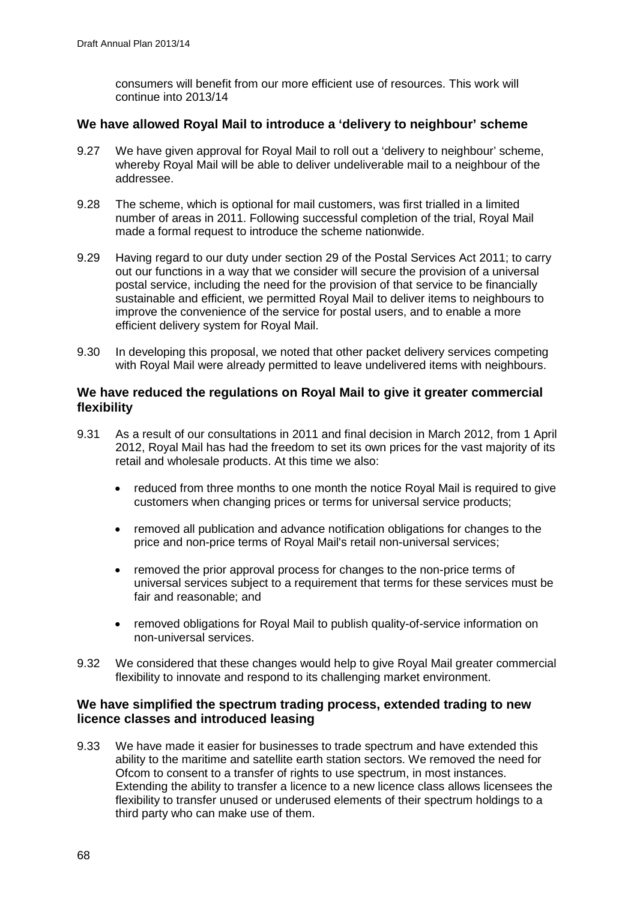consumers will benefit from our more efficient use of resources. This work will continue into 2013/14

### We have allowed Royal Mail to introduce a 'delivery to neighbour' scheme

9.27 We have given approval for Royal Mail to roll out a 'delivery to neighbour' scheme, whereby Royal Mail will be able to deliver undeliverable mail to a neighbour of the addressee.

9.28 The scheme, which is optional for mail customers, was first trialled in a limited number of areas in 2011. Following successful completion of the trial, Royal Mail made a formal request to introduce the scheme nationwide.

9.29 Having regard to our duty under section 29 of the Postal Services Act 2011; to carry out our functions in a way that we consider will secure the provision of a universal postal service, including the need for the provision of that service to be financially sustainable and efficient, we permitted Royal Mail to deliver items to neighbours to improve the convenience of the service for postal users, and to enable a more efficient delivery system for Royal Mail.

9.30 In developing this proposal, we noted that other packet delivery services competing with Royal Mail were already permitted to leave undelivered items with neighbours.

### We have reduced the regulations on Royal Mail to give it greater commercial flexibility

9.31 As a result of our consultations in 2011 and final decision in March 2012, from 1 April 2012, Royal Mail has had the freedom to set its own prices for the vast majority of its retail and wholesale products. At this time we also:

- reduced from three months to one month the notice Royal Mail is required to give customers when changing prices or terms for universal service products;
- removed all publication and advance notification obligations for changes to the price and non-price terms of Royal Mail's retail non-universal services;
- removed the prior approval process for changes to the non-price terms of universal services subject to a requirement that terms for these services must be fair and reasonable; and
- removed obligations for Royal Mail to publish quality-of-service information on non-universal services.

9.32 We considered that these changes would help to give Royal Mail greater commercial flexibility to innovate and respond to its challenging market environment.

### We have simplified the spectrum trading process, extended trading to new licence classes and introduced leasing

9.33 We have made it easier for businesses to trade spectrum and have extended this ability to the maritime and satellite earth station sectors. We removed the need for Ofcom to consent to a transfer of rights to use spectrum, in most instances. Extending the ability to transfer a licence to a new licence class allows licensees the flexibility to transfer unused or underused elements of their spectrum holdings to a third party who can make use of them.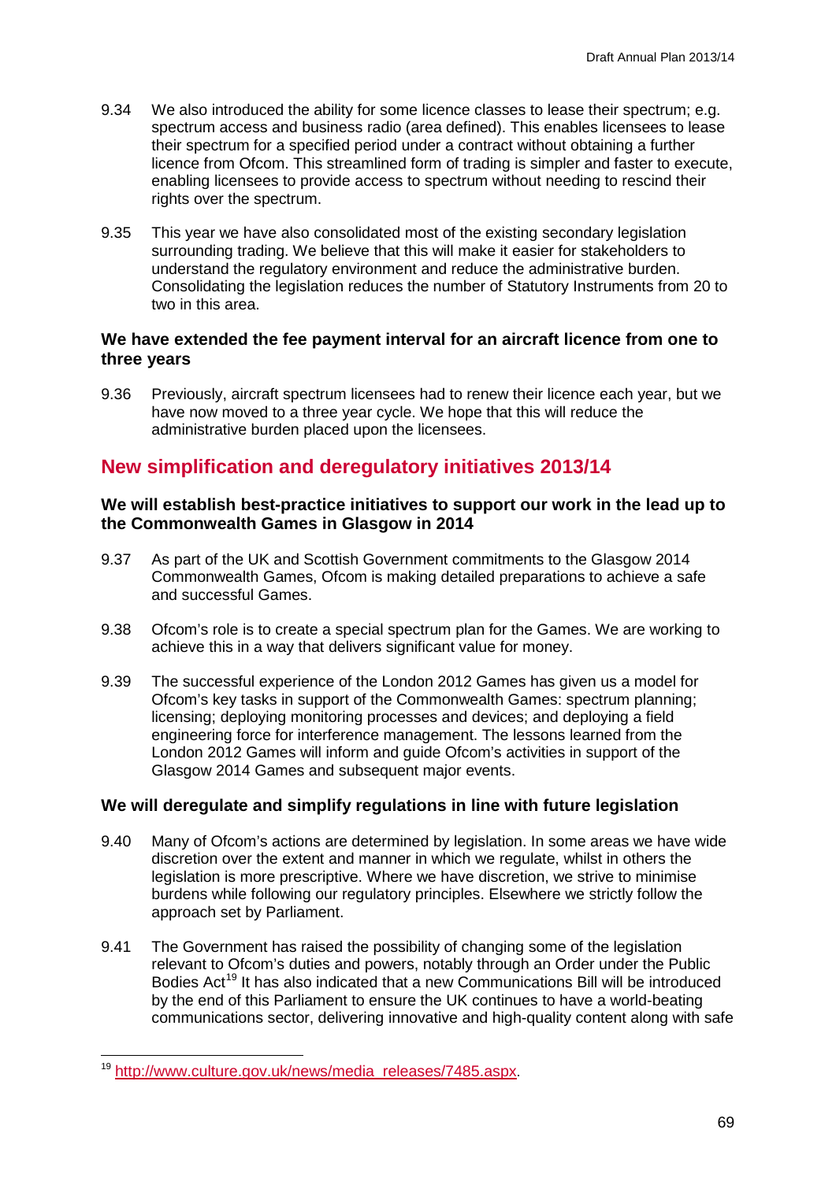9.34 We also introduced the ability for some licence classes to lease their spectrum; e.g. spectrum access and business radio (area defined). This enables licensees to lease their spectrum for a specified period under a contract without obtaining a further licence from Ofcom. This streamlined form of trading is simpler and faster to execute, enabling licensees to provide access to spectrum without needing to rescind their rights over the spectrum.

9.35 This year we have also consolidated most of the existing secondary legislation surrounding trading. We believe that this will make it easier for stakeholders to understand the regulatory environment and reduce the administrative burden. Consolidating the legislation reduces the number of Statutory Instruments from 20 to two in this area.

### We have extended the fee payment interval for an aircraft licence from one to three years

9.36 Previously, aircraft spectrum licensees had to renew their licence each year, but we have now moved to a three year cycle. We hope that this will reduce the administrative burden placed upon the licensees.

## New simplification and deregulatory initiatives 2013/14

### We will establish best-practice initiatives to support our work in the lead up to the Commonwealth Games in Glasgow in 2014

9.37 As part of the UK and Scottish Government commitments to the Glasgow 2014 Commonwealth Games, Ofcom is making detailed preparations to achieve a safe and successful Games.

9.38 Ofcom's role is to create a special spectrum plan for the Games. We are working to achieve this in a way that delivers significant value for money.

9.39 The successful experience of the London 2012 Games has given us a model for Ofcom's key tasks in support of the Commonwealth Games: spectrum planning; licensing; deploying monitoring processes and devices; and deploying a field engineering force for interference management. The lessons learned from the London 2012 Games will inform and guide Ofcom's activities in support of the Glasgow 2014 Games and subsequent major events.

### We will deregulate and simplify regulations in line with future legislation

9.40 Many of Ofcom's actions are determined by legislation. In some areas we have wide discretion over the extent and manner in which we regulate, whilst in others the legislation is more prescriptive. Where we have discretion, we strive to minimise burdens while following our regulatory principles. Elsewhere we strictly follow the approach set by Parliament.

9.41 The Government has raised the possibility of changing some of the legislation relevant to Ofcom's duties and powers, notably through an Order under the Public Bodies Act[19] It has also indicated that a new Communications Bill will be introduced by the end of this Parliament to ensure the UK continues to have a world-beating communications sector, delivering innovative and high-quality content along with safe

---

[19] http://www.culture.gov.uk/news/media_releases/7485.aspx.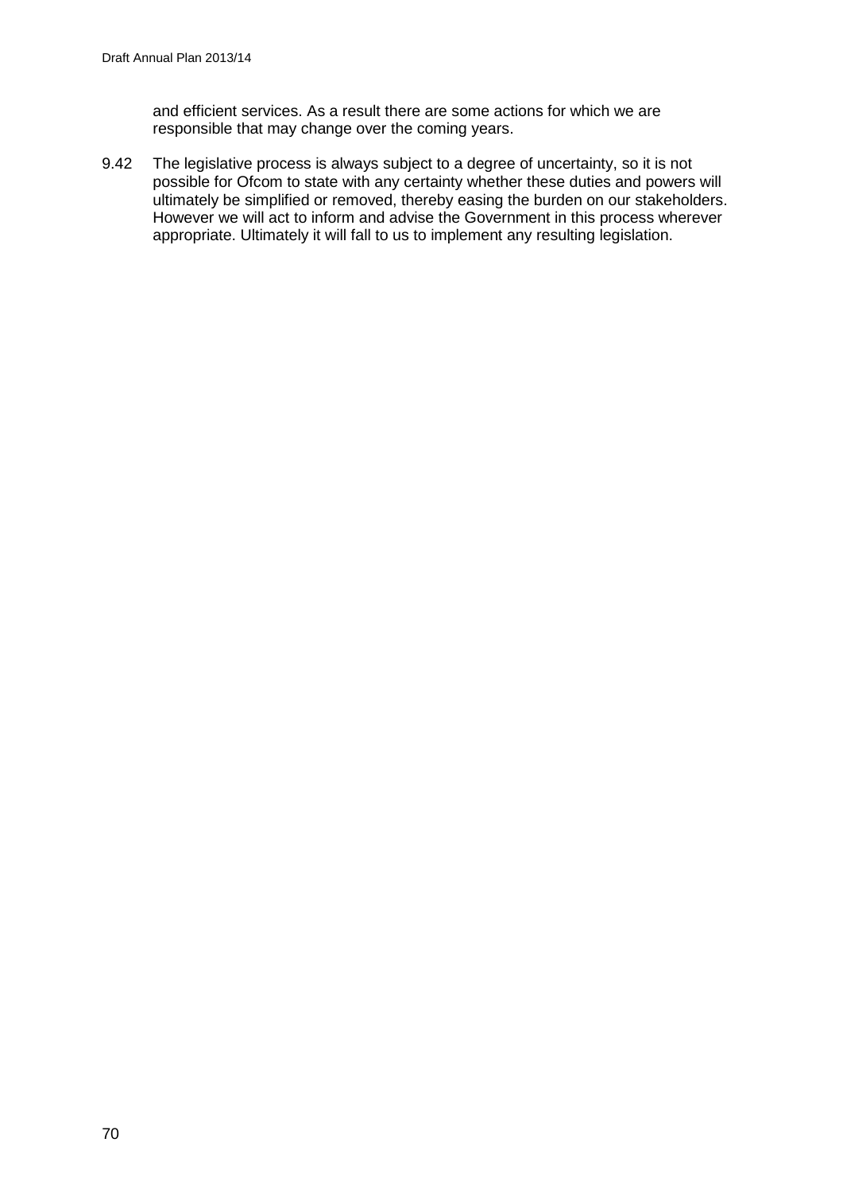and efficient services. As a result there are some actions for which we are responsible that may change over the coming years.

9.42 The legislative process is always subject to a degree of uncertainty, so it is not possible for Ofcom to state with any certainty whether these duties and powers will ultimately be simplified or removed, thereby easing the burden on our stakeholders. However we will act to inform and advise the Government in this process wherever appropriate. Ultimately it will fall to us to implement any resulting legislation.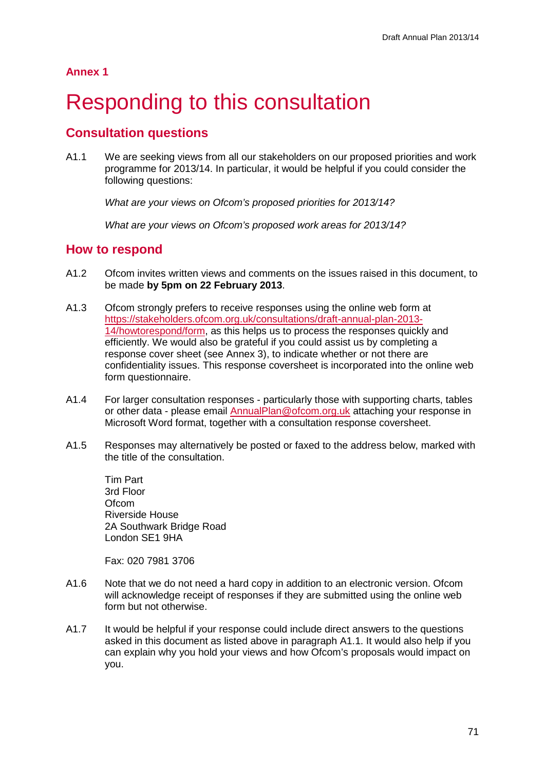**Annex 1**

# Responding to this consultation

## Consultation questions

A1.1 We are seeking views from all our stakeholders on our proposed priorities and work programme for 2013/14. In particular, it would be helpful if you could consider the following questions:

*What are your views on Ofcom's proposed priorities for 2013/14?*

*What are your views on Ofcom's proposed work areas for 2013/14?*

## How to respond

A1.2 Ofcom invites written views and comments on the issues raised in this document, to be made **by 5pm on 22 February 2013**.

A1.3 Ofcom strongly prefers to receive responses using the online web form at [https://stakeholders.ofcom.org.uk/consultations/draft-annual-plan-2013-14/howtorespond/form](https://stakeholders.ofcom.org.uk/consultations/draft-annual-plan-2013-14/howtorespond/form), as this helps us to process the responses quickly and efficiently. We would also be grateful if you could assist us by completing a response cover sheet (see Annex 3), to indicate whether or not there are confidentiality issues. This response coversheet is incorporated into the online web form questionnaire.

A1.4 For larger consultation responses - particularly those with supporting charts, tables or other data - please email [AnnualPlan@ofcom.org.uk](mailto:AnnualPlan@ofcom.org.uk) attaching your response in Microsoft Word format, together with a consultation response coversheet.

A1.5 Responses may alternatively be posted or faxed to the address below, marked with the title of the consultation.

Tim Part
3rd Floor
Ofcom
Riverside House
2A Southwark Bridge Road
London SE1 9HA

Fax: 020 7981 3706

A1.6 Note that we do not need a hard copy in addition to an electronic version. Ofcom will acknowledge receipt of responses if they are submitted using the online web form but not otherwise.

A1.7 It would be helpful if your response could include direct answers to the questions asked in this document as listed above in paragraph A1.1. It would also help if you can explain why you hold your views and how Ofcom's proposals would impact on you.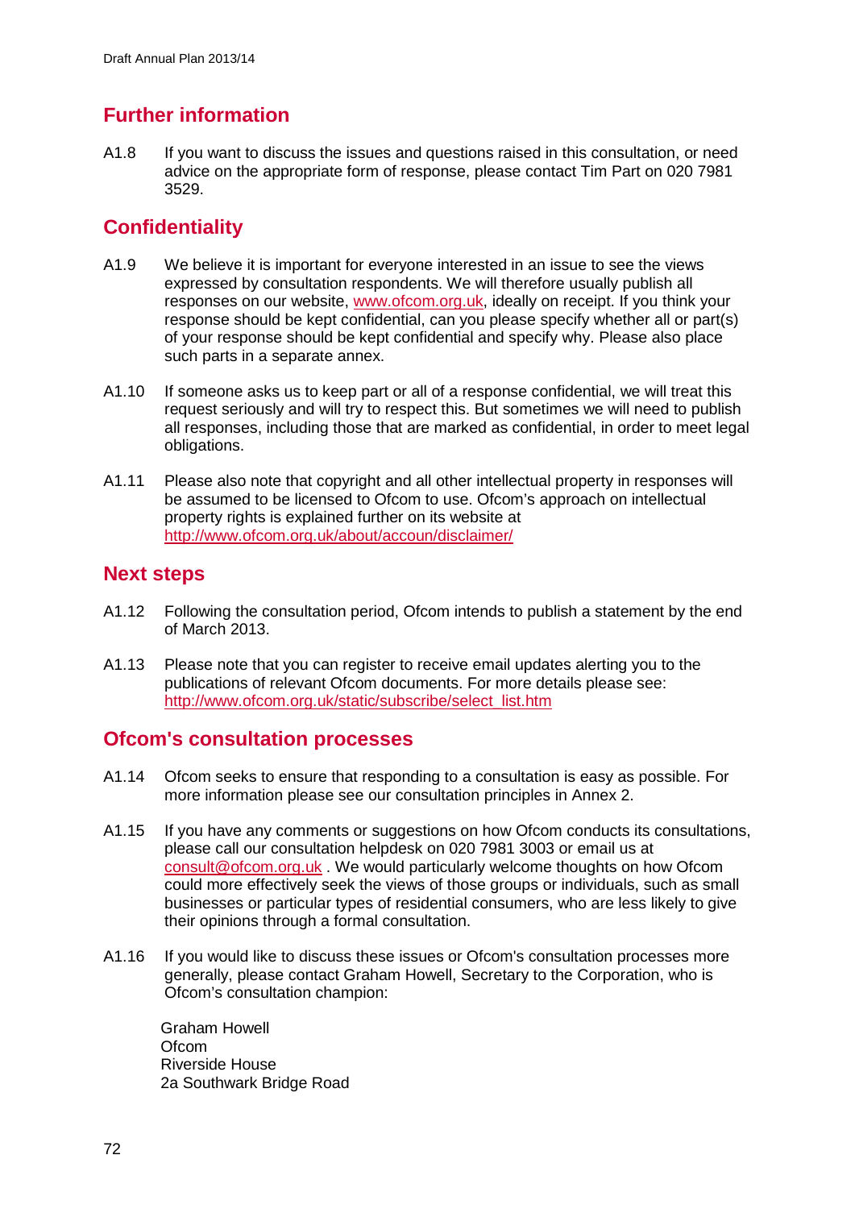## Further information

A1.8 If you want to discuss the issues and questions raised in this consultation, or need advice on the appropriate form of response, please contact Tim Part on 020 7981 3529.

## Confidentiality

A1.9 We believe it is important for everyone interested in an issue to see the views expressed by consultation respondents. We will therefore usually publish all responses on our website, www.ofcom.org.uk, ideally on receipt. If you think your response should be kept confidential, can you please specify whether all or part(s) of your response should be kept confidential and specify why. Please also place such parts in a separate annex.

A1.10 If someone asks us to keep part or all of a response confidential, we will treat this request seriously and will try to respect this. But sometimes we will need to publish all responses, including those that are marked as confidential, in order to meet legal obligations.

A1.11 Please also note that copyright and all other intellectual property in responses will be assumed to be licensed to Ofcom to use. Ofcom's approach on intellectual property rights is explained further on its website at http://www.ofcom.org.uk/about/accoun/disclaimer/

## Next steps

A1.12 Following the consultation period, Ofcom intends to publish a statement by the end of March 2013.

A1.13 Please note that you can register to receive email updates alerting you to the publications of relevant Ofcom documents. For more details please see: http://www.ofcom.org.uk/static/subscribe/select_list.htm

## Ofcom's consultation processes

A1.14 Ofcom seeks to ensure that responding to a consultation is easy as possible. For more information please see our consultation principles in Annex 2.

A1.15 If you have any comments or suggestions on how Ofcom conducts its consultations, please call our consultation helpdesk on 020 7981 3003 or email us at consult@ofcom.org.uk . We would particularly welcome thoughts on how Ofcom could more effectively seek the views of those groups or individuals, such as small businesses or particular types of residential consumers, who are less likely to give their opinions through a formal consultation.

A1.16 If you would like to discuss these issues or Ofcom's consultation processes more generally, please contact Graham Howell, Secretary to the Corporation, who is Ofcom's consultation champion:

Graham Howell
Ofcom
Riverside House
2a Southwark Bridge Road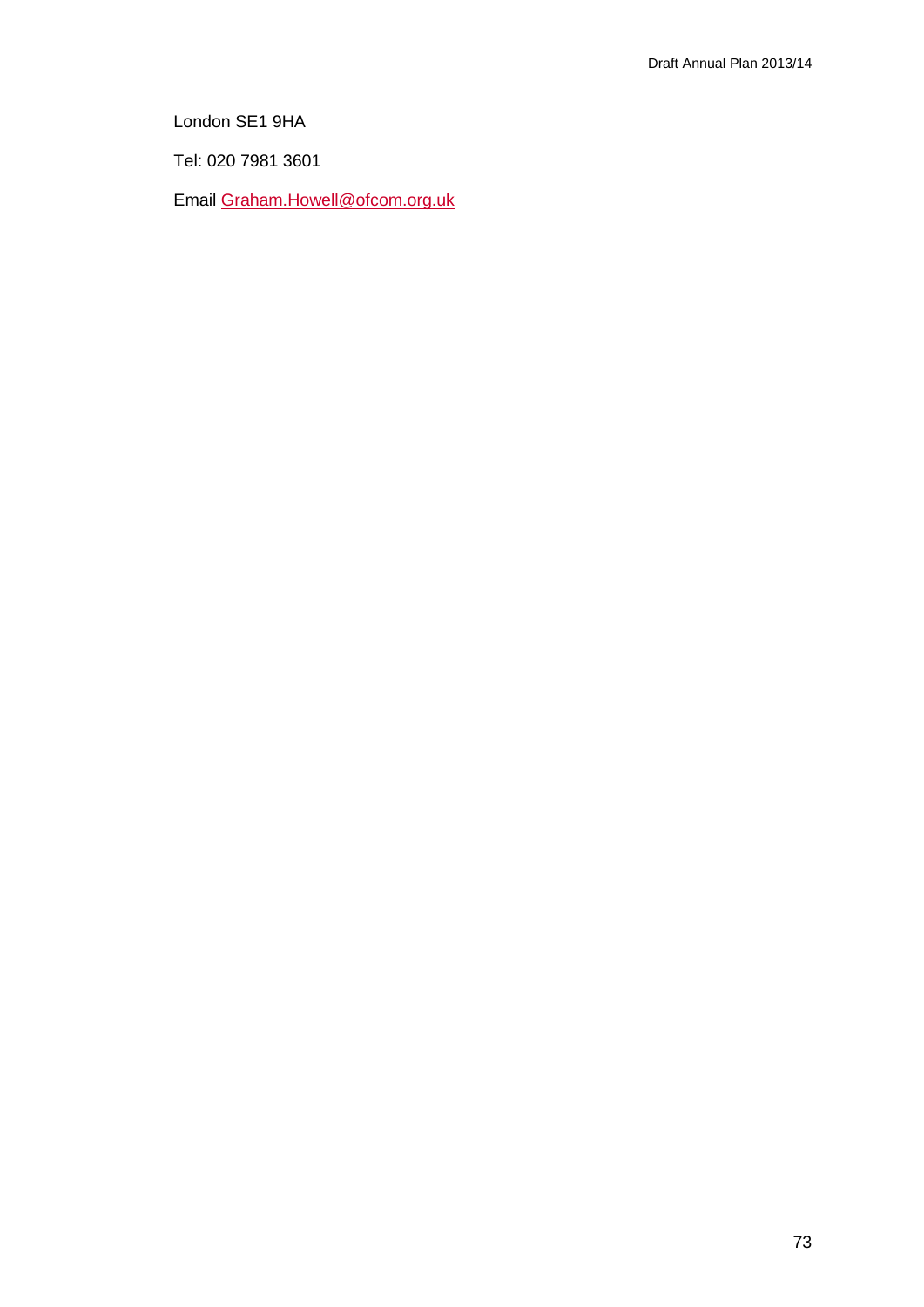London SE1 9HA

Tel: 020 7981 3601

Email Graham.Howell@ofcom.org.uk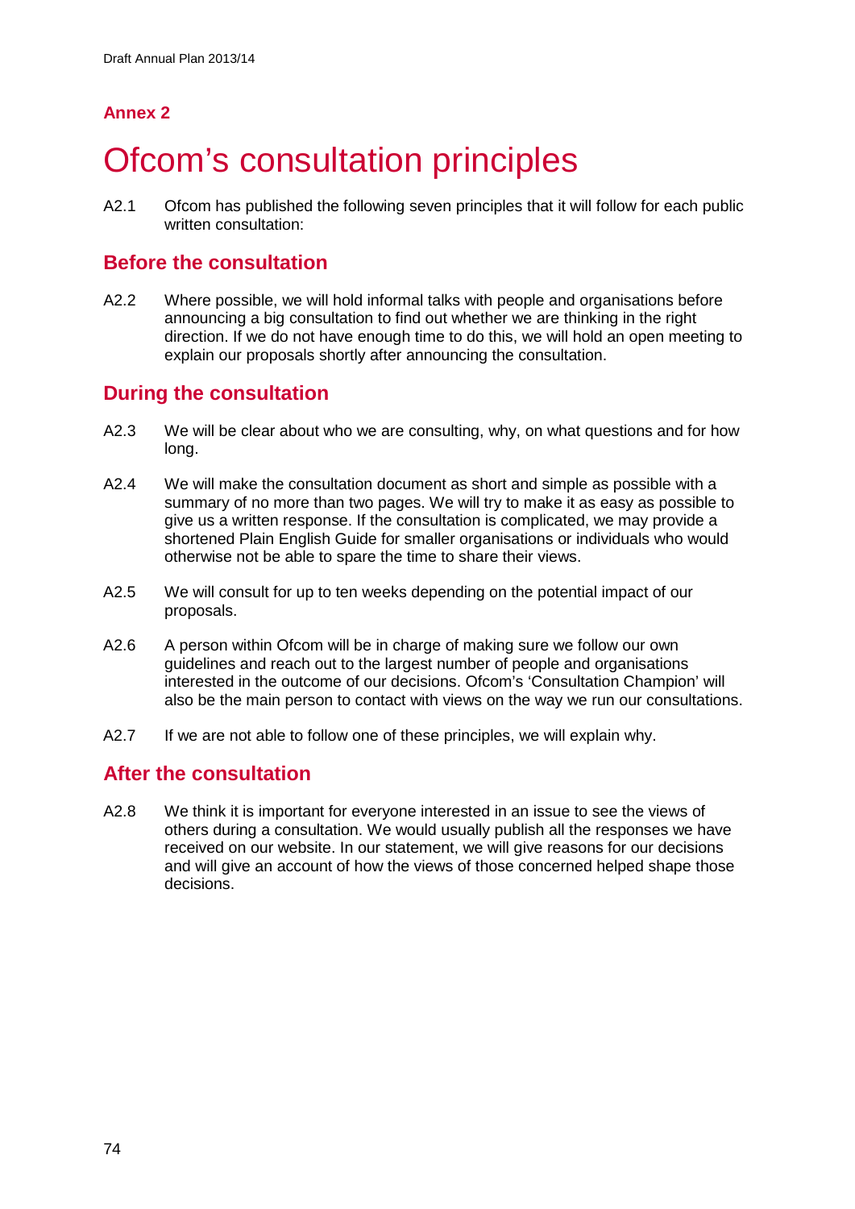**Annex 2**

# Ofcom's consultation principles

A2.1 Ofcom has published the following seven principles that it will follow for each public written consultation:

## Before the consultation

A2.2 Where possible, we will hold informal talks with people and organisations before announcing a big consultation to find out whether we are thinking in the right direction. If we do not have enough time to do this, we will hold an open meeting to explain our proposals shortly after announcing the consultation.

## During the consultation

A2.3 We will be clear about who we are consulting, why, on what questions and for how long.

A2.4 We will make the consultation document as short and simple as possible with a summary of no more than two pages. We will try to make it as easy as possible to give us a written response. If the consultation is complicated, we may provide a shortened Plain English Guide for smaller organisations or individuals who would otherwise not be able to spare the time to share their views.

A2.5 We will consult for up to ten weeks depending on the potential impact of our proposals.

A2.6 A person within Ofcom will be in charge of making sure we follow our own guidelines and reach out to the largest number of people and organisations interested in the outcome of our decisions. Ofcom's 'Consultation Champion' will also be the main person to contact with views on the way we run our consultations.

A2.7 If we are not able to follow one of these principles, we will explain why.

## After the consultation

A2.8 We think it is important for everyone interested in an issue to see the views of others during a consultation. We would usually publish all the responses we have received on our website. In our statement, we will give reasons for our decisions and will give an account of how the views of those concerned helped shape those decisions.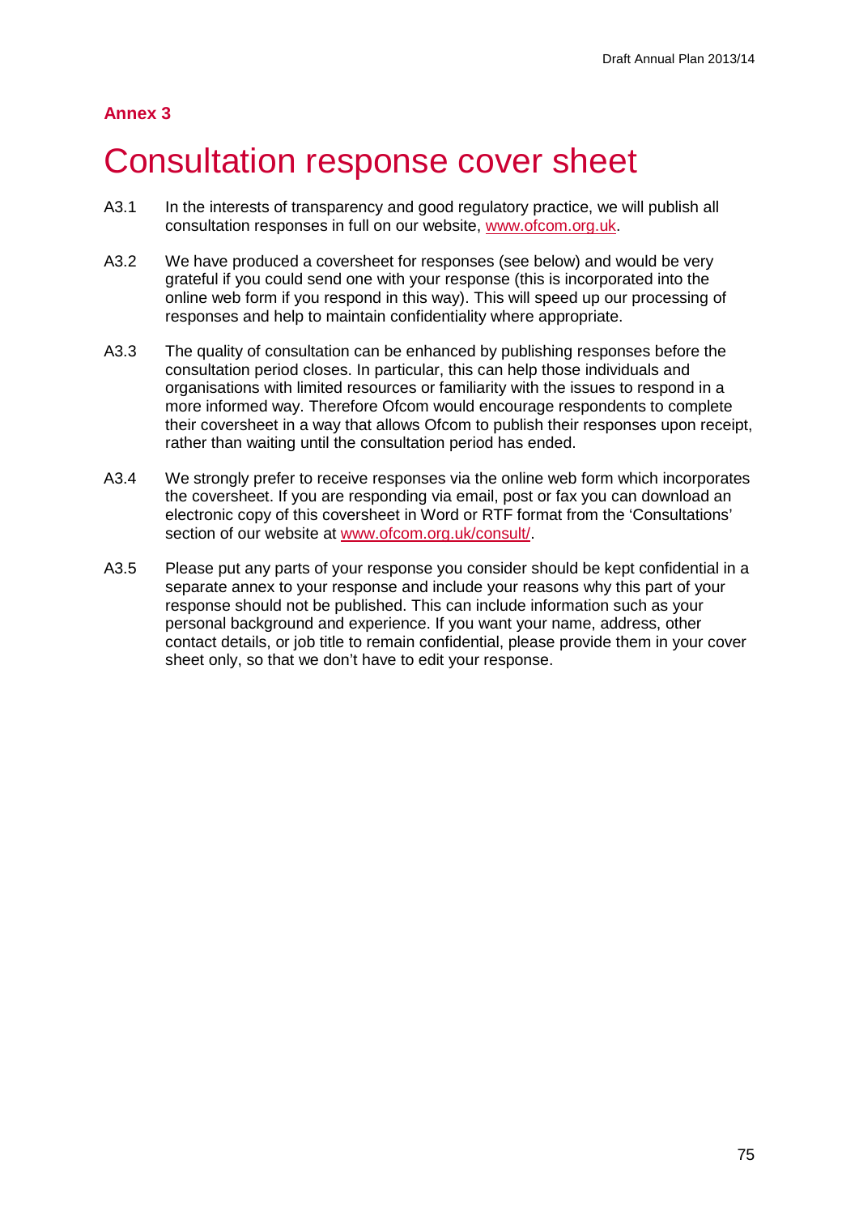## Annex 3

# Consultation response cover sheet

A3.1 In the interests of transparency and good regulatory practice, we will publish all consultation responses in full on our website, www.ofcom.org.uk.

A3.2 We have produced a coversheet for responses (see below) and would be very grateful if you could send one with your response (this is incorporated into the online web form if you respond in this way). This will speed up our processing of responses and help to maintain confidentiality where appropriate.

A3.3 The quality of consultation can be enhanced by publishing responses before the consultation period closes. In particular, this can help those individuals and organisations with limited resources or familiarity with the issues to respond in a more informed way. Therefore Ofcom would encourage respondents to complete their coversheet in a way that allows Ofcom to publish their responses upon receipt, rather than waiting until the consultation period has ended.

A3.4 We strongly prefer to receive responses via the online web form which incorporates the coversheet. If you are responding via email, post or fax you can download an electronic copy of this coversheet in Word or RTF format from the 'Consultations' section of our website at www.ofcom.org.uk/consult/.

A3.5 Please put any parts of your response you consider should be kept confidential in a separate annex to your response and include your reasons why this part of your response should not be published. This can include information such as your personal background and experience. If you want your name, address, other contact details, or job title to remain confidential, please provide them in your cover sheet only, so that we don't have to edit your response.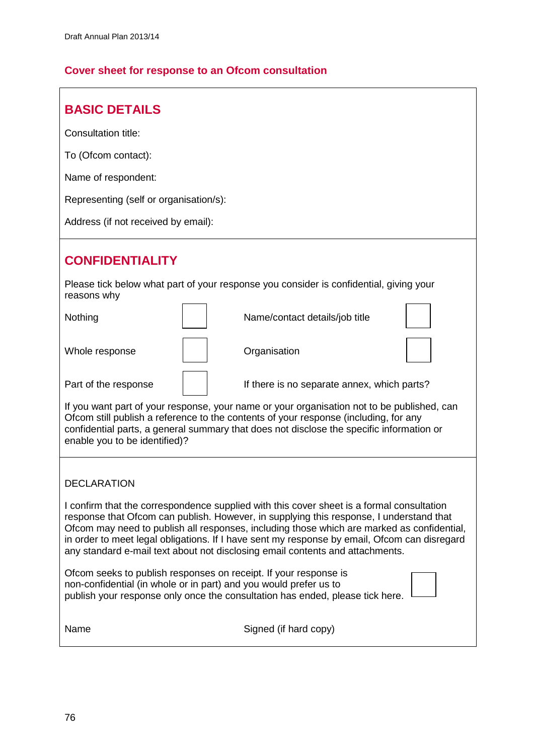## Cover sheet for response to an Ofcom consultation

### BASIC DETAILS

Consultation title:

To (Ofcom contact):

Name of respondent:

Representing (self or organisation/s):

Address (if not received by email):

### CONFIDENTIALITY

Please tick below what part of your response you consider is confidential, giving your reasons why

| | | | |
|---|---|---|---|
| Nothing | ☐ | Name/contact details/job title | ☐ |
| Whole response | ☐ | Organisation | ☐ |
| Part of the response | ☐ | If there is no separate annex, which parts? | |

If you want part of your response, your name or your organisation not to be published, can Ofcom still publish a reference to the contents of your response (including, for any confidential parts, a general summary that does not disclose the specific information or enable you to be identified)?

### DECLARATION

I confirm that the correspondence supplied with this cover sheet is a formal consultation response that Ofcom can publish. However, in supplying this response, I understand that Ofcom may need to publish all responses, including those which are marked as confidential, in order to meet legal obligations. If I have sent my response by email, Ofcom can disregard any standard e-mail text about not disclosing email contents and attachments.

Ofcom seeks to publish responses on receipt. If your response is non-confidential (in whole or in part) and you would prefer us to publish your response only once the consultation has ended, please tick here. ☐

Name

Signed (if hard copy)